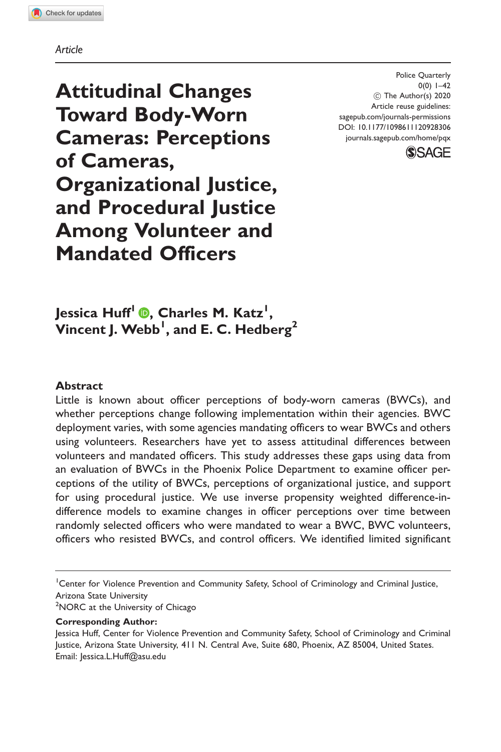Article

# Attitudinal Changes Toward Body-Worn Cameras: Perceptions of Cameras, Organizational Justice, and Procedural Justice Among Volunteer and Mandated Officers

Police Quarterly
0(0) 1–42
© The Author(s) 2020
Article reuse guidelines:
sagepub.com/journals-permissions
DOI: 10.1177/1098611120928306
journals.sagepub.com/home/pqx

**Jessica Huff[1], Charles M. Katz[1], Vincent J. Webb[1], and E. C. Hedberg[2]**

## Abstract

Little is known about officer perceptions of body-worn cameras (BWCs), and whether perceptions change following implementation within their agencies. BWC deployment varies, with some agencies mandating officers to wear BWCs and others using volunteers. Researchers have yet to assess attitudinal differences between volunteers and mandated officers. This study addresses these gaps using data from an evaluation of BWCs in the Phoenix Police Department to examine officer perceptions of the utility of BWCs, perceptions of organizational justice, and support for using procedural justice. We use inverse propensity weighted difference-in-difference models to examine changes in officer perceptions over time between randomly selected officers who were mandated to wear a BWC, BWC volunteers, officers who resisted BWCs, and control officers. We identified limited significant

---

[1]Center for Violence Prevention and Community Safety, School of Criminology and Criminal Justice, Arizona State University
[2]NORC at the University of Chicago

**Corresponding Author:**
Jessica Huff, Center for Violence Prevention and Community Safety, School of Criminology and Criminal Justice, Arizona State University, 411 N. Central Ave, Suite 680, Phoenix, AZ 85004, United States.
Email: Jessica.L.Huff@asu.edu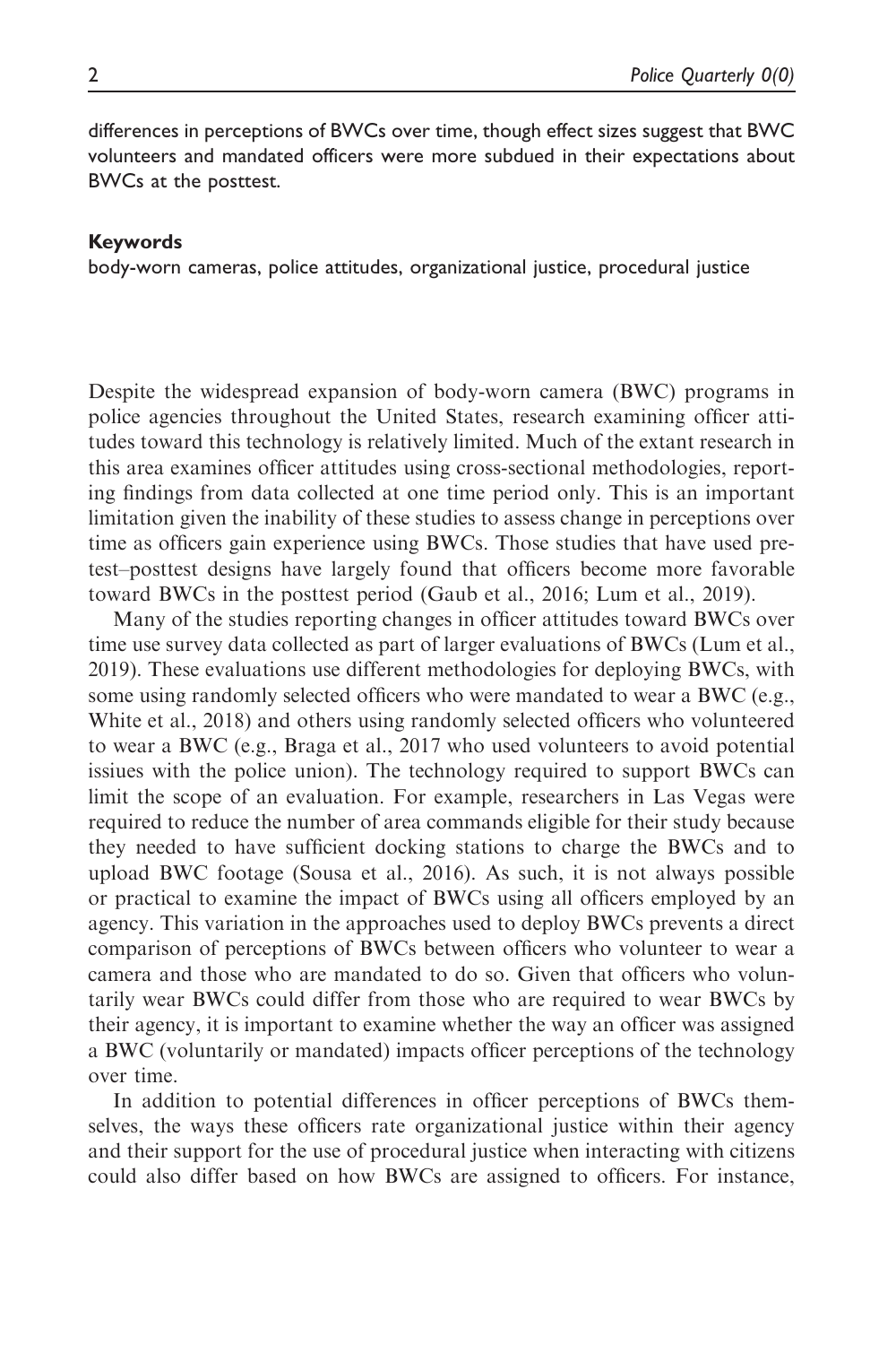differences in perceptions of BWCs over time, though effect sizes suggest that BWC volunteers and mandated officers were more subdued in their expectations about BWCs at the posttest.

### Keywords

body-worn cameras, police attitudes, organizational justice, procedural justice

Despite the widespread expansion of body-worn camera (BWC) programs in police agencies throughout the United States, research examining officer attitudes toward this technology is relatively limited. Much of the extant research in this area examines officer attitudes using cross-sectional methodologies, reporting findings from data collected at one time period only. This is an important limitation given the inability of these studies to assess change in perceptions over time as officers gain experience using BWCs. Those studies that have used pretest–posttest designs have largely found that officers become more favorable toward BWCs in the posttest period (Gaub et al., 2016; Lum et al., 2019).

Many of the studies reporting changes in officer attitudes toward BWCs over time use survey data collected as part of larger evaluations of BWCs (Lum et al., 2019). These evaluations use different methodologies for deploying BWCs, with some using randomly selected officers who were mandated to wear a BWC (e.g., White et al., 2018) and others using randomly selected officers who volunteered to wear a BWC (e.g., Braga et al., 2017 who used volunteers to avoid potential issiues with the police union). The technology required to support BWCs can limit the scope of an evaluation. For example, researchers in Las Vegas were required to reduce the number of area commands eligible for their study because they needed to have sufficient docking stations to charge the BWCs and to upload BWC footage (Sousa et al., 2016). As such, it is not always possible or practical to examine the impact of BWCs using all officers employed by an agency. This variation in the approaches used to deploy BWCs prevents a direct comparison of perceptions of BWCs between officers who volunteer to wear a camera and those who are mandated to do so. Given that officers who voluntarily wear BWCs could differ from those who are required to wear BWCs by their agency, it is important to examine whether the way an officer was assigned a BWC (voluntarily or mandated) impacts officer perceptions of the technology over time.

In addition to potential differences in officer perceptions of BWCs themselves, the ways these officers rate organizational justice within their agency and their support for the use of procedural justice when interacting with citizens could also differ based on how BWCs are assigned to officers. For instance,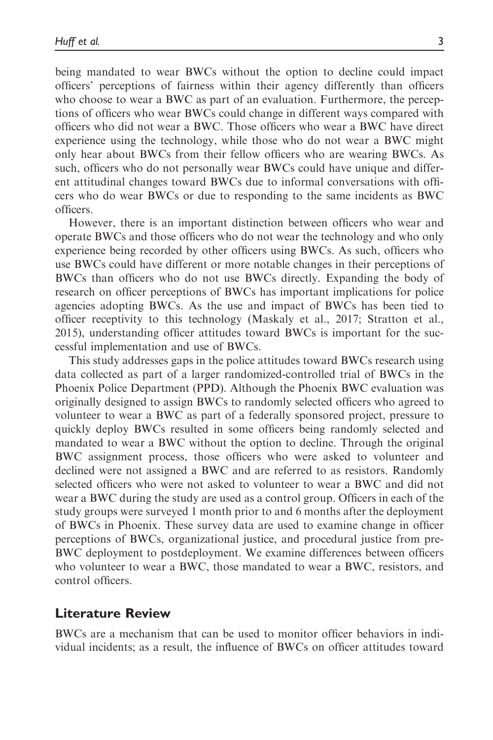being mandated to wear BWCs without the option to decline could impact officers' perceptions of fairness within their agency differently than officers who choose to wear a BWC as part of an evaluation. Furthermore, the perceptions of officers who wear BWCs could change in different ways compared with officers who did not wear a BWC. Those officers who wear a BWC have direct experience using the technology, while those who do not wear a BWC might only hear about BWCs from their fellow officers who are wearing BWCs. As such, officers who do not personally wear BWCs could have unique and different attitudinal changes toward BWCs due to informal conversations with officers who do wear BWCs or due to responding to the same incidents as BWC officers.

However, there is an important distinction between officers who wear and operate BWCs and those officers who do not wear the technology and who only experience being recorded by other officers using BWCs. As such, officers who use BWCs could have different or more notable changes in their perceptions of BWCs than officers who do not use BWCs directly. Expanding the body of research on officer perceptions of BWCs has important implications for police agencies adopting BWCs. As the use and impact of BWCs has been tied to officer receptivity to this technology (Maskaly et al., 2017; Stratton et al., 2015), understanding officer attitudes toward BWCs is important for the successful implementation and use of BWCs.

This study addresses gaps in the police attitudes toward BWCs research using data collected as part of a larger randomized-controlled trial of BWCs in the Phoenix Police Department (PPD). Although the Phoenix BWC evaluation was originally designed to assign BWCs to randomly selected officers who agreed to volunteer to wear a BWC as part of a federally sponsored project, pressure to quickly deploy BWCs resulted in some officers being randomly selected and mandated to wear a BWC without the option to decline. Through the original BWC assignment process, those officers who were asked to volunteer and declined were not assigned a BWC and are referred to as resistors. Randomly selected officers who were not asked to volunteer to wear a BWC and did not wear a BWC during the study are used as a control group. Officers in each of the study groups were surveyed 1 month prior to and 6 months after the deployment of BWCs in Phoenix. These survey data are used to examine change in officer perceptions of BWCs, organizational justice, and procedural justice from pre-BWC deployment to postdeployment. We examine differences between officers who volunteer to wear a BWC, those mandated to wear a BWC, resistors, and control officers.

## Literature Review

BWCs are a mechanism that can be used to monitor officer behaviors in individual incidents; as a result, the influence of BWCs on officer attitudes toward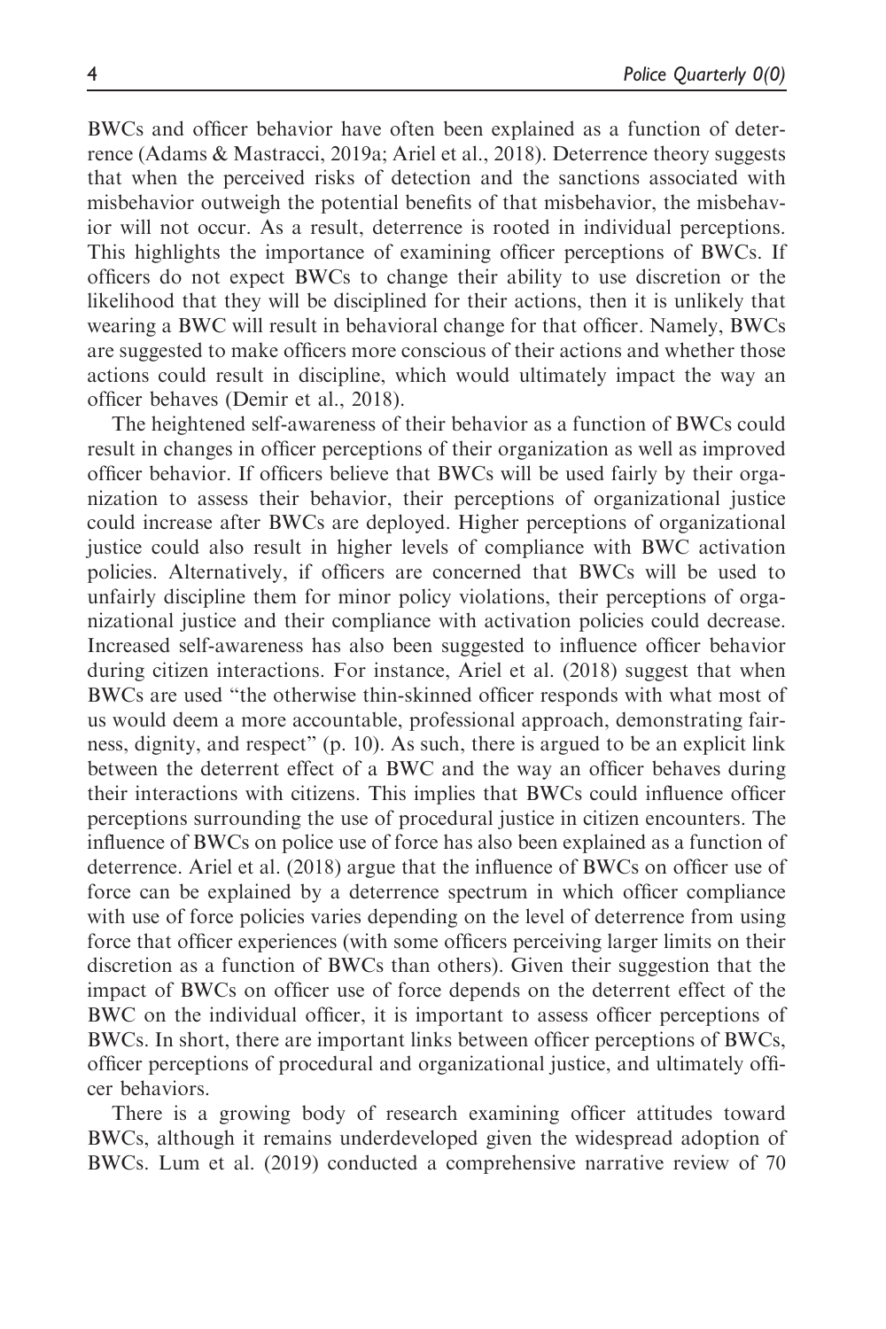BWCs and officer behavior have often been explained as a function of deterrence (Adams & Mastracci, 2019a; Ariel et al., 2018). Deterrence theory suggests that when the perceived risks of detection and the sanctions associated with misbehavior outweigh the potential benefits of that misbehavior, the misbehavior will not occur. As a result, deterrence is rooted in individual perceptions. This highlights the importance of examining officer perceptions of BWCs. If officers do not expect BWCs to change their ability to use discretion or the likelihood that they will be disciplined for their actions, then it is unlikely that wearing a BWC will result in behavioral change for that officer. Namely, BWCs are suggested to make officers more conscious of their actions and whether those actions could result in discipline, which would ultimately impact the way an officer behaves (Demir et al., 2018).

The heightened self-awareness of their behavior as a function of BWCs could result in changes in officer perceptions of their organization as well as improved officer behavior. If officers believe that BWCs will be used fairly by their organization to assess their behavior, their perceptions of organizational justice could increase after BWCs are deployed. Higher perceptions of organizational justice could also result in higher levels of compliance with BWC activation policies. Alternatively, if officers are concerned that BWCs will be used to unfairly discipline them for minor policy violations, their perceptions of organizational justice and their compliance with activation policies could decrease. Increased self-awareness has also been suggested to influence officer behavior during citizen interactions. For instance, Ariel et al. (2018) suggest that when BWCs are used "the otherwise thin-skinned officer responds with what most of us would deem a more accountable, professional approach, demonstrating fairness, dignity, and respect" (p. 10). As such, there is argued to be an explicit link between the deterrent effect of a BWC and the way an officer behaves during their interactions with citizens. This implies that BWCs could influence officer perceptions surrounding the use of procedural justice in citizen encounters. The influence of BWCs on police use of force has also been explained as a function of deterrence. Ariel et al. (2018) argue that the influence of BWCs on officer use of force can be explained by a deterrence spectrum in which officer compliance with use of force policies varies depending on the level of deterrence from using force that officer experiences (with some officers perceiving larger limits on their discretion as a function of BWCs than others). Given their suggestion that the impact of BWCs on officer use of force depends on the deterrent effect of the BWC on the individual officer, it is important to assess officer perceptions of BWCs. In short, there are important links between officer perceptions of BWCs, officer perceptions of procedural and organizational justice, and ultimately officer behaviors.

There is a growing body of research examining officer attitudes toward BWCs, although it remains underdeveloped given the widespread adoption of BWCs. Lum et al. (2019) conducted a comprehensive narrative review of 70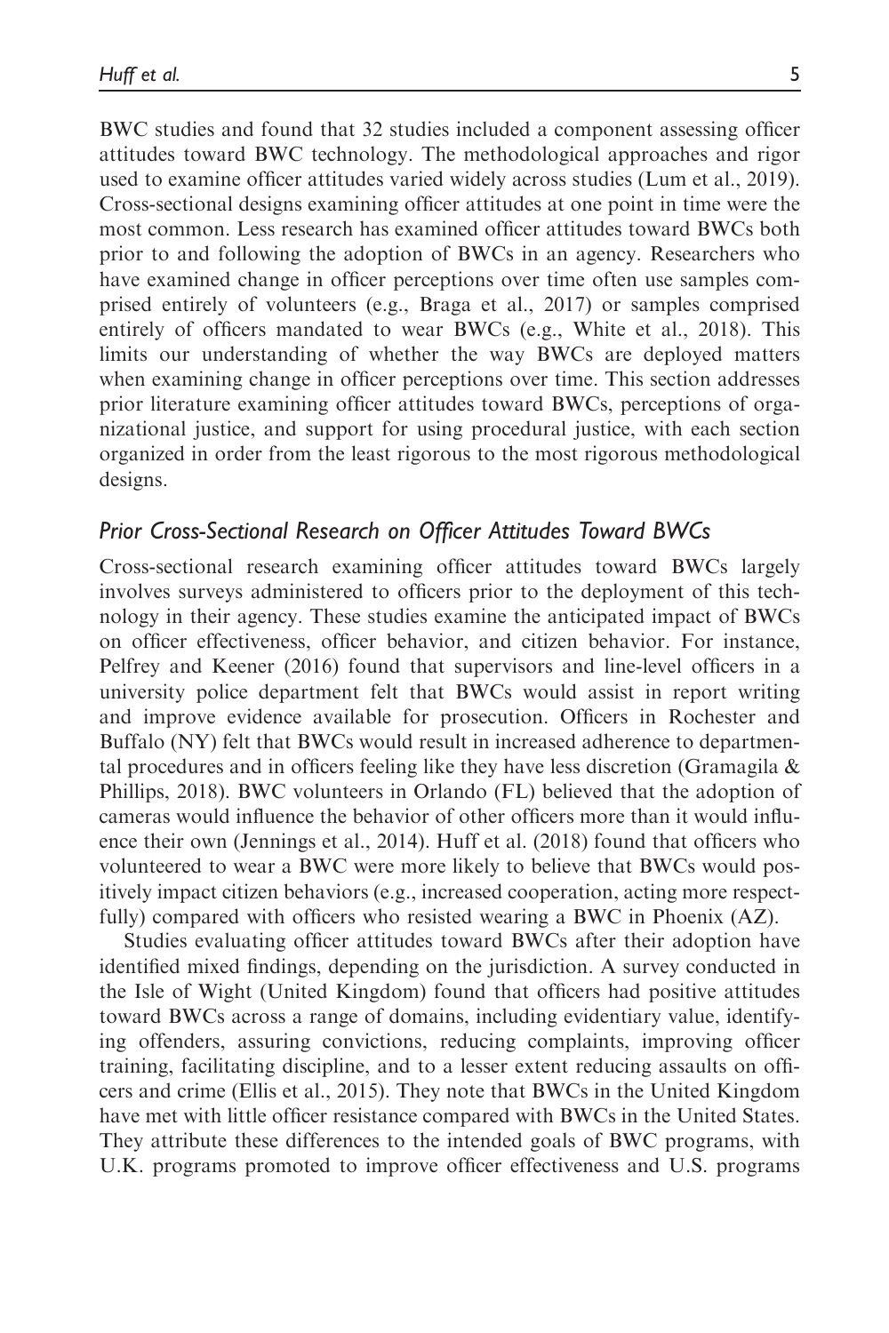BWC studies and found that 32 studies included a component assessing officer attitudes toward BWC technology. The methodological approaches and rigor used to examine officer attitudes varied widely across studies (Lum et al., 2019). Cross-sectional designs examining officer attitudes at one point in time were the most common. Less research has examined officer attitudes toward BWCs both prior to and following the adoption of BWCs in an agency. Researchers who have examined change in officer perceptions over time often use samples comprised entirely of volunteers (e.g., Braga et al., 2017) or samples comprised entirely of officers mandated to wear BWCs (e.g., White et al., 2018). This limits our understanding of whether the way BWCs are deployed matters when examining change in officer perceptions over time. This section addresses prior literature examining officer attitudes toward BWCs, perceptions of organizational justice, and support for using procedural justice, with each section organized in order from the least rigorous to the most rigorous methodological designs.

## *Prior Cross-Sectional Research on Officer Attitudes Toward BWCs*

Cross-sectional research examining officer attitudes toward BWCs largely involves surveys administered to officers prior to the deployment of this technology in their agency. These studies examine the anticipated impact of BWCs on officer effectiveness, officer behavior, and citizen behavior. For instance, Pelfrey and Keener (2016) found that supervisors and line-level officers in a university police department felt that BWCs would assist in report writing and improve evidence available for prosecution. Officers in Rochester and Buffalo (NY) felt that BWCs would result in increased adherence to departmental procedures and in officers feeling like they have less discretion (Gramagila & Phillips, 2018). BWC volunteers in Orlando (FL) believed that the adoption of cameras would influence the behavior of other officers more than it would influence their own (Jennings et al., 2014). Huff et al. (2018) found that officers who volunteered to wear a BWC were more likely to believe that BWCs would positively impact citizen behaviors (e.g., increased cooperation, acting more respectfully) compared with officers who resisted wearing a BWC in Phoenix (AZ).

Studies evaluating officer attitudes toward BWCs after their adoption have identified mixed findings, depending on the jurisdiction. A survey conducted in the Isle of Wight (United Kingdom) found that officers had positive attitudes toward BWCs across a range of domains, including evidentiary value, identifying offenders, assuring convictions, reducing complaints, improving officer training, facilitating discipline, and to a lesser extent reducing assaults on officers and crime (Ellis et al., 2015). They note that BWCs in the United Kingdom have met with little officer resistance compared with BWCs in the United States. They attribute these differences to the intended goals of BWC programs, with U.K. programs promoted to improve officer effectiveness and U.S. programs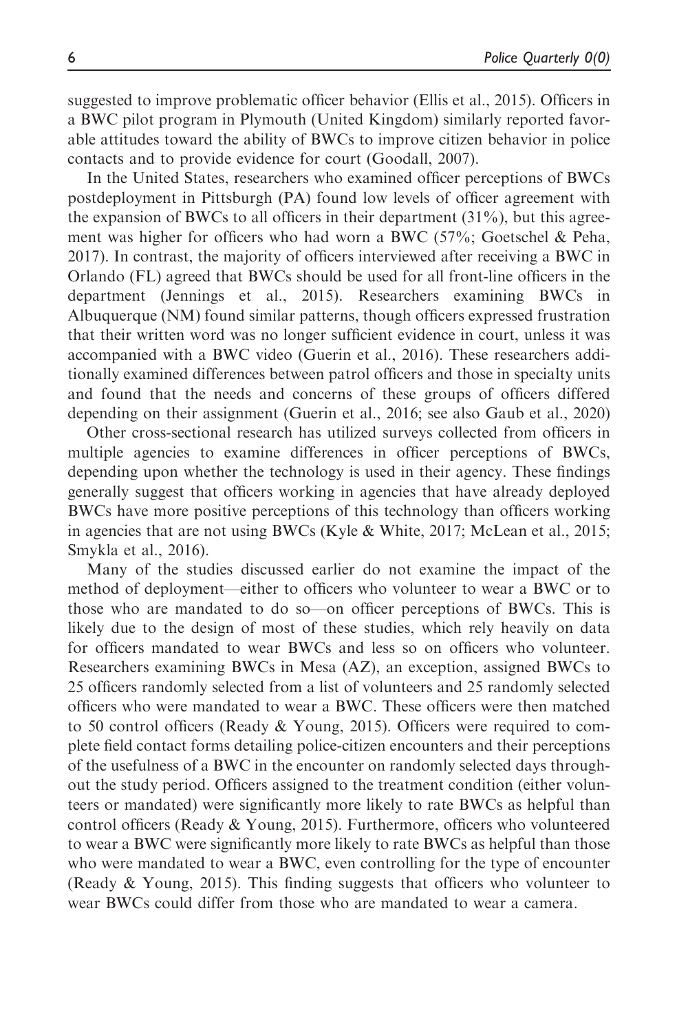suggested to improve problematic officer behavior (Ellis et al., 2015). Officers in a BWC pilot program in Plymouth (United Kingdom) similarly reported favorable attitudes toward the ability of BWCs to improve citizen behavior in police contacts and to provide evidence for court (Goodall, 2007).

In the United States, researchers who examined officer perceptions of BWCs postdeployment in Pittsburgh (PA) found low levels of officer agreement with the expansion of BWCs to all officers in their department (31%), but this agreement was higher for officers who had worn a BWC (57%; Goetschel & Peha, 2017). In contrast, the majority of officers interviewed after receiving a BWC in Orlando (FL) agreed that BWCs should be used for all front-line officers in the department (Jennings et al., 2015). Researchers examining BWCs in Albuquerque (NM) found similar patterns, though officers expressed frustration that their written word was no longer sufficient evidence in court, unless it was accompanied with a BWC video (Guerin et al., 2016). These researchers additionally examined differences between patrol officers and those in specialty units and found that the needs and concerns of these groups of officers differed depending on their assignment (Guerin et al., 2016; see also Gaub et al., 2020)

Other cross-sectional research has utilized surveys collected from officers in multiple agencies to examine differences in officer perceptions of BWCs, depending upon whether the technology is used in their agency. These findings generally suggest that officers working in agencies that have already deployed BWCs have more positive perceptions of this technology than officers working in agencies that are not using BWCs (Kyle & White, 2017; McLean et al., 2015; Smykla et al., 2016).

Many of the studies discussed earlier do not examine the impact of the method of deployment—either to officers who volunteer to wear a BWC or to those who are mandated to do so—on officer perceptions of BWCs. This is likely due to the design of most of these studies, which rely heavily on data for officers mandated to wear BWCs and less so on officers who volunteer. Researchers examining BWCs in Mesa (AZ), an exception, assigned BWCs to 25 officers randomly selected from a list of volunteers and 25 randomly selected officers who were mandated to wear a BWC. These officers were then matched to 50 control officers (Ready & Young, 2015). Officers were required to complete field contact forms detailing police-citizen encounters and their perceptions of the usefulness of a BWC in the encounter on randomly selected days throughout the study period. Officers assigned to the treatment condition (either volunteers or mandated) were significantly more likely to rate BWCs as helpful than control officers (Ready & Young, 2015). Furthermore, officers who volunteered to wear a BWC were significantly more likely to rate BWCs as helpful than those who were mandated to wear a BWC, even controlling for the type of encounter (Ready & Young, 2015). This finding suggests that officers who volunteer to wear BWCs could differ from those who are mandated to wear a camera.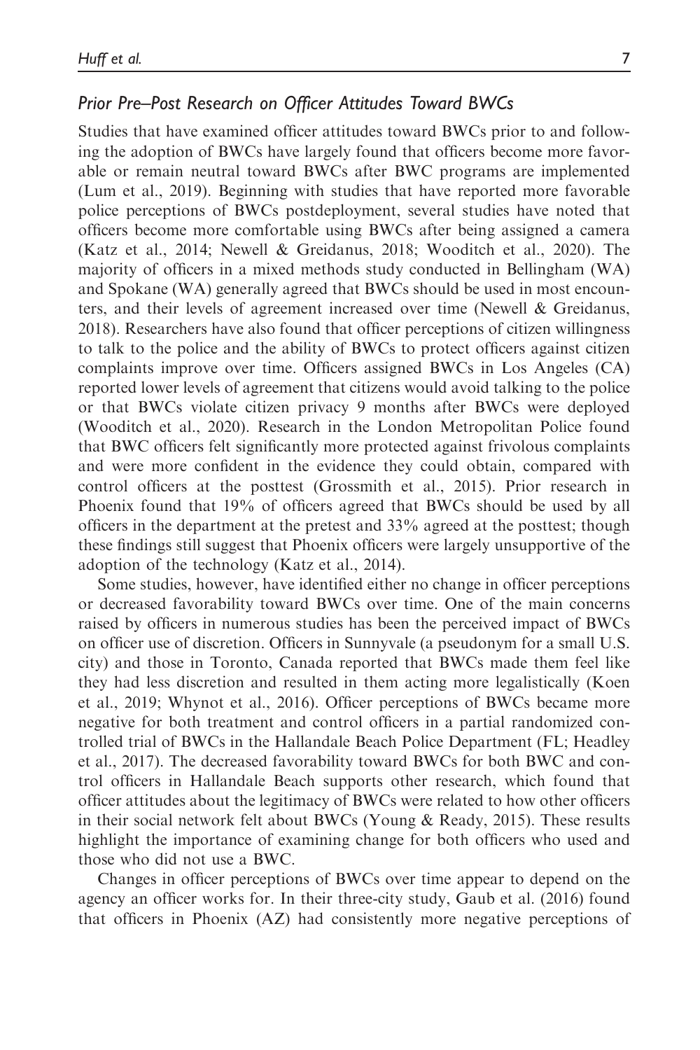### *Prior Pre–Post Research on Officer Attitudes Toward BWCs*

Studies that have examined officer attitudes toward BWCs prior to and following the adoption of BWCs have largely found that officers become more favorable or remain neutral toward BWCs after BWC programs are implemented (Lum et al., 2019). Beginning with studies that have reported more favorable police perceptions of BWCs postdeployment, several studies have noted that officers become more comfortable using BWCs after being assigned a camera (Katz et al., 2014; Newell & Greidanus, 2018; Wooditch et al., 2020). The majority of officers in a mixed methods study conducted in Bellingham (WA) and Spokane (WA) generally agreed that BWCs should be used in most encounters, and their levels of agreement increased over time (Newell & Greidanus, 2018). Researchers have also found that officer perceptions of citizen willingness to talk to the police and the ability of BWCs to protect officers against citizen complaints improve over time. Officers assigned BWCs in Los Angeles (CA) reported lower levels of agreement that citizens would avoid talking to the police or that BWCs violate citizen privacy 9 months after BWCs were deployed (Wooditch et al., 2020). Research in the London Metropolitan Police found that BWC officers felt significantly more protected against frivolous complaints and were more confident in the evidence they could obtain, compared with control officers at the posttest (Grossmith et al., 2015). Prior research in Phoenix found that 19% of officers agreed that BWCs should be used by all officers in the department at the pretest and 33% agreed at the posttest; though these findings still suggest that Phoenix officers were largely unsupportive of the adoption of the technology (Katz et al., 2014).

Some studies, however, have identified either no change in officer perceptions or decreased favorability toward BWCs over time. One of the main concerns raised by officers in numerous studies has been the perceived impact of BWCs on officer use of discretion. Officers in Sunnyvale (a pseudonym for a small U.S. city) and those in Toronto, Canada reported that BWCs made them feel like they had less discretion and resulted in them acting more legalistically (Koen et al., 2019; Whynot et al., 2016). Officer perceptions of BWCs became more negative for both treatment and control officers in a partial randomized controlled trial of BWCs in the Hallandale Beach Police Department (FL; Headley et al., 2017). The decreased favorability toward BWCs for both BWC and control officers in Hallandale Beach supports other research, which found that officer attitudes about the legitimacy of BWCs were related to how other officers in their social network felt about BWCs (Young & Ready, 2015). These results highlight the importance of examining change for both officers who used and those who did not use a BWC.

Changes in officer perceptions of BWCs over time appear to depend on the agency an officer works for. In their three-city study, Gaub et al. (2016) found that officers in Phoenix (AZ) had consistently more negative perceptions of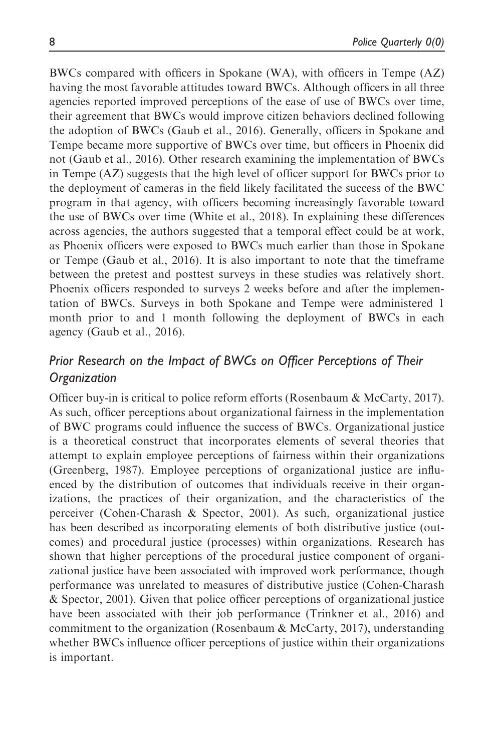BWCs compared with officers in Spokane (WA), with officers in Tempe (AZ) having the most favorable attitudes toward BWCs. Although officers in all three agencies reported improved perceptions of the ease of use of BWCs over time, their agreement that BWCs would improve citizen behaviors declined following the adoption of BWCs (Gaub et al., 2016). Generally, officers in Spokane and Tempe became more supportive of BWCs over time, but officers in Phoenix did not (Gaub et al., 2016). Other research examining the implementation of BWCs in Tempe (AZ) suggests that the high level of officer support for BWCs prior to the deployment of cameras in the field likely facilitated the success of the BWC program in that agency, with officers becoming increasingly favorable toward the use of BWCs over time (White et al., 2018). In explaining these differences across agencies, the authors suggested that a temporal effect could be at work, as Phoenix officers were exposed to BWCs much earlier than those in Spokane or Tempe (Gaub et al., 2016). It is also important to note that the timeframe between the pretest and posttest surveys in these studies was relatively short. Phoenix officers responded to surveys 2 weeks before and after the implementation of BWCs. Surveys in both Spokane and Tempe were administered 1 month prior to and 1 month following the deployment of BWCs in each agency (Gaub et al., 2016).

## *Prior Research on the Impact of BWCs on Officer Perceptions of Their Organization*

Officer buy-in is critical to police reform efforts (Rosenbaum & McCarty, 2017). As such, officer perceptions about organizational fairness in the implementation of BWC programs could influence the success of BWCs. Organizational justice is a theoretical construct that incorporates elements of several theories that attempt to explain employee perceptions of fairness within their organizations (Greenberg, 1987). Employee perceptions of organizational justice are influenced by the distribution of outcomes that individuals receive in their organizations, the practices of their organization, and the characteristics of the perceiver (Cohen-Charash & Spector, 2001). As such, organizational justice has been described as incorporating elements of both distributive justice (outcomes) and procedural justice (processes) within organizations. Research has shown that higher perceptions of the procedural justice component of organizational justice have been associated with improved work performance, though performance was unrelated to measures of distributive justice (Cohen-Charash & Spector, 2001). Given that police officer perceptions of organizational justice have been associated with their job performance (Trinkner et al., 2016) and commitment to the organization (Rosenbaum & McCarty, 2017), understanding whether BWCs influence officer perceptions of justice within their organizations is important.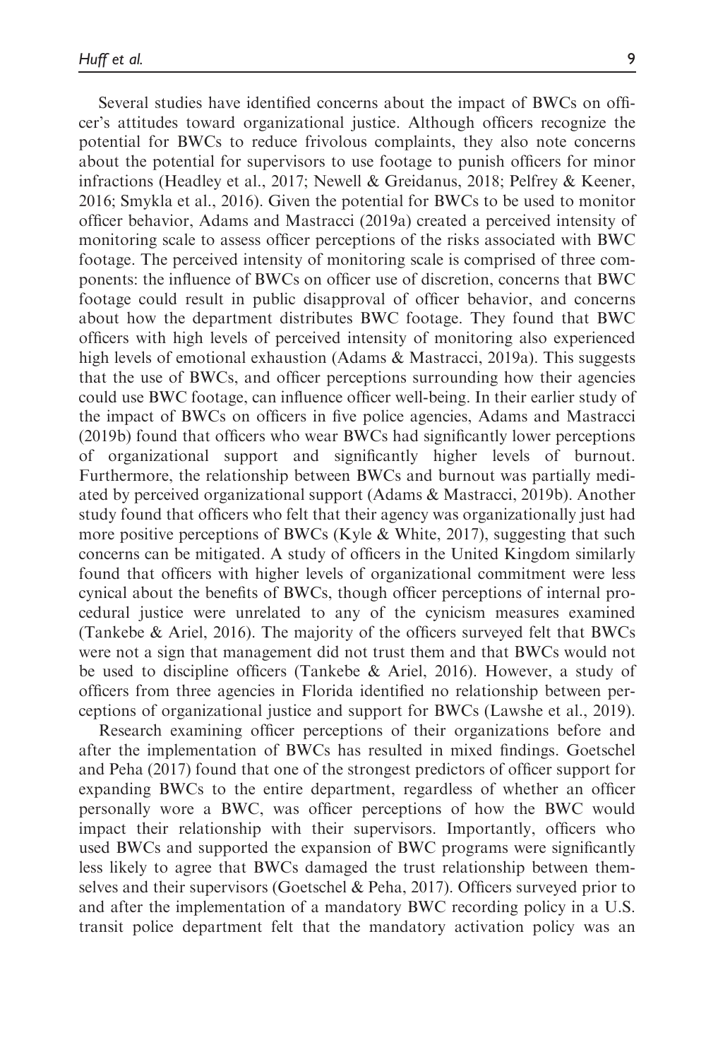Several studies have identified concerns about the impact of BWCs on officer's attitudes toward organizational justice. Although officers recognize the potential for BWCs to reduce frivolous complaints, they also note concerns about the potential for supervisors to use footage to punish officers for minor infractions (Headley et al., 2017; Newell & Greidanus, 2018; Pelfrey & Keener, 2016; Smykla et al., 2016). Given the potential for BWCs to be used to monitor officer behavior, Adams and Mastracci (2019a) created a perceived intensity of monitoring scale to assess officer perceptions of the risks associated with BWC footage. The perceived intensity of monitoring scale is comprised of three components: the influence of BWCs on officer use of discretion, concerns that BWC footage could result in public disapproval of officer behavior, and concerns about how the department distributes BWC footage. They found that BWC officers with high levels of perceived intensity of monitoring also experienced high levels of emotional exhaustion (Adams & Mastracci, 2019a). This suggests that the use of BWCs, and officer perceptions surrounding how their agencies could use BWC footage, can influence officer well-being. In their earlier study of the impact of BWCs on officers in five police agencies, Adams and Mastracci (2019b) found that officers who wear BWCs had significantly lower perceptions of organizational support and significantly higher levels of burnout. Furthermore, the relationship between BWCs and burnout was partially mediated by perceived organizational support (Adams & Mastracci, 2019b). Another study found that officers who felt that their agency was organizationally just had more positive perceptions of BWCs (Kyle & White, 2017), suggesting that such concerns can be mitigated. A study of officers in the United Kingdom similarly found that officers with higher levels of organizational commitment were less cynical about the benefits of BWCs, though officer perceptions of internal procedural justice were unrelated to any of the cynicism measures examined (Tankebe & Ariel, 2016). The majority of the officers surveyed felt that BWCs were not a sign that management did not trust them and that BWCs would not be used to discipline officers (Tankebe & Ariel, 2016). However, a study of officers from three agencies in Florida identified no relationship between perceptions of organizational justice and support for BWCs (Lawshe et al., 2019).

Research examining officer perceptions of their organizations before and after the implementation of BWCs has resulted in mixed findings. Goetschel and Peha (2017) found that one of the strongest predictors of officer support for expanding BWCs to the entire department, regardless of whether an officer personally wore a BWC, was officer perceptions of how the BWC would impact their relationship with their supervisors. Importantly, officers who used BWCs and supported the expansion of BWC programs were significantly less likely to agree that BWCs damaged the trust relationship between themselves and their supervisors (Goetschel & Peha, 2017). Officers surveyed prior to and after the implementation of a mandatory BWC recording policy in a U.S. transit police department felt that the mandatory activation policy was an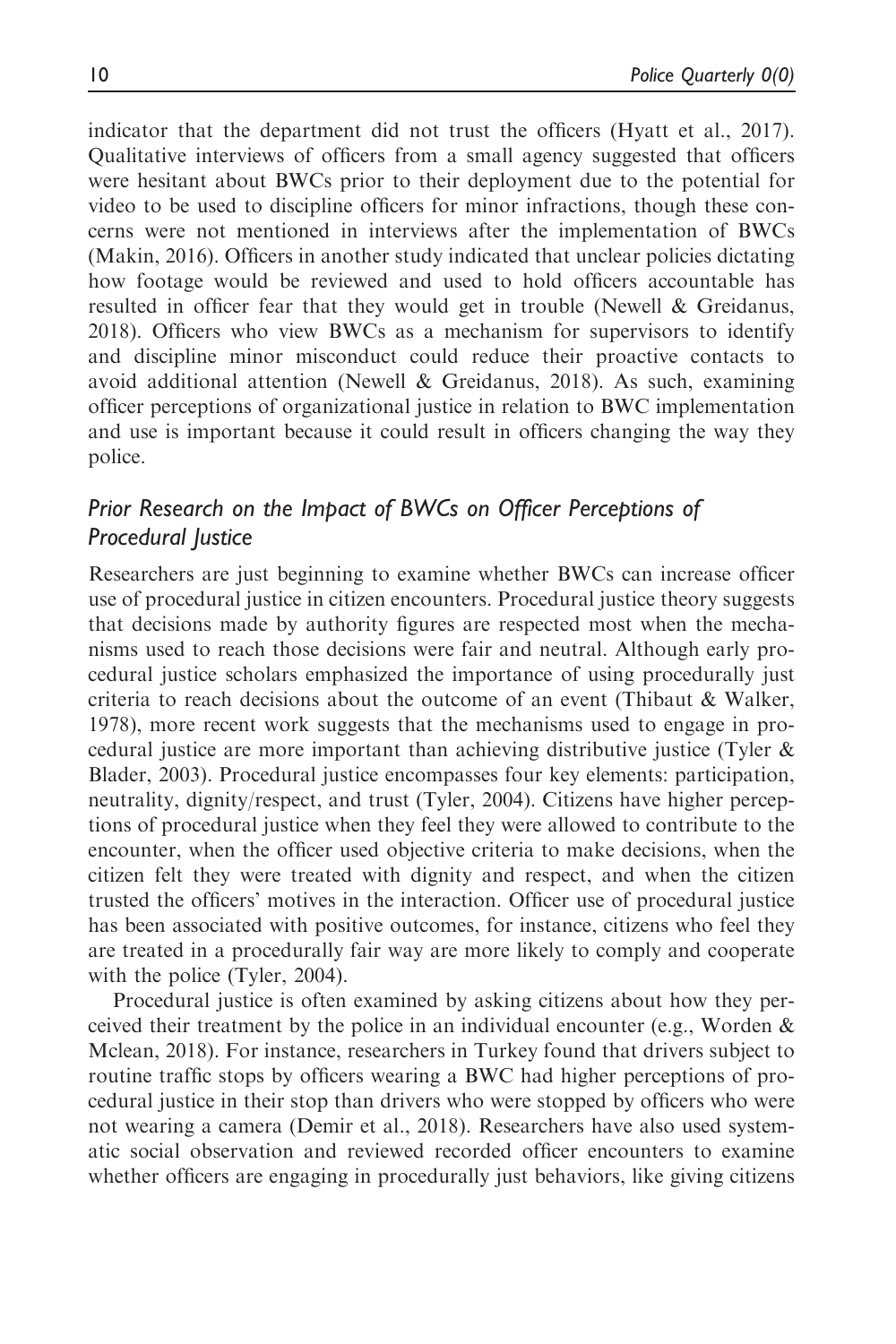indicator that the department did not trust the officers (Hyatt et al., 2017). Qualitative interviews of officers from a small agency suggested that officers were hesitant about BWCs prior to their deployment due to the potential for video to be used to discipline officers for minor infractions, though these concerns were not mentioned in interviews after the implementation of BWCs (Makin, 2016). Officers in another study indicated that unclear policies dictating how footage would be reviewed and used to hold officers accountable has resulted in officer fear that they would get in trouble (Newell & Greidanus, 2018). Officers who view BWCs as a mechanism for supervisors to identify and discipline minor misconduct could reduce their proactive contacts to avoid additional attention (Newell & Greidanus, 2018). As such, examining officer perceptions of organizational justice in relation to BWC implementation and use is important because it could result in officers changing the way they police.

## *Prior Research on the Impact of BWCs on Officer Perceptions of Procedural Justice*

Researchers are just beginning to examine whether BWCs can increase officer use of procedural justice in citizen encounters. Procedural justice theory suggests that decisions made by authority figures are respected most when the mechanisms used to reach those decisions were fair and neutral. Although early procedural justice scholars emphasized the importance of using procedurally just criteria to reach decisions about the outcome of an event (Thibaut & Walker, 1978), more recent work suggests that the mechanisms used to engage in procedural justice are more important than achieving distributive justice (Tyler & Blader, 2003). Procedural justice encompasses four key elements: participation, neutrality, dignity/respect, and trust (Tyler, 2004). Citizens have higher perceptions of procedural justice when they feel they were allowed to contribute to the encounter, when the officer used objective criteria to make decisions, when the citizen felt they were treated with dignity and respect, and when the citizen trusted the officers' motives in the interaction. Officer use of procedural justice has been associated with positive outcomes, for instance, citizens who feel they are treated in a procedurally fair way are more likely to comply and cooperate with the police (Tyler, 2004).

Procedural justice is often examined by asking citizens about how they perceived their treatment by the police in an individual encounter (e.g., Worden & Mclean, 2018). For instance, researchers in Turkey found that drivers subject to routine traffic stops by officers wearing a BWC had higher perceptions of procedural justice in their stop than drivers who were stopped by officers who were not wearing a camera (Demir et al., 2018). Researchers have also used systematic social observation and reviewed recorded officer encounters to examine whether officers are engaging in procedurally just behaviors, like giving citizens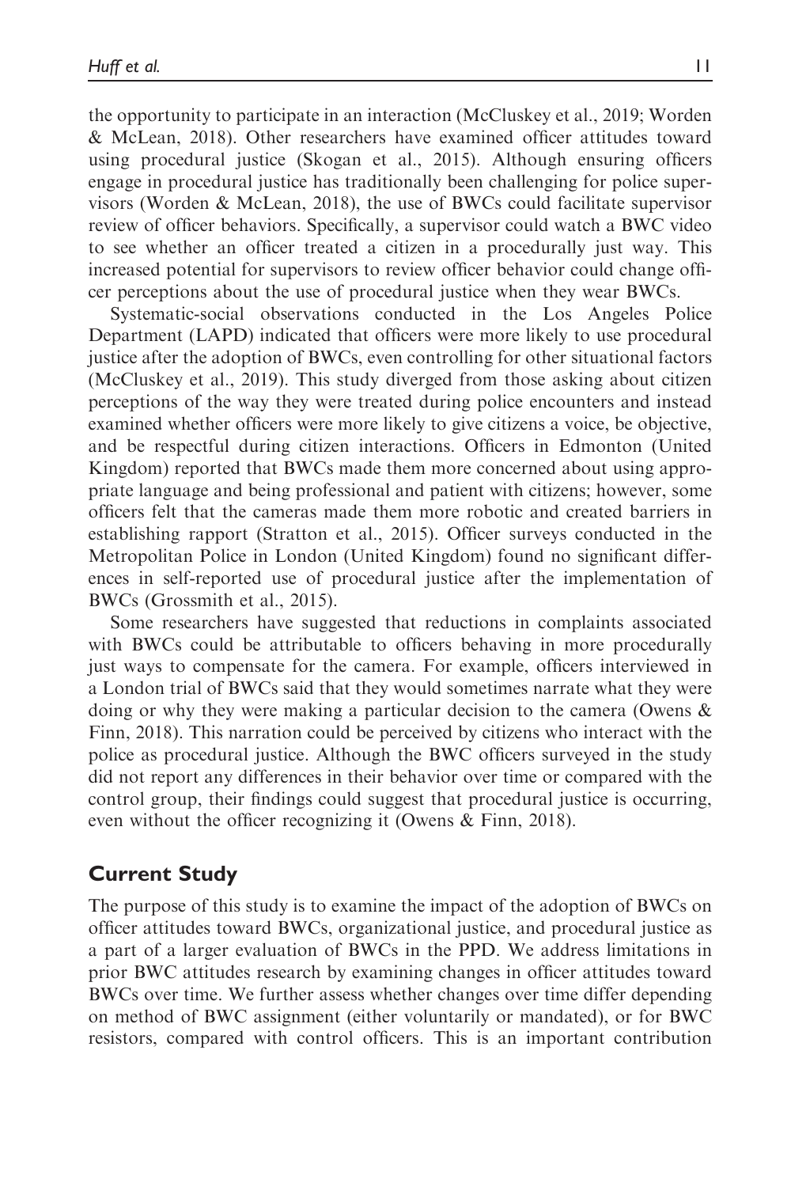the opportunity to participate in an interaction (McCluskey et al., 2019; Worden & McLean, 2018). Other researchers have examined officer attitudes toward using procedural justice (Skogan et al., 2015). Although ensuring officers engage in procedural justice has traditionally been challenging for police supervisors (Worden & McLean, 2018), the use of BWCs could facilitate supervisor review of officer behaviors. Specifically, a supervisor could watch a BWC video to see whether an officer treated a citizen in a procedurally just way. This increased potential for supervisors to review officer behavior could change officer perceptions about the use of procedural justice when they wear BWCs.

Systematic-social observations conducted in the Los Angeles Police Department (LAPD) indicated that officers were more likely to use procedural justice after the adoption of BWCs, even controlling for other situational factors (McCluskey et al., 2019). This study diverged from those asking about citizen perceptions of the way they were treated during police encounters and instead examined whether officers were more likely to give citizens a voice, be objective, and be respectful during citizen interactions. Officers in Edmonton (United Kingdom) reported that BWCs made them more concerned about using appropriate language and being professional and patient with citizens; however, some officers felt that the cameras made them more robotic and created barriers in establishing rapport (Stratton et al., 2015). Officer surveys conducted in the Metropolitan Police in London (United Kingdom) found no significant differences in self-reported use of procedural justice after the implementation of BWCs (Grossmith et al., 2015).

Some researchers have suggested that reductions in complaints associated with BWCs could be attributable to officers behaving in more procedurally just ways to compensate for the camera. For example, officers interviewed in a London trial of BWCs said that they would sometimes narrate what they were doing or why they were making a particular decision to the camera (Owens & Finn, 2018). This narration could be perceived by citizens who interact with the police as procedural justice. Although the BWC officers surveyed in the study did not report any differences in their behavior over time or compared with the control group, their findings could suggest that procedural justice is occurring, even without the officer recognizing it (Owens & Finn, 2018).

## Current Study

The purpose of this study is to examine the impact of the adoption of BWCs on officer attitudes toward BWCs, organizational justice, and procedural justice as a part of a larger evaluation of BWCs in the PPD. We address limitations in prior BWC attitudes research by examining changes in officer attitudes toward BWCs over time. We further assess whether changes over time differ depending on method of BWC assignment (either voluntarily or mandated), or for BWC resistors, compared with control officers. This is an important contribution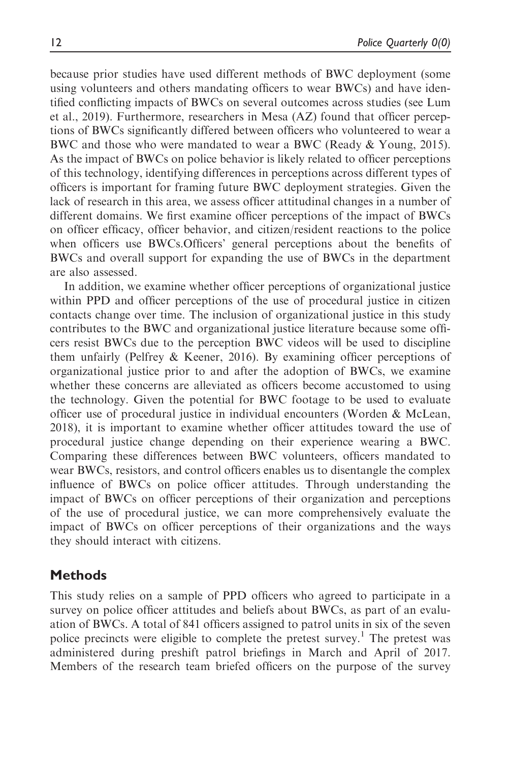because prior studies have used different methods of BWC deployment (some using volunteers and others mandating officers to wear BWCs) and have identified conflicting impacts of BWCs on several outcomes across studies (see Lum et al., 2019). Furthermore, researchers in Mesa (AZ) found that officer perceptions of BWCs significantly differed between officers who volunteered to wear a BWC and those who were mandated to wear a BWC (Ready & Young, 2015). As the impact of BWCs on police behavior is likely related to officer perceptions of this technology, identifying differences in perceptions across different types of officers is important for framing future BWC deployment strategies. Given the lack of research in this area, we assess officer attitudinal changes in a number of different domains. We first examine officer perceptions of the impact of BWCs on officer efficacy, officer behavior, and citizen/resident reactions to the police when officers use BWCs.Officers' general perceptions about the benefits of BWCs and overall support for expanding the use of BWCs in the department are also assessed.

In addition, we examine whether officer perceptions of organizational justice within PPD and officer perceptions of the use of procedural justice in citizen contacts change over time. The inclusion of organizational justice in this study contributes to the BWC and organizational justice literature because some officers resist BWCs due to the perception BWC videos will be used to discipline them unfairly (Pelfrey & Keener, 2016). By examining officer perceptions of organizational justice prior to and after the adoption of BWCs, we examine whether these concerns are alleviated as officers become accustomed to using the technology. Given the potential for BWC footage to be used to evaluate officer use of procedural justice in individual encounters (Worden & McLean, 2018), it is important to examine whether officer attitudes toward the use of procedural justice change depending on their experience wearing a BWC. Comparing these differences between BWC volunteers, officers mandated to wear BWCs, resistors, and control officers enables us to disentangle the complex influence of BWCs on police officer attitudes. Through understanding the impact of BWCs on officer perceptions of their organization and perceptions of the use of procedural justice, we can more comprehensively evaluate the impact of BWCs on officer perceptions of their organizations and the ways they should interact with citizens.

## Methods

This study relies on a sample of PPD officers who agreed to participate in a survey on police officer attitudes and beliefs about BWCs, as part of an evaluation of BWCs. A total of 841 officers assigned to patrol units in six of the seven police precincts were eligible to complete the pretest survey.[1] The pretest was administered during preshift patrol briefings in March and April of 2017. Members of the research team briefed officers on the purpose of the survey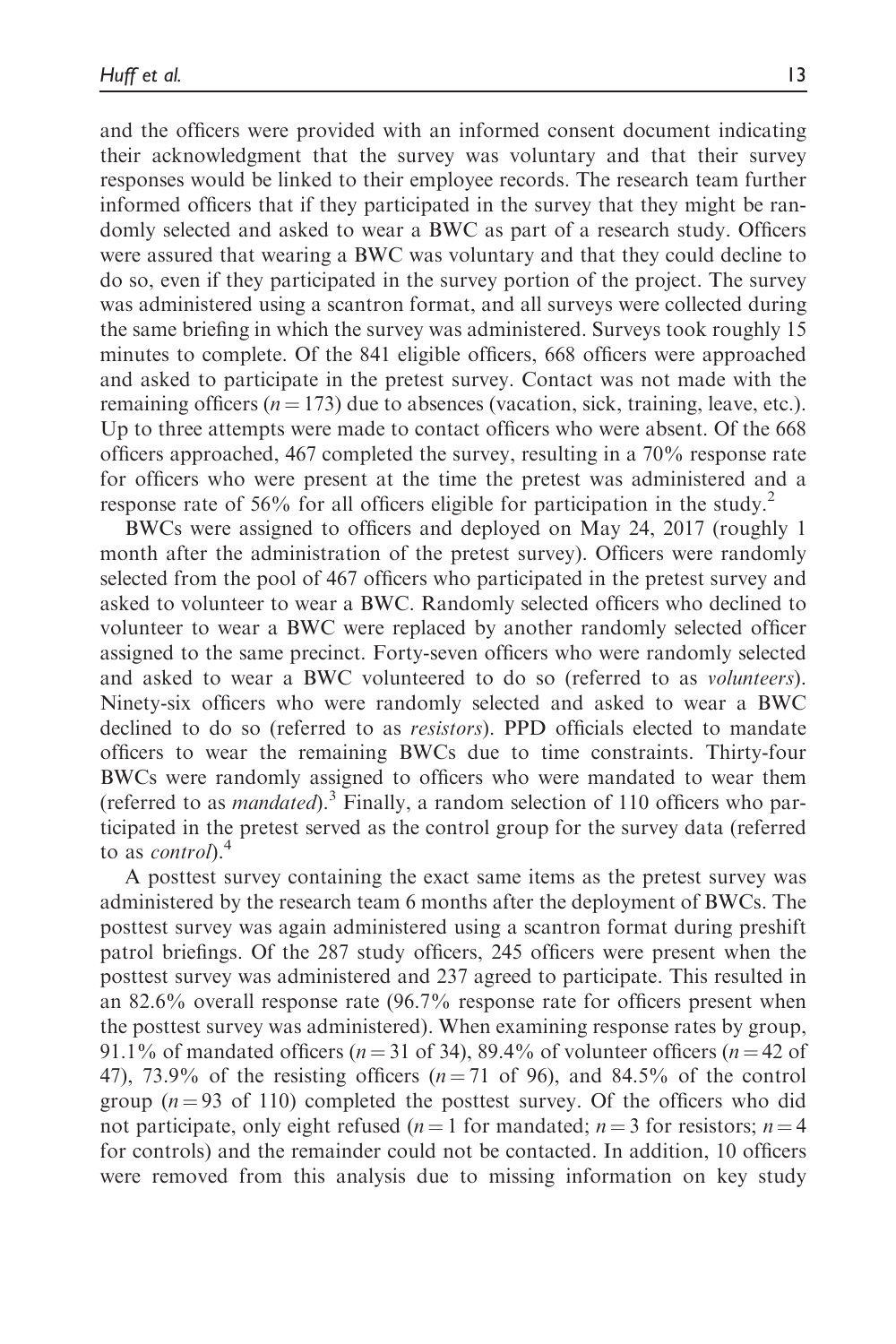and the officers were provided with an informed consent document indicating their acknowledgment that the survey was voluntary and that their survey responses would be linked to their employee records. The research team further informed officers that if they participated in the survey that they might be randomly selected and asked to wear a BWC as part of a research study. Officers were assured that wearing a BWC was voluntary and that they could decline to do so, even if they participated in the survey portion of the project. The survey was administered using a scantron format, and all surveys were collected during the same briefing in which the survey was administered. Surveys took roughly 15 minutes to complete. Of the 841 eligible officers, 668 officers were approached and asked to participate in the pretest survey. Contact was not made with the remaining officers ($n = 173$) due to absences (vacation, sick, training, leave, etc.). Up to three attempts were made to contact officers who were absent. Of the 668 officers approached, 467 completed the survey, resulting in a 70% response rate for officers who were present at the time the pretest was administered and a response rate of 56% for all officers eligible for participation in the study.[2]

BWCs were assigned to officers and deployed on May 24, 2017 (roughly 1 month after the administration of the pretest survey). Officers were randomly selected from the pool of 467 officers who participated in the pretest survey and asked to volunteer to wear a BWC. Randomly selected officers who declined to volunteer to wear a BWC were replaced by another randomly selected officer assigned to the same precinct. Forty-seven officers who were randomly selected and asked to wear a BWC volunteered to do so (referred to as *volunteers*). Ninety-six officers who were randomly selected and asked to wear a BWC declined to do so (referred to as *resistors*). PPD officials elected to mandate officers to wear the remaining BWCs due to time constraints. Thirty-four BWCs were randomly assigned to officers who were mandated to wear them (referred to as *mandated*).[3] Finally, a random selection of 110 officers who participated in the pretest served as the control group for the survey data (referred to as *control*).[4]

A posttest survey containing the exact same items as the pretest survey was administered by the research team 6 months after the deployment of BWCs. The posttest survey was again administered using a scantron format during preshift patrol briefings. Of the 287 study officers, 245 officers were present when the posttest survey was administered and 237 agreed to participate. This resulted in an 82.6% overall response rate (96.7% response rate for officers present when the posttest survey was administered). When examining response rates by group, 91.1% of mandated officers ($n = 31$ of 34), 89.4% of volunteer officers ($n = 42$ of 47), 73.9% of the resisting officers ($n = 71$ of 96), and 84.5% of the control group ($n = 93$ of 110) completed the posttest survey. Of the officers who did not participate, only eight refused ($n = 1$ for mandated; $n = 3$ for resistors; $n = 4$ for controls) and the remainder could not be contacted. In addition, 10 officers were removed from this analysis due to missing information on key study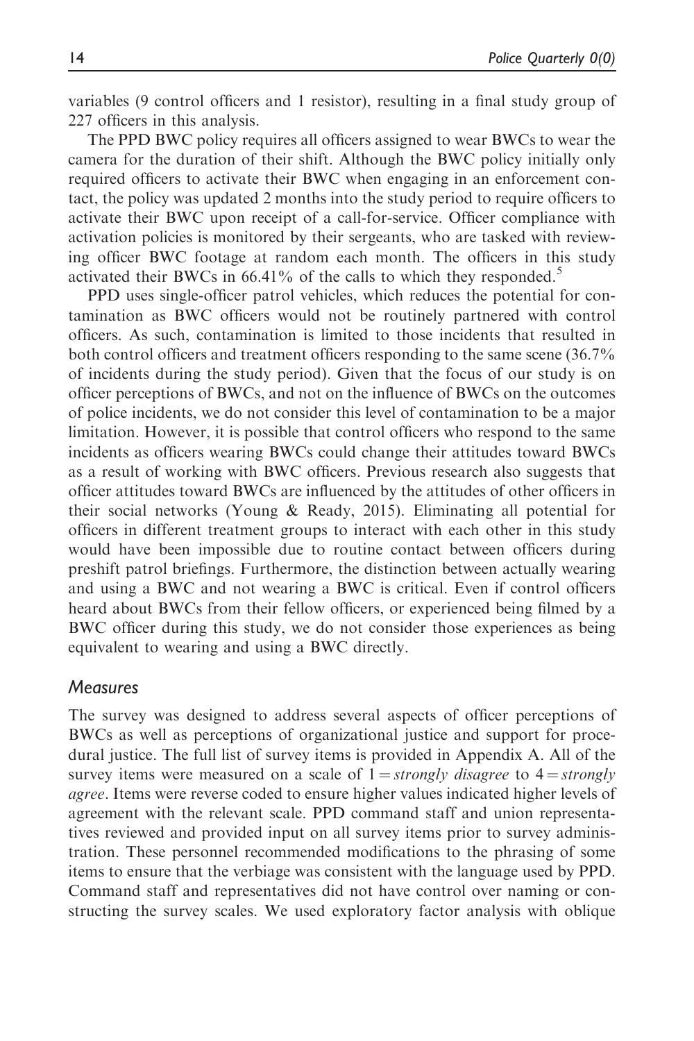variables (9 control officers and 1 resistor), resulting in a final study group of 227 officers in this analysis.

The PPD BWC policy requires all officers assigned to wear BWCs to wear the camera for the duration of their shift. Although the BWC policy initially only required officers to activate their BWC when engaging in an enforcement contact, the policy was updated 2 months into the study period to require officers to activate their BWC upon receipt of a call-for-service. Officer compliance with activation policies is monitored by their sergeants, who are tasked with reviewing officer BWC footage at random each month. The officers in this study activated their BWCs in 66.41% of the calls to which they responded.[5]

PPD uses single-officer patrol vehicles, which reduces the potential for contamination as BWC officers would not be routinely partnered with control officers. As such, contamination is limited to those incidents that resulted in both control officers and treatment officers responding to the same scene (36.7% of incidents during the study period). Given that the focus of our study is on officer perceptions of BWCs, and not on the influence of BWCs on the outcomes of police incidents, we do not consider this level of contamination to be a major limitation. However, it is possible that control officers who respond to the same incidents as officers wearing BWCs could change their attitudes toward BWCs as a result of working with BWC officers. Previous research also suggests that officer attitudes toward BWCs are influenced by the attitudes of other officers in their social networks (Young & Ready, 2015). Eliminating all potential for officers in different treatment groups to interact with each other in this study would have been impossible due to routine contact between officers during preshift patrol briefings. Furthermore, the distinction between actually wearing and using a BWC and not wearing a BWC is critical. Even if control officers heard about BWCs from their fellow officers, or experienced being filmed by a BWC officer during this study, we do not consider those experiences as being equivalent to wearing and using a BWC directly.

## Measures

The survey was designed to address several aspects of officer perceptions of BWCs as well as perceptions of organizational justice and support for procedural justice. The full list of survey items is provided in Appendix A. All of the survey items were measured on a scale of 1 = *strongly disagree* to 4 = *strongly agree*. Items were reverse coded to ensure higher values indicated higher levels of agreement with the relevant scale. PPD command staff and union representatives reviewed and provided input on all survey items prior to survey administration. These personnel recommended modifications to the phrasing of some items to ensure that the verbiage was consistent with the language used by PPD. Command staff and representatives did not have control over naming or constructing the survey scales. We used exploratory factor analysis with oblique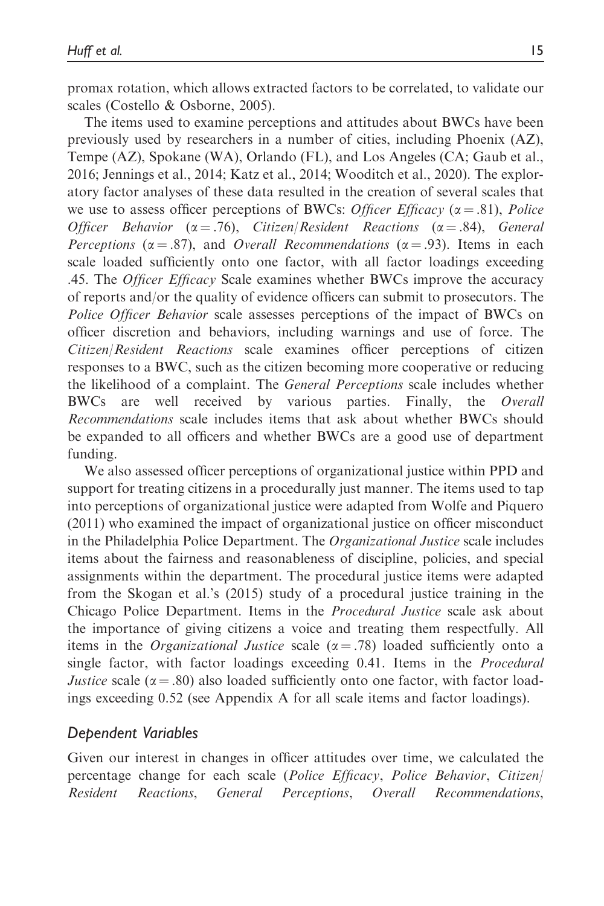promax rotation, which allows extracted factors to be correlated, to validate our scales (Costello & Osborne, 2005).

The items used to examine perceptions and attitudes about BWCs have been previously used by researchers in a number of cities, including Phoenix (AZ), Tempe (AZ), Spokane (WA), Orlando (FL), and Los Angeles (CA; Gaub et al., 2016; Jennings et al., 2014; Katz et al., 2014; Wooditch et al., 2020). The exploratory factor analyses of these data resulted in the creation of several scales that we use to assess officer perceptions of BWCs: *Officer Efficacy* ($\alpha = .81$), *Police Officer Behavior* ($\alpha = .76$), *Citizen/Resident Reactions* ($\alpha = .84$), *General Perceptions* ($\alpha = .87$), and *Overall Recommendations* ($\alpha = .93$). Items in each scale loaded sufficiently onto one factor, with all factor loadings exceeding .45. The *Officer Efficacy* Scale examines whether BWCs improve the accuracy of reports and/or the quality of evidence officers can submit to prosecutors. The *Police Officer Behavior* scale assesses perceptions of the impact of BWCs on officer discretion and behaviors, including warnings and use of force. The *Citizen/Resident Reactions* scale examines officer perceptions of citizen responses to a BWC, such as the citizen becoming more cooperative or reducing the likelihood of a complaint. The *General Perceptions* scale includes whether BWCs are well received by various parties. Finally, the *Overall Recommendations* scale includes items that ask about whether BWCs should be expanded to all officers and whether BWCs are a good use of department funding.

We also assessed officer perceptions of organizational justice within PPD and support for treating citizens in a procedurally just manner. The items used to tap into perceptions of organizational justice were adapted from Wolfe and Piquero (2011) who examined the impact of organizational justice on officer misconduct in the Philadelphia Police Department. The *Organizational Justice* scale includes items about the fairness and reasonableness of discipline, policies, and special assignments within the department. The procedural justice items were adapted from the Skogan et al.'s (2015) study of a procedural justice training in the Chicago Police Department. Items in the *Procedural Justice* scale ask about the importance of giving citizens a voice and treating them respectfully. All items in the *Organizational Justice* scale ($\alpha = .78$) loaded sufficiently onto a single factor, with factor loadings exceeding 0.41. Items in the *Procedural Justice* scale ($\alpha = .80$) also loaded sufficiently onto one factor, with factor loadings exceeding 0.52 (see Appendix A for all scale items and factor loadings).

### *Dependent Variables*

Given our interest in changes in officer attitudes over time, we calculated the percentage change for each scale (*Police Efficacy*, *Police Behavior*, *Citizen/Resident Reactions*, *General Perceptions*, *Overall Recommendations*,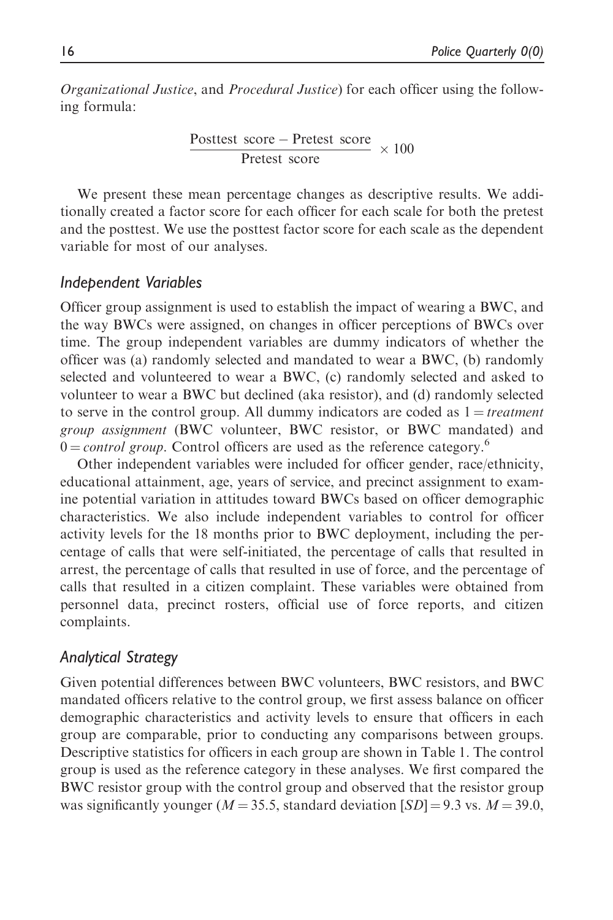*Organizational Justice*, and *Procedural Justice*) for each officer using the following formula:

$$\frac{\text{Posttest score} - \text{Pretest score}}{\text{Pretest score}} \times 100$$

We present these mean percentage changes as descriptive results. We additionally created a factor score for each officer for each scale for both the pretest and the posttest. We use the posttest factor score for each scale as the dependent variable for most of our analyses.

### Independent Variables

Officer group assignment is used to establish the impact of wearing a BWC, and the way BWCs were assigned, on changes in officer perceptions of BWCs over time. The group independent variables are dummy indicators of whether the officer was (a) randomly selected and mandated to wear a BWC, (b) randomly selected and volunteered to wear a BWC, (c) randomly selected and asked to volunteer to wear a BWC but declined (aka resistor), and (d) randomly selected to serve in the control group. All dummy indicators are coded as 1 = *treatment group assignment* (BWC volunteer, BWC resistor, or BWC mandated) and 0 = *control group*. Control officers are used as the reference category.[6]

Other independent variables were included for officer gender, race/ethnicity, educational attainment, age, years of service, and precinct assignment to examine potential variation in attitudes toward BWCs based on officer demographic characteristics. We also include independent variables to control for officer activity levels for the 18 months prior to BWC deployment, including the percentage of calls that were self-initiated, the percentage of calls that resulted in arrest, the percentage of calls that resulted in use of force, and the percentage of calls that resulted in a citizen complaint. These variables were obtained from personnel data, precinct rosters, official use of force reports, and citizen complaints.

### Analytical Strategy

Given potential differences between BWC volunteers, BWC resistors, and BWC mandated officers relative to the control group, we first assess balance on officer demographic characteristics and activity levels to ensure that officers in each group are comparable, prior to conducting any comparisons between groups. Descriptive statistics for officers in each group are shown in Table 1. The control group is used as the reference category in these analyses. We first compared the BWC resistor group with the control group and observed that the resistor group was significantly younger ($M = 35.5$, standard deviation [$SD$] = 9.3 vs. $M = 39.0$,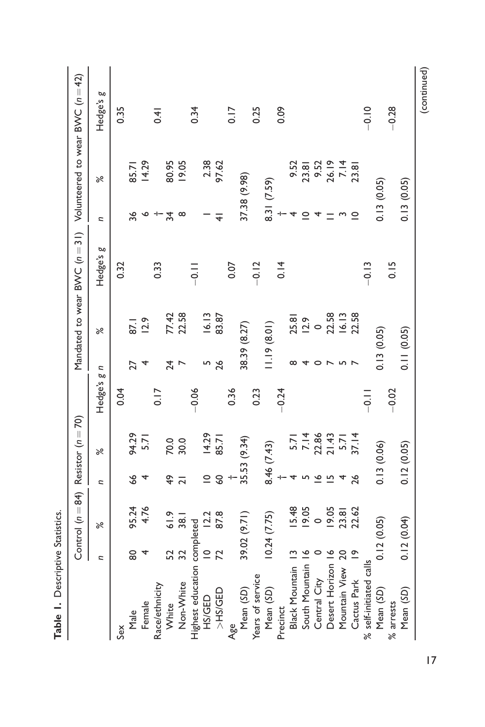**Table 1.** Descriptive Statistics.

| | Control ($n = 84$) | | Resistor ($n = 70$) | | | Mandated to wear BWC ($n = 31$) | | | Volunteered to wear BWC ($n = 42$) | | |
|---|---|---|---|---|---|---|---|---|---|---|---|
| | *n* | % | *n* | % | Hedge's *g* | *n* | % | Hedge's *g* | *n* | % | Hedge's *g* |
| Sex | | | | | 0.04 | | | 0.32 | | | 0.35 |
| Male | 80 | 95.24 | 66 | 94.29 | | 27 | 87.1 | | 36 | 85.71 | |
| Female | 4 | 4.76 | 4 | 5.71 | | 4 | 12.9 | | 6 | 14.29 | |
| Race/ethnicity | | | | | 0.17 | | | 0.33 | † | | 0.41 |
| White | 52 | 61.9 | 49 | 70.0 | | 24 | 77.42 | | 34 | 80.95 | |
| Non-White | 32 | 38.1 | 21 | 30.0 | | 7 | 22.58 | | 8 | 19.05 | |
| Highest education completed | | | | | −0.06 | | | −0.11 | | | 0.34 |
| HS/GED | 10 | 12.2 | 10 | 14.29 | | 5 | 16.13 | | 1 | 2.38 | |
| >HS/GED | 72 | 87.8 | 60 | 85.71 | | 26 | 83.87 | | 41 | 97.62 | |
| Age | | | † | | 0.36 | | | 0.07 | | | 0.17 |
| Mean (*SD*) | 39.02 (9.71) | | 35.53 (9.34) | | | 38.39 (8.27) | | | 37.38 (9.98) | | |
| Years of service | | | | | 0.23 | | | −0.12 | | | 0.25 |
| Mean (*SD*) | 10.24 (7.75) | | 8.46 (7.43) | | | 11.19 (8.01) | | | 8.31 (7.59) | | |
| Precinct | | | † | | −0.24 | | | 0.14 | † | | 0.09 |
| Black Mountain | 13 | 15.48 | 4 | 5.71 | | 8 | 25.81 | | 4 | 9.52 | |
| South Mountain | 16 | 19.05 | 5 | 7.14 | | 4 | 12.9 | | 10 | 23.81 | |
| Central City | 0 | 0 | 16 | 22.86 | | 0 | 0 | | 4 | 9.52 | |
| Desert Horizon | 16 | 19.05 | 15 | 21.43 | | 7 | 22.58 | | 11 | 26.19 | |
| Mountain View | 20 | 23.81 | 4 | 5.71 | | 5 | 16.13 | | 3 | 7.14 | |
| Cactus Park | 19 | 22.62 | 26 | 37.14 | | 7 | 22.58 | | 10 | 23.81 | |
| % self-initiated calls | | | | | −0.11 | | | −0.13 | | | −0.10 |
| Mean (*SD*) | 0.12 (0.05) | | 0.13 (0.06) | | | 0.13 (0.05) | | | 0.13 (0.05) | | |
| % arrests | | | | | −0.02 | | | 0.15 | | | −0.28 |
| Mean (*SD*) | 0.12 (0.04) | | 0.12 (0.05) | | | 0.11 (0.05) | | | 0.13 (0.05) | | |

(continued)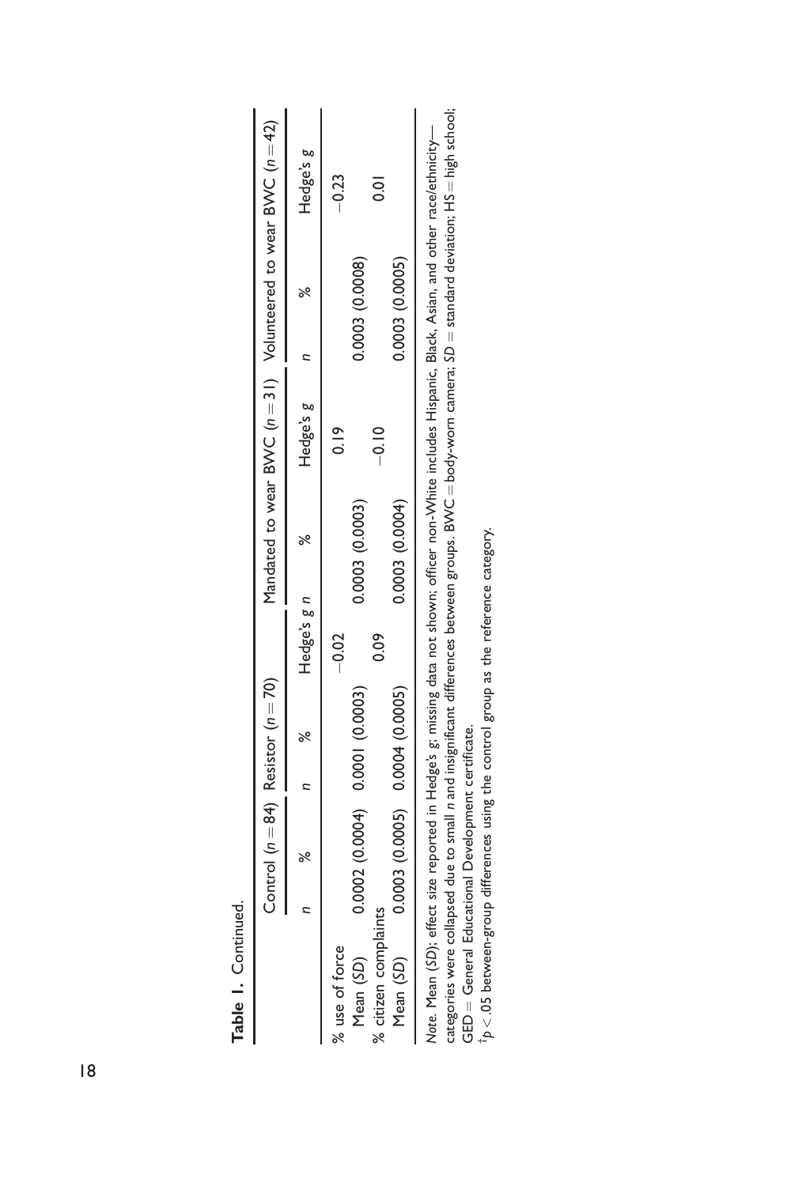**Table 1.** Continued.

| | Control (*n* = 84) | | Resistor (*n* = 70) | | | Mandated to wear BWC (*n* = 31) | | | Volunteered to wear BWC (*n* = 42) | | |
|---|---|---|---|---|---|---|---|---|---|---|---|
| | *n* | % | *n* | % | Hedge's *g* | *n* | % | Hedge's *g* | *n* | % | Hedge's *g* |
| % use of force | | | | | | | | | | | |
| Mean (*SD*) | | 0.0002 (0.0004) | | 0.0001 (0.0003) | −0.02 | | 0.0003 (0.0003) | 0.19 | | 0.0003 (0.0008) | −0.23 |
| % citizen complaints | | | | | | | | | | | |
| Mean (*SD*) | | 0.0003 (0.0005) | | 0.0004 (0.0005) | 0.09 | | 0.0003 (0.0004) | −0.10 | | 0.0003 (0.0005) | 0.01 |

*Note.* Mean (*SD*); effect size reported in Hedge's *g*; missing data not shown; officer non-White includes Hispanic, Black, Asian, and other race/ethnicity—categories were collapsed due to small *n* and insignificant differences between groups. BWC = body-worn camera; *SD* = standard deviation; HS = high school; GED = General Educational Development certificate.

†$p < .05$ between-group differences using the control group as the reference category.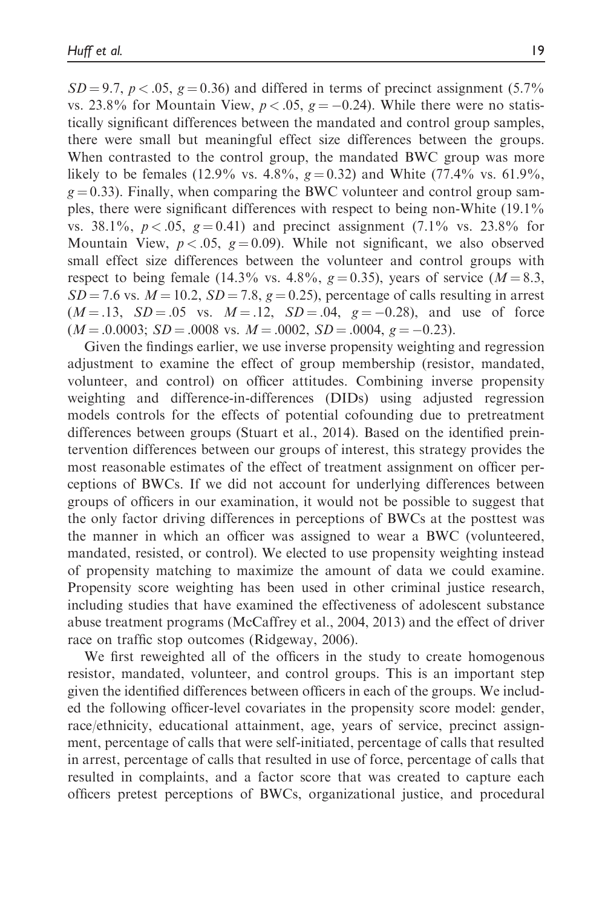$SD = 9.7$, $p < .05$, $g = 0.36$) and differed in terms of precinct assignment (5.7% vs. 23.8% for Mountain View, $p < .05$, $g = -0.24$). While there were no statistically significant differences between the mandated and control group samples, there were small but meaningful effect size differences between the groups. When contrasted to the control group, the mandated BWC group was more likely to be females (12.9% vs. 4.8%, $g = 0.32$) and White (77.4% vs. 61.9%, $g = 0.33$). Finally, when comparing the BWC volunteer and control group samples, there were significant differences with respect to being non-White (19.1% vs. 38.1%, $p < .05$, $g = 0.41$) and precinct assignment (7.1% vs. 23.8% for Mountain View, $p < .05$, $g = 0.09$). While not significant, we also observed small effect size differences between the volunteer and control groups with respect to being female (14.3% vs. 4.8%, $g = 0.35$), years of service ($M = 8.3$, $SD = 7.6$ vs. $M = 10.2$, $SD = 7.8$, $g = 0.25$), percentage of calls resulting in arrest ($M = .13$, $SD = .05$ vs. $M = .12$, $SD = .04$, $g = -0.28$), and use of force ($M = .0.0003$; $SD = .0008$ vs. $M = .0002$, $SD = .0004$, $g = -0.23$).

Given the findings earlier, we use inverse propensity weighting and regression adjustment to examine the effect of group membership (resistor, mandated, volunteer, and control) on officer attitudes. Combining inverse propensity weighting and difference-in-differences (DIDs) using adjusted regression models controls for the effects of potential cofounding due to pretreatment differences between groups (Stuart et al., 2014). Based on the identified preintervention differences between our groups of interest, this strategy provides the most reasonable estimates of the effect of treatment assignment on officer perceptions of BWCs. If we did not account for underlying differences between groups of officers in our examination, it would not be possible to suggest that the only factor driving differences in perceptions of BWCs at the posttest was the manner in which an officer was assigned to wear a BWC (volunteered, mandated, resisted, or control). We elected to use propensity weighting instead of propensity matching to maximize the amount of data we could examine. Propensity score weighting has been used in other criminal justice research, including studies that have examined the effectiveness of adolescent substance abuse treatment programs (McCaffrey et al., 2004, 2013) and the effect of driver race on traffic stop outcomes (Ridgeway, 2006).

We first reweighted all of the officers in the study to create homogenous resistor, mandated, volunteer, and control groups. This is an important step given the identified differences between officers in each of the groups. We included the following officer-level covariates in the propensity score model: gender, race/ethnicity, educational attainment, age, years of service, precinct assignment, percentage of calls that were self-initiated, percentage of calls that resulted in arrest, percentage of calls that resulted in use of force, percentage of calls that resulted in complaints, and a factor score that was created to capture each officers pretest perceptions of BWCs, organizational justice, and procedural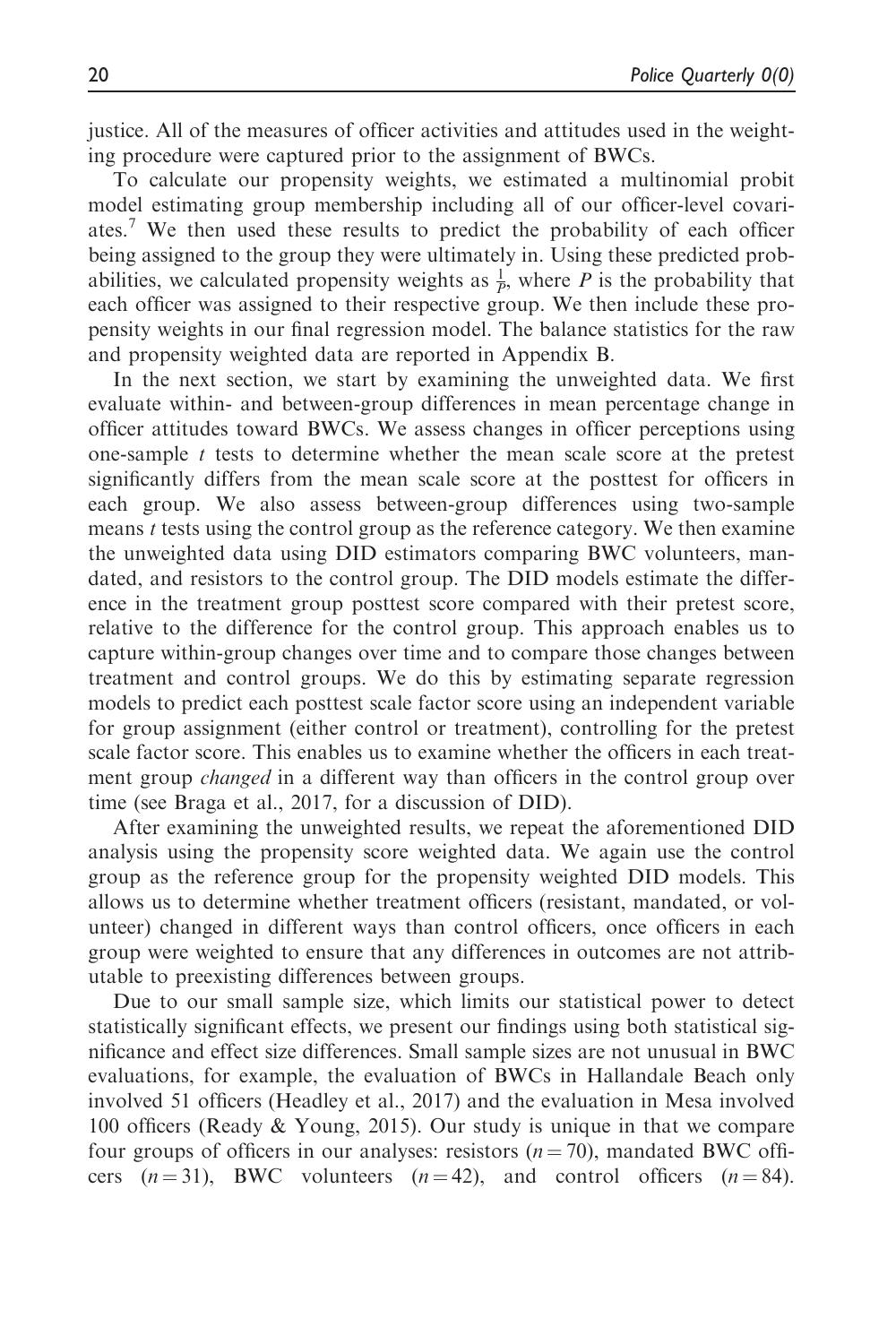justice. All of the measures of officer activities and attitudes used in the weighting procedure were captured prior to the assignment of BWCs.

To calculate our propensity weights, we estimated a multinomial probit model estimating group membership including all of our officer-level covariates.[7] We then used these results to predict the probability of each officer being assigned to the group they were ultimately in. Using these predicted probabilities, we calculated propensity weights as $\frac{1}{P}$, where $P$ is the probability that each officer was assigned to their respective group. We then include these propensity weights in our final regression model. The balance statistics for the raw and propensity weighted data are reported in Appendix B.

In the next section, we start by examining the unweighted data. We first evaluate within- and between-group differences in mean percentage change in officer attitudes toward BWCs. We assess changes in officer perceptions using one-sample $t$ tests to determine whether the mean scale score at the pretest significantly differs from the mean scale score at the posttest for officers in each group. We also assess between-group differences using two-sample means $t$ tests using the control group as the reference category. We then examine the unweighted data using DID estimators comparing BWC volunteers, mandated, and resistors to the control group. The DID models estimate the difference in the treatment group posttest score compared with their pretest score, relative to the difference for the control group. This approach enables us to capture within-group changes over time and to compare those changes between treatment and control groups. We do this by estimating separate regression models to predict each posttest scale factor score using an independent variable for group assignment (either control or treatment), controlling for the pretest scale factor score. This enables us to examine whether the officers in each treatment group *changed* in a different way than officers in the control group over time (see Braga et al., 2017, for a discussion of DID).

After examining the unweighted results, we repeat the aforementioned DID analysis using the propensity score weighted data. We again use the control group as the reference group for the propensity weighted DID models. This allows us to determine whether treatment officers (resistant, mandated, or volunteer) changed in different ways than control officers, once officers in each group were weighted to ensure that any differences in outcomes are not attributable to preexisting differences between groups.

Due to our small sample size, which limits our statistical power to detect statistically significant effects, we present our findings using both statistical significance and effect size differences. Small sample sizes are not unusual in BWC evaluations, for example, the evaluation of BWCs in Hallandale Beach only involved 51 officers (Headley et al., 2017) and the evaluation in Mesa involved 100 officers (Ready & Young, 2015). Our study is unique in that we compare four groups of officers in our analyses: resistors ($n = 70$), mandated BWC officers ($n = 31$), BWC volunteers ($n = 42$), and control officers ($n = 84$).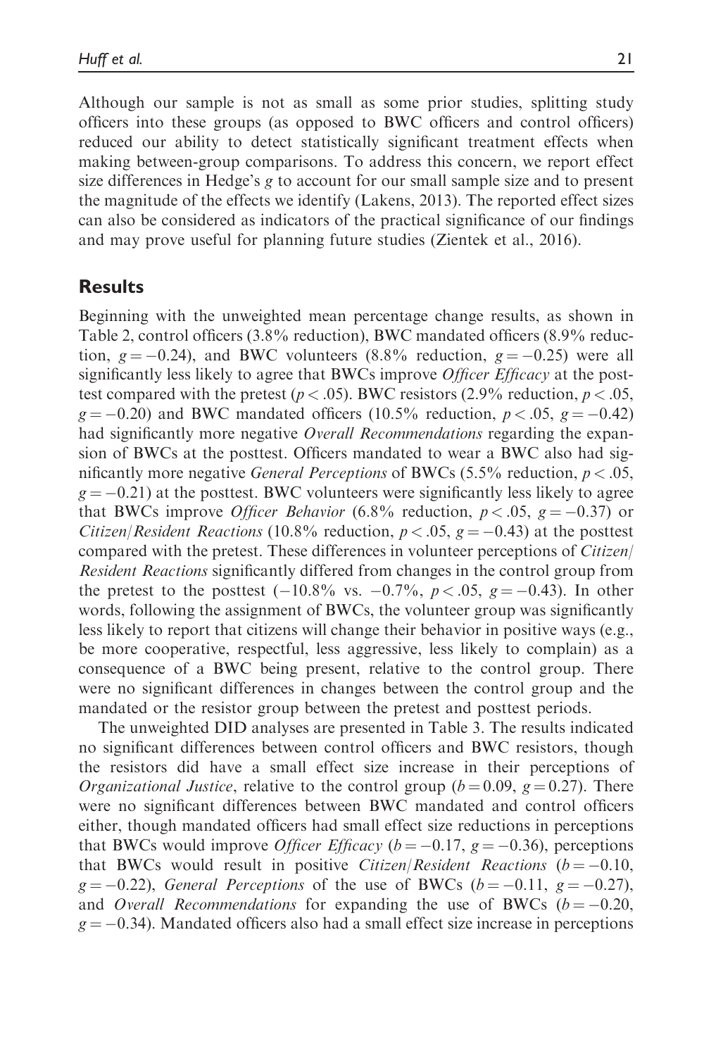Although our sample is not as small as some prior studies, splitting study officers into these groups (as opposed to BWC officers and control officers) reduced our ability to detect statistically significant treatment effects when making between-group comparisons. To address this concern, we report effect size differences in Hedge's $g$ to account for our small sample size and to present the magnitude of the effects we identify (Lakens, 2013). The reported effect sizes can also be considered as indicators of the practical significance of our findings and may prove useful for planning future studies (Zientek et al., 2016).

## Results

Beginning with the unweighted mean percentage change results, as shown in Table 2, control officers (3.8% reduction), BWC mandated officers (8.9% reduction, $g = -0.24$), and BWC volunteers (8.8% reduction, $g = -0.25$) were all significantly less likely to agree that BWCs improve *Officer Efficacy* at the posttest compared with the pretest ($p < .05$). BWC resistors (2.9% reduction, $p < .05$, $g = -0.20$) and BWC mandated officers (10.5% reduction, $p < .05$, $g = -0.42$) had significantly more negative *Overall Recommendations* regarding the expansion of BWCs at the posttest. Officers mandated to wear a BWC also had significantly more negative *General Perceptions* of BWCs (5.5% reduction, $p < .05$, $g = -0.21$) at the posttest. BWC volunteers were significantly less likely to agree that BWCs improve *Officer Behavior* (6.8% reduction, $p < .05$, $g = -0.37$) or *Citizen/Resident Reactions* (10.8% reduction, $p < .05$, $g = -0.43$) at the posttest compared with the pretest. These differences in volunteer perceptions of *Citizen/Resident Reactions* significantly differed from changes in the control group from the pretest to the posttest ($-10.8\%$ vs. $-0.7\%$, $p < .05$, $g = -0.43$). In other words, following the assignment of BWCs, the volunteer group was significantly less likely to report that citizens will change their behavior in positive ways (e.g., be more cooperative, respectful, less aggressive, less likely to complain) as a consequence of a BWC being present, relative to the control group. There were no significant differences in changes between the control group and the mandated or the resistor group between the pretest and posttest periods.

The unweighted DID analyses are presented in Table 3. The results indicated no significant differences between control officers and BWC resistors, though the resistors did have a small effect size increase in their perceptions of *Organizational Justice*, relative to the control group ($b = 0.09$, $g = 0.27$). There were no significant differences between BWC mandated and control officers either, though mandated officers had small effect size reductions in perceptions that BWCs would improve *Officer Efficacy* ($b = -0.17$, $g = -0.36$), perceptions that BWCs would result in positive *Citizen/Resident Reactions* ($b = -0.10$, $g = -0.22$), *General Perceptions* of the use of BWCs ($b = -0.11$, $g = -0.27$), and *Overall Recommendations* for expanding the use of BWCs ($b = -0.20$, $g = -0.34$). Mandated officers also had a small effect size increase in perceptions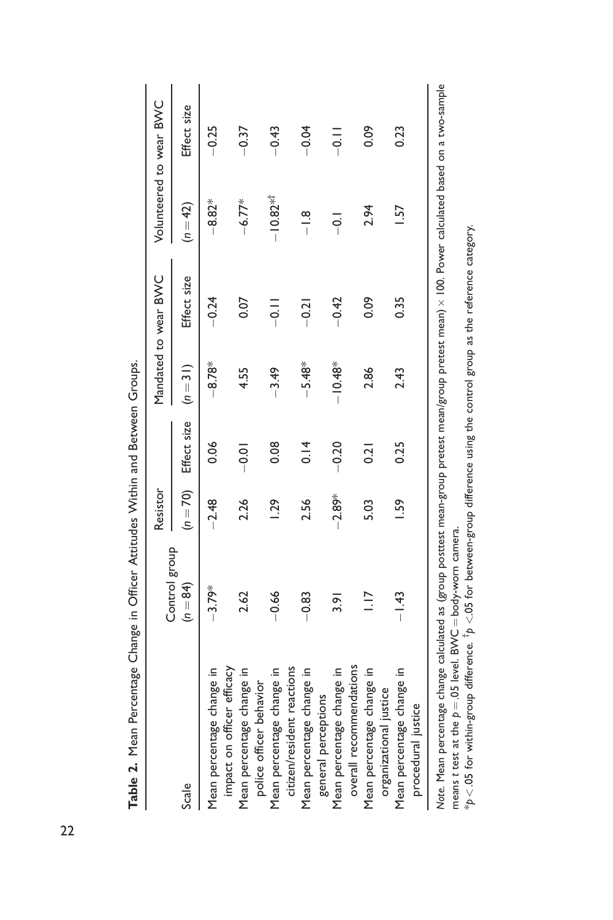**Table 2.** Mean Percentage Change in Officer Attitudes Within and Between Groups.

| Scale | Control group | Resistor | | Mandated to wear BWC | | Volunteered to wear BWC | |
|---|---|---|---|---|---|---|---|
| | $(n = 84)$ | $(n = 70)$ | Effect size | $(n = 31)$ | Effect size | $(n = 42)$ | Effect size |
| Mean percentage change in impact on officer efficacy | −3.79* | −2.48 | 0.06 | −8.78* | −0.24 | −8.82* | −0.25 |
| Mean percentage change in police officer behavior | 2.62 | 2.26 | −0.01 | 4.55 | 0.07 | −6.77* | −0.37 |
| Mean percentage change in citizen/resident reactions | −0.66 | 1.29 | 0.08 | −3.49 | −0.11 | −10.82*[†] | −0.43 |
| Mean percentage change in general perceptions | −0.83 | 2.56 | 0.14 | −5.48* | −0.21 | −1.8 | −0.04 |
| Mean percentage change in overall recommendations | 3.91 | −2.89* | −0.20 | −10.48* | −0.42 | −0.1 | −0.11 |
| Mean percentage change in organizational justice | 1.17 | 5.03 | 0.21 | 2.86 | 0.09 | 2.94 | 0.09 |
| Mean percentage change in procedural justice | −1.43 | 1.59 | 0.25 | 2.43 | 0.35 | 1.57 | 0.23 |

*Note.* Mean percentage change calculated as (group posttest mean-group pretest mean/group pretest mean) × 100. Power calculated based on a two-sample means $t$ test at the $p = .05$ level. BWC = body-worn camera.
*$p < .05$ for within-group difference. [†]$p < .05$ for between-group difference using the control group as the reference category.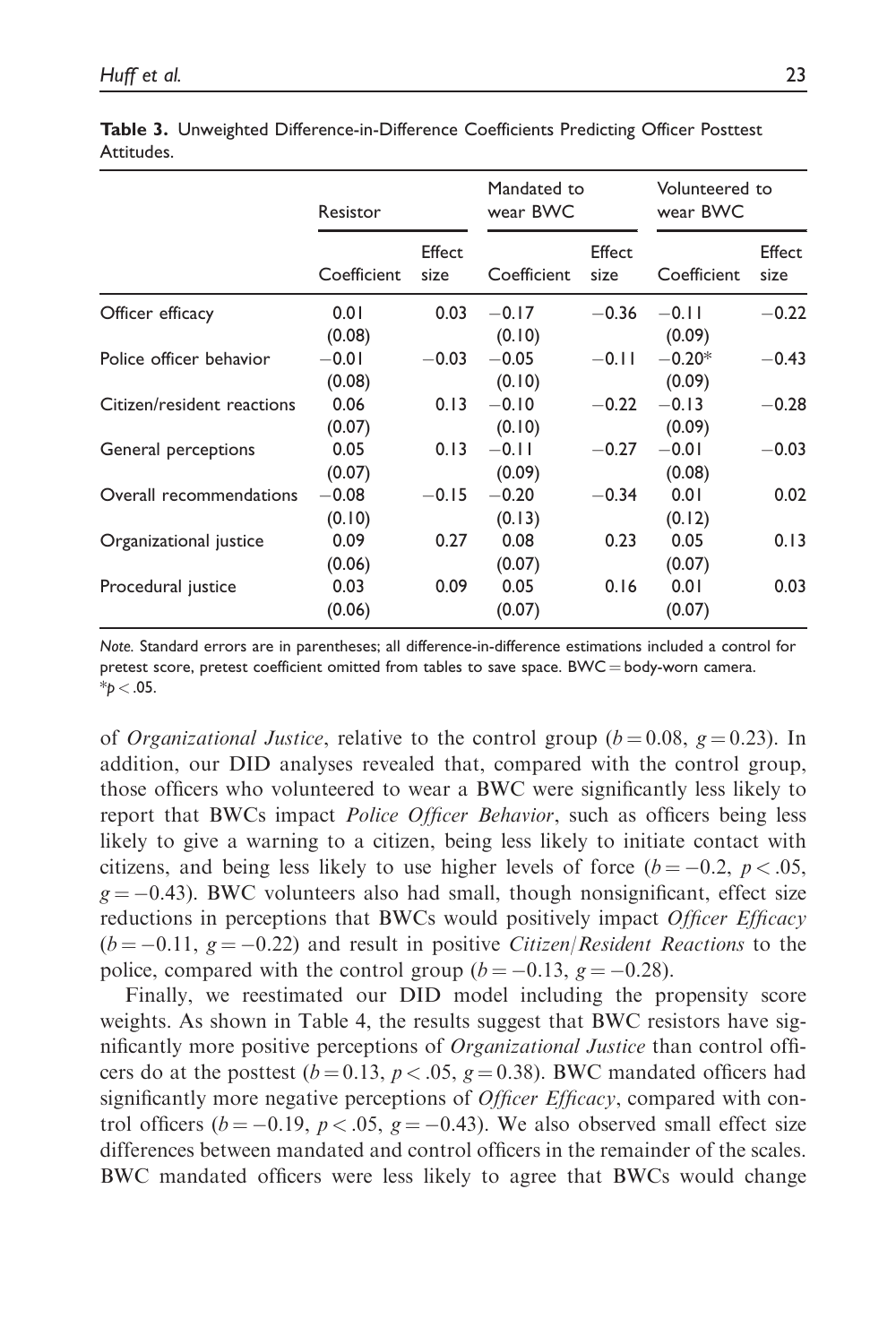**Table 3.** Unweighted Difference-in-Difference Coefficients Predicting Officer Posttest Attitudes.

| | Resistor | | Mandated to wear BWC | | Volunteered to wear BWC | |
|---|---|---|---|---|---|---|
| | Coefficient | Effect size | Coefficient | Effect size | Coefficient | Effect size |
| Officer efficacy | 0.01 (0.08) | 0.03 | −0.17 (0.10) | −0.36 | −0.11 (0.09) | −0.22 |
| Police officer behavior | −0.01 (0.08) | −0.03 | −0.05 (0.10) | −0.11 | −0.20* (0.09) | −0.43 |
| Citizen/resident reactions | 0.06 (0.07) | 0.13 | −0.10 (0.10) | −0.22 | −0.13 (0.09) | −0.28 |
| General perceptions | 0.05 (0.07) | 0.13 | −0.11 (0.09) | −0.27 | −0.01 (0.08) | −0.03 |
| Overall recommendations | −0.08 (0.10) | −0.15 | −0.20 (0.13) | −0.34 | 0.01 (0.12) | 0.02 |
| Organizational justice | 0.09 (0.06) | 0.27 | 0.08 (0.07) | 0.23 | 0.05 (0.07) | 0.13 |
| Procedural justice | 0.03 (0.06) | 0.09 | 0.05 (0.07) | 0.16 | 0.01 (0.07) | 0.03 |

*Note.* Standard errors are in parentheses; all difference-in-difference estimations included a control for pretest score, pretest coefficient omitted from tables to save space. BWC = body-worn camera.
*$p < .05$.

of *Organizational Justice*, relative to the control group ($b = 0.08$, $g = 0.23$). In addition, our DID analyses revealed that, compared with the control group, those officers who volunteered to wear a BWC were significantly less likely to report that BWCs impact *Police Officer Behavior*, such as officers being less likely to give a warning to a citizen, being less likely to initiate contact with citizens, and being less likely to use higher levels of force ($b = -0.2$, $p < .05$, $g = -0.43$). BWC volunteers also had small, though nonsignificant, effect size reductions in perceptions that BWCs would positively impact *Officer Efficacy* ($b = -0.11$, $g = -0.22$) and result in positive *Citizen/Resident Reactions* to the police, compared with the control group ($b = -0.13$, $g = -0.28$).

Finally, we reestimated our DID model including the propensity score weights. As shown in Table 4, the results suggest that BWC resistors have significantly more positive perceptions of *Organizational Justice* than control officers do at the posttest ($b = 0.13$, $p < .05$, $g = 0.38$). BWC mandated officers had significantly more negative perceptions of *Officer Efficacy*, compared with control officers ($b = -0.19$, $p < .05$, $g = -0.43$). We also observed small effect size differences between mandated and control officers in the remainder of the scales. BWC mandated officers were less likely to agree that BWCs would change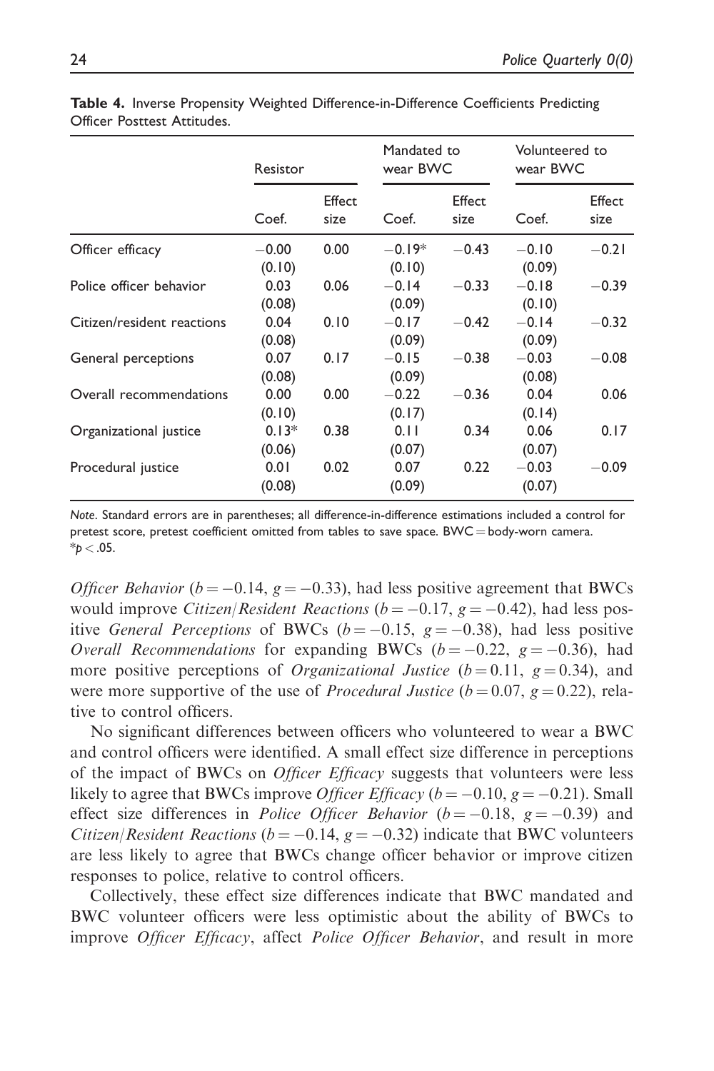**Table 4.** Inverse Propensity Weighted Difference-in-Difference Coefficients Predicting Officer Posttest Attitudes.

| | Resistor | | Mandated to wear BWC | | Volunteered to wear BWC | |
|---|---|---|---|---|---|---|
| | Coef. | Effect size | Coef. | Effect size | Coef. | Effect size |
| Officer efficacy | −0.00 (0.10) | 0.00 | −0.19* (0.10) | −0.43 | −0.10 (0.09) | −0.21 |
| Police officer behavior | 0.03 (0.08) | 0.06 | −0.14 (0.09) | −0.33 | −0.18 (0.10) | −0.39 |
| Citizen/resident reactions | 0.04 (0.08) | 0.10 | −0.17 (0.09) | −0.42 | −0.14 (0.09) | −0.32 |
| General perceptions | 0.07 (0.08) | 0.17 | −0.15 (0.09) | −0.38 | −0.03 (0.08) | −0.08 |
| Overall recommendations | 0.00 (0.10) | 0.00 | −0.22 (0.17) | −0.36 | 0.04 (0.14) | 0.06 |
| Organizational justice | 0.13* (0.06) | 0.38 | 0.11 (0.07) | 0.34 | 0.06 (0.07) | 0.17 |
| Procedural justice | 0.01 (0.08) | 0.02 | 0.07 (0.09) | 0.22 | −0.03 (0.07) | −0.09 |

*Note*. Standard errors are in parentheses; all difference-in-difference estimations included a control for pretest score, pretest coefficient omitted from tables to save space. BWC = body-worn camera.
*$p < .05$.

*Officer Behavior* ($b = -0.14$, $g = -0.33$), had less positive agreement that BWCs would improve *Citizen/Resident Reactions* ($b = -0.17$, $g = -0.42$), had less positive *General Perceptions* of BWCs ($b = -0.15$, $g = -0.38$), had less positive *Overall Recommendations* for expanding BWCs ($b = -0.22$, $g = -0.36$), had more positive perceptions of *Organizational Justice* ($b = 0.11$, $g = 0.34$), and were more supportive of the use of *Procedural Justice* ($b = 0.07$, $g = 0.22$), relative to control officers.

No significant differences between officers who volunteered to wear a BWC and control officers were identified. A small effect size difference in perceptions of the impact of BWCs on *Officer Efficacy* suggests that volunteers were less likely to agree that BWCs improve *Officer Efficacy* ($b = -0.10$, $g = -0.21$). Small effect size differences in *Police Officer Behavior* ($b = -0.18$, $g = -0.39$) and *Citizen/Resident Reactions* ($b = -0.14$, $g = -0.32$) indicate that BWC volunteers are less likely to agree that BWCs change officer behavior or improve citizen responses to police, relative to control officers.

Collectively, these effect size differences indicate that BWC mandated and BWC volunteer officers were less optimistic about the ability of BWCs to improve *Officer Efficacy*, affect *Police Officer Behavior*, and result in more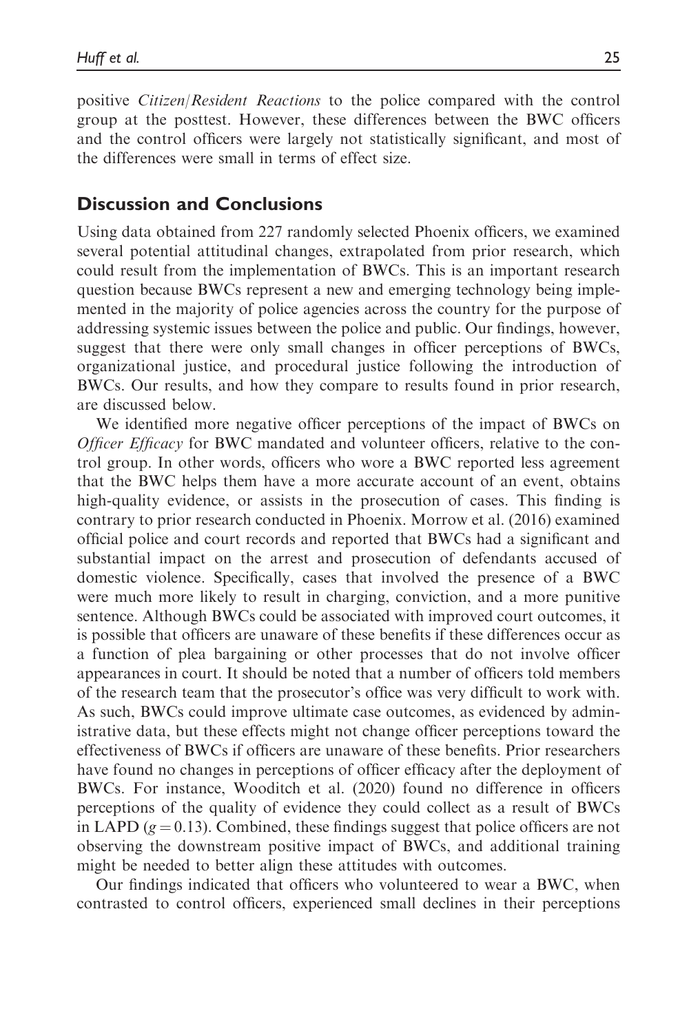positive *Citizen/Resident Reactions* to the police compared with the control group at the posttest. However, these differences between the BWC officers and the control officers were largely not statistically significant, and most of the differences were small in terms of effect size.

## Discussion and Conclusions

Using data obtained from 227 randomly selected Phoenix officers, we examined several potential attitudinal changes, extrapolated from prior research, which could result from the implementation of BWCs. This is an important research question because BWCs represent a new and emerging technology being implemented in the majority of police agencies across the country for the purpose of addressing systemic issues between the police and public. Our findings, however, suggest that there were only small changes in officer perceptions of BWCs, organizational justice, and procedural justice following the introduction of BWCs. Our results, and how they compare to results found in prior research, are discussed below.

We identified more negative officer perceptions of the impact of BWCs on *Officer Efficacy* for BWC mandated and volunteer officers, relative to the control group. In other words, officers who wore a BWC reported less agreement that the BWC helps them have a more accurate account of an event, obtains high-quality evidence, or assists in the prosecution of cases. This finding is contrary to prior research conducted in Phoenix. Morrow et al. (2016) examined official police and court records and reported that BWCs had a significant and substantial impact on the arrest and prosecution of defendants accused of domestic violence. Specifically, cases that involved the presence of a BWC were much more likely to result in charging, conviction, and a more punitive sentence. Although BWCs could be associated with improved court outcomes, it is possible that officers are unaware of these benefits if these differences occur as a function of plea bargaining or other processes that do not involve officer appearances in court. It should be noted that a number of officers told members of the research team that the prosecutor's office was very difficult to work with. As such, BWCs could improve ultimate case outcomes, as evidenced by administrative data, but these effects might not change officer perceptions toward the effectiveness of BWCs if officers are unaware of these benefits. Prior researchers have found no changes in perceptions of officer efficacy after the deployment of BWCs. For instance, Wooditch et al. (2020) found no difference in officers perceptions of the quality of evidence they could collect as a result of BWCs in LAPD ($g = 0.13$). Combined, these findings suggest that police officers are not observing the downstream positive impact of BWCs, and additional training might be needed to better align these attitudes with outcomes.

Our findings indicated that officers who volunteered to wear a BWC, when contrasted to control officers, experienced small declines in their perceptions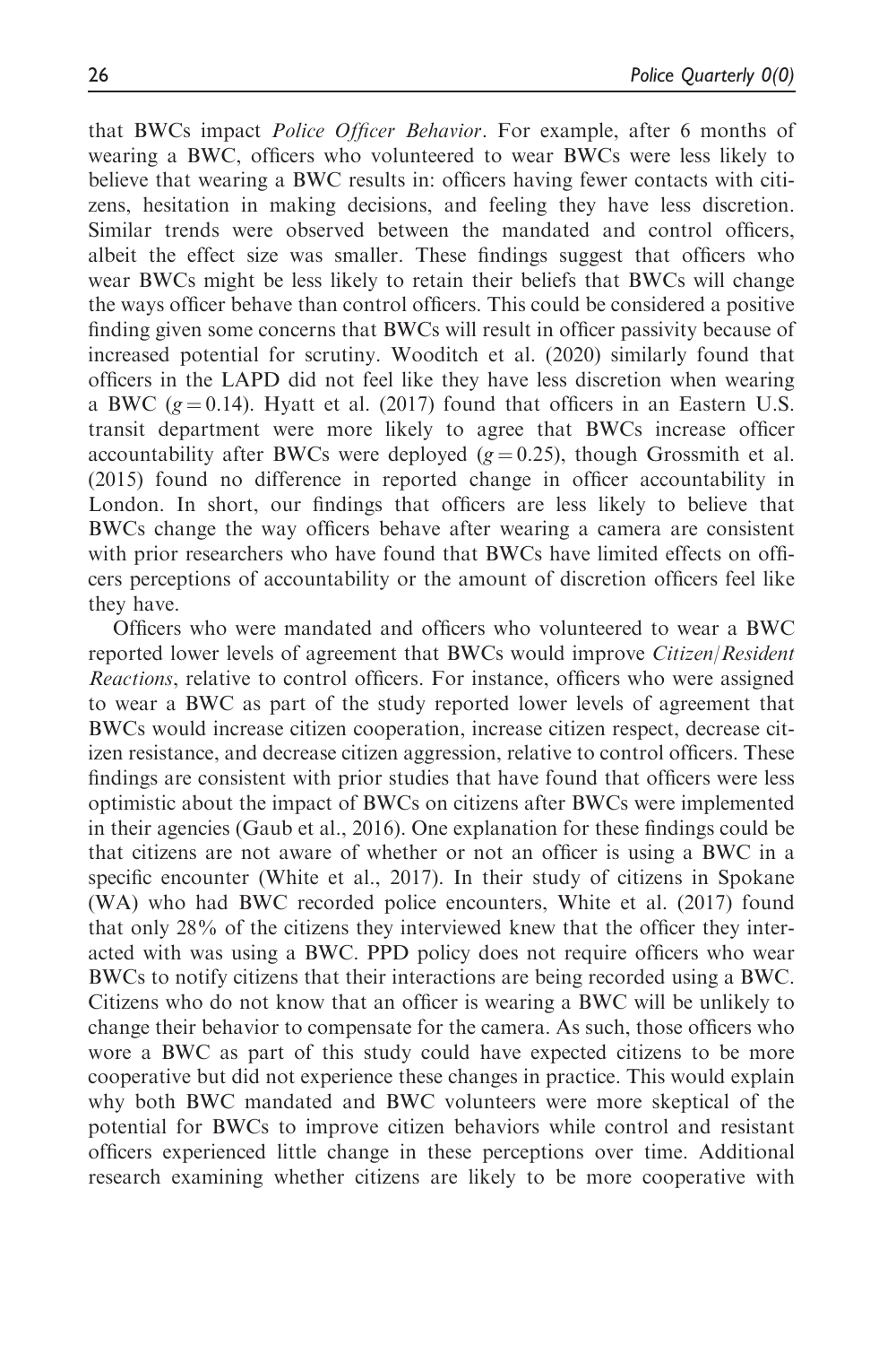that BWCs impact *Police Officer Behavior*. For example, after 6 months of wearing a BWC, officers who volunteered to wear BWCs were less likely to believe that wearing a BWC results in: officers having fewer contacts with citizens, hesitation in making decisions, and feeling they have less discretion. Similar trends were observed between the mandated and control officers, albeit the effect size was smaller. These findings suggest that officers who wear BWCs might be less likely to retain their beliefs that BWCs will change the ways officer behave than control officers. This could be considered a positive finding given some concerns that BWCs will result in officer passivity because of increased potential for scrutiny. Wooditch et al. (2020) similarly found that officers in the LAPD did not feel like they have less discretion when wearing a BWC ($g = 0.14$). Hyatt et al. (2017) found that officers in an Eastern U.S. transit department were more likely to agree that BWCs increase officer accountability after BWCs were deployed ($g = 0.25$), though Grossmith et al. (2015) found no difference in reported change in officer accountability in London. In short, our findings that officers are less likely to believe that BWCs change the way officers behave after wearing a camera are consistent with prior researchers who have found that BWCs have limited effects on officers perceptions of accountability or the amount of discretion officers feel like they have.

Officers who were mandated and officers who volunteered to wear a BWC reported lower levels of agreement that BWCs would improve *Citizen/Resident Reactions*, relative to control officers. For instance, officers who were assigned to wear a BWC as part of the study reported lower levels of agreement that BWCs would increase citizen cooperation, increase citizen respect, decrease citizen resistance, and decrease citizen aggression, relative to control officers. These findings are consistent with prior studies that have found that officers were less optimistic about the impact of BWCs on citizens after BWCs were implemented in their agencies (Gaub et al., 2016). One explanation for these findings could be that citizens are not aware of whether or not an officer is using a BWC in a specific encounter (White et al., 2017). In their study of citizens in Spokane (WA) who had BWC recorded police encounters, White et al. (2017) found that only 28% of the citizens they interviewed knew that the officer they interacted with was using a BWC. PPD policy does not require officers who wear BWCs to notify citizens that their interactions are being recorded using a BWC. Citizens who do not know that an officer is wearing a BWC will be unlikely to change their behavior to compensate for the camera. As such, those officers who wore a BWC as part of this study could have expected citizens to be more cooperative but did not experience these changes in practice. This would explain why both BWC mandated and BWC volunteers were more skeptical of the potential for BWCs to improve citizen behaviors while control and resistant officers experienced little change in these perceptions over time. Additional research examining whether citizens are likely to be more cooperative with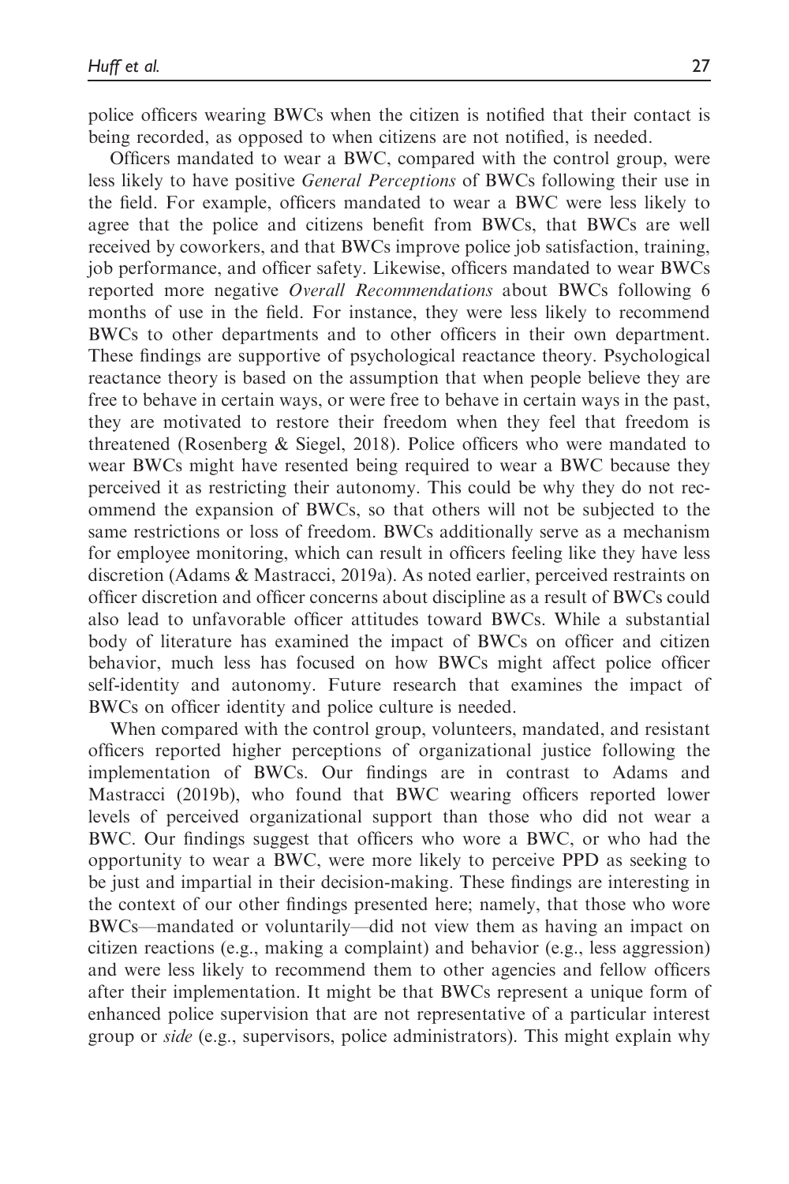police officers wearing BWCs when the citizen is notified that their contact is being recorded, as opposed to when citizens are not notified, is needed.

Officers mandated to wear a BWC, compared with the control group, were less likely to have positive *General Perceptions* of BWCs following their use in the field. For example, officers mandated to wear a BWC were less likely to agree that the police and citizens benefit from BWCs, that BWCs are well received by coworkers, and that BWCs improve police job satisfaction, training, job performance, and officer safety. Likewise, officers mandated to wear BWCs reported more negative *Overall Recommendations* about BWCs following 6 months of use in the field. For instance, they were less likely to recommend BWCs to other departments and to other officers in their own department. These findings are supportive of psychological reactance theory. Psychological reactance theory is based on the assumption that when people believe they are free to behave in certain ways, or were free to behave in certain ways in the past, they are motivated to restore their freedom when they feel that freedom is threatened (Rosenberg & Siegel, 2018). Police officers who were mandated to wear BWCs might have resented being required to wear a BWC because they perceived it as restricting their autonomy. This could be why they do not recommend the expansion of BWCs, so that others will not be subjected to the same restrictions or loss of freedom. BWCs additionally serve as a mechanism for employee monitoring, which can result in officers feeling like they have less discretion (Adams & Mastracci, 2019a). As noted earlier, perceived restraints on officer discretion and officer concerns about discipline as a result of BWCs could also lead to unfavorable officer attitudes toward BWCs. While a substantial body of literature has examined the impact of BWCs on officer and citizen behavior, much less has focused on how BWCs might affect police officer self-identity and autonomy. Future research that examines the impact of BWCs on officer identity and police culture is needed.

When compared with the control group, volunteers, mandated, and resistant officers reported higher perceptions of organizational justice following the implementation of BWCs. Our findings are in contrast to Adams and Mastracci (2019b), who found that BWC wearing officers reported lower levels of perceived organizational support than those who did not wear a BWC. Our findings suggest that officers who wore a BWC, or who had the opportunity to wear a BWC, were more likely to perceive PPD as seeking to be just and impartial in their decision-making. These findings are interesting in the context of our other findings presented here; namely, that those who wore BWCs—mandated or voluntarily—did not view them as having an impact on citizen reactions (e.g., making a complaint) and behavior (e.g., less aggression) and were less likely to recommend them to other agencies and fellow officers after their implementation. It might be that BWCs represent a unique form of enhanced police supervision that are not representative of a particular interest group or *side* (e.g., supervisors, police administrators). This might explain why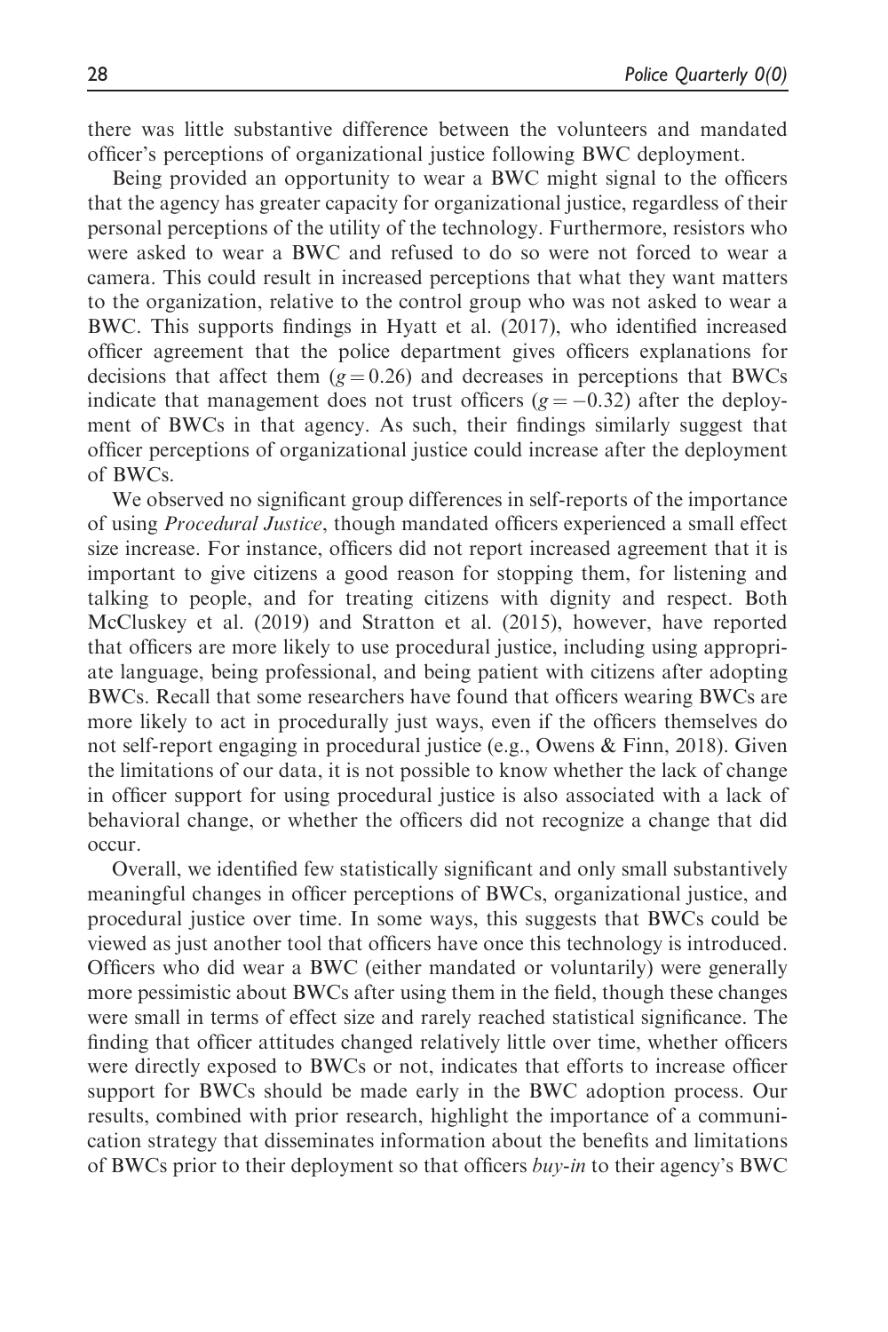there was little substantive difference between the volunteers and mandated officer's perceptions of organizational justice following BWC deployment.

Being provided an opportunity to wear a BWC might signal to the officers that the agency has greater capacity for organizational justice, regardless of their personal perceptions of the utility of the technology. Furthermore, resistors who were asked to wear a BWC and refused to do so were not forced to wear a camera. This could result in increased perceptions that what they want matters to the organization, relative to the control group who was not asked to wear a BWC. This supports findings in Hyatt et al. (2017), who identified increased officer agreement that the police department gives officers explanations for decisions that affect them ($g = 0.26$) and decreases in perceptions that BWCs indicate that management does not trust officers ($g = -0.32$) after the deployment of BWCs in that agency. As such, their findings similarly suggest that officer perceptions of organizational justice could increase after the deployment of BWCs.

We observed no significant group differences in self-reports of the importance of using *Procedural Justice*, though mandated officers experienced a small effect size increase. For instance, officers did not report increased agreement that it is important to give citizens a good reason for stopping them, for listening and talking to people, and for treating citizens with dignity and respect. Both McCluskey et al. (2019) and Stratton et al. (2015), however, have reported that officers are more likely to use procedural justice, including using appropriate language, being professional, and being patient with citizens after adopting BWCs. Recall that some researchers have found that officers wearing BWCs are more likely to act in procedurally just ways, even if the officers themselves do not self-report engaging in procedural justice (e.g., Owens & Finn, 2018). Given the limitations of our data, it is not possible to know whether the lack of change in officer support for using procedural justice is also associated with a lack of behavioral change, or whether the officers did not recognize a change that did occur.

Overall, we identified few statistically significant and only small substantively meaningful changes in officer perceptions of BWCs, organizational justice, and procedural justice over time. In some ways, this suggests that BWCs could be viewed as just another tool that officers have once this technology is introduced. Officers who did wear a BWC (either mandated or voluntarily) were generally more pessimistic about BWCs after using them in the field, though these changes were small in terms of effect size and rarely reached statistical significance. The finding that officer attitudes changed relatively little over time, whether officers were directly exposed to BWCs or not, indicates that efforts to increase officer support for BWCs should be made early in the BWC adoption process. Our results, combined with prior research, highlight the importance of a communication strategy that disseminates information about the benefits and limitations of BWCs prior to their deployment so that officers *buy-in* to their agency's BWC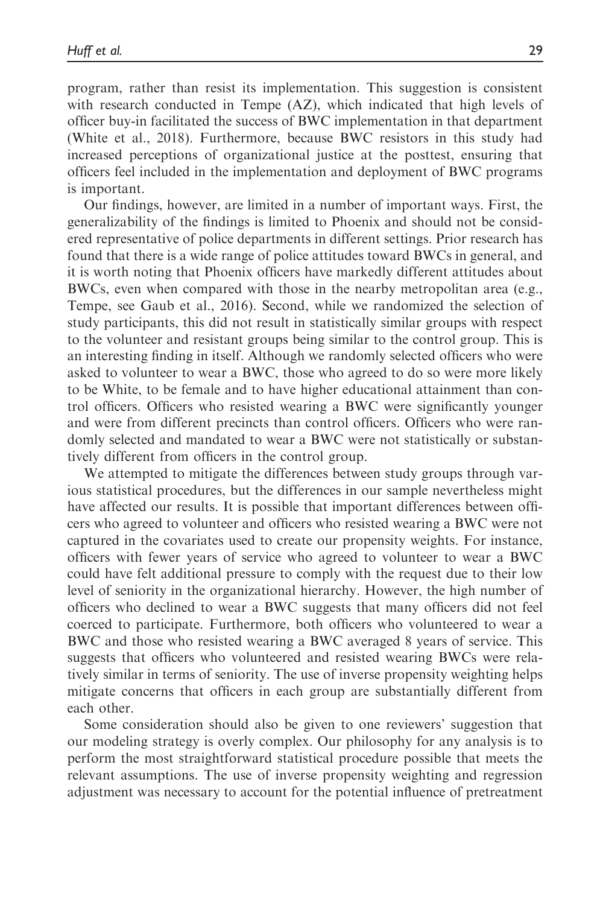program, rather than resist its implementation. This suggestion is consistent with research conducted in Tempe (AZ), which indicated that high levels of officer buy-in facilitated the success of BWC implementation in that department (White et al., 2018). Furthermore, because BWC resistors in this study had increased perceptions of organizational justice at the posttest, ensuring that officers feel included in the implementation and deployment of BWC programs is important.

Our findings, however, are limited in a number of important ways. First, the generalizability of the findings is limited to Phoenix and should not be considered representative of police departments in different settings. Prior research has found that there is a wide range of police attitudes toward BWCs in general, and it is worth noting that Phoenix officers have markedly different attitudes about BWCs, even when compared with those in the nearby metropolitan area (e.g., Tempe, see Gaub et al., 2016). Second, while we randomized the selection of study participants, this did not result in statistically similar groups with respect to the volunteer and resistant groups being similar to the control group. This is an interesting finding in itself. Although we randomly selected officers who were asked to volunteer to wear a BWC, those who agreed to do so were more likely to be White, to be female and to have higher educational attainment than control officers. Officers who resisted wearing a BWC were significantly younger and were from different precincts than control officers. Officers who were randomly selected and mandated to wear a BWC were not statistically or substantively different from officers in the control group.

We attempted to mitigate the differences between study groups through various statistical procedures, but the differences in our sample nevertheless might have affected our results. It is possible that important differences between officers who agreed to volunteer and officers who resisted wearing a BWC were not captured in the covariates used to create our propensity weights. For instance, officers with fewer years of service who agreed to volunteer to wear a BWC could have felt additional pressure to comply with the request due to their low level of seniority in the organizational hierarchy. However, the high number of officers who declined to wear a BWC suggests that many officers did not feel coerced to participate. Furthermore, both officers who volunteered to wear a BWC and those who resisted wearing a BWC averaged 8 years of service. This suggests that officers who volunteered and resisted wearing BWCs were relatively similar in terms of seniority. The use of inverse propensity weighting helps mitigate concerns that officers in each group are substantially different from each other.

Some consideration should also be given to one reviewers' suggestion that our modeling strategy is overly complex. Our philosophy for any analysis is to perform the most straightforward statistical procedure possible that meets the relevant assumptions. The use of inverse propensity weighting and regression adjustment was necessary to account for the potential influence of pretreatment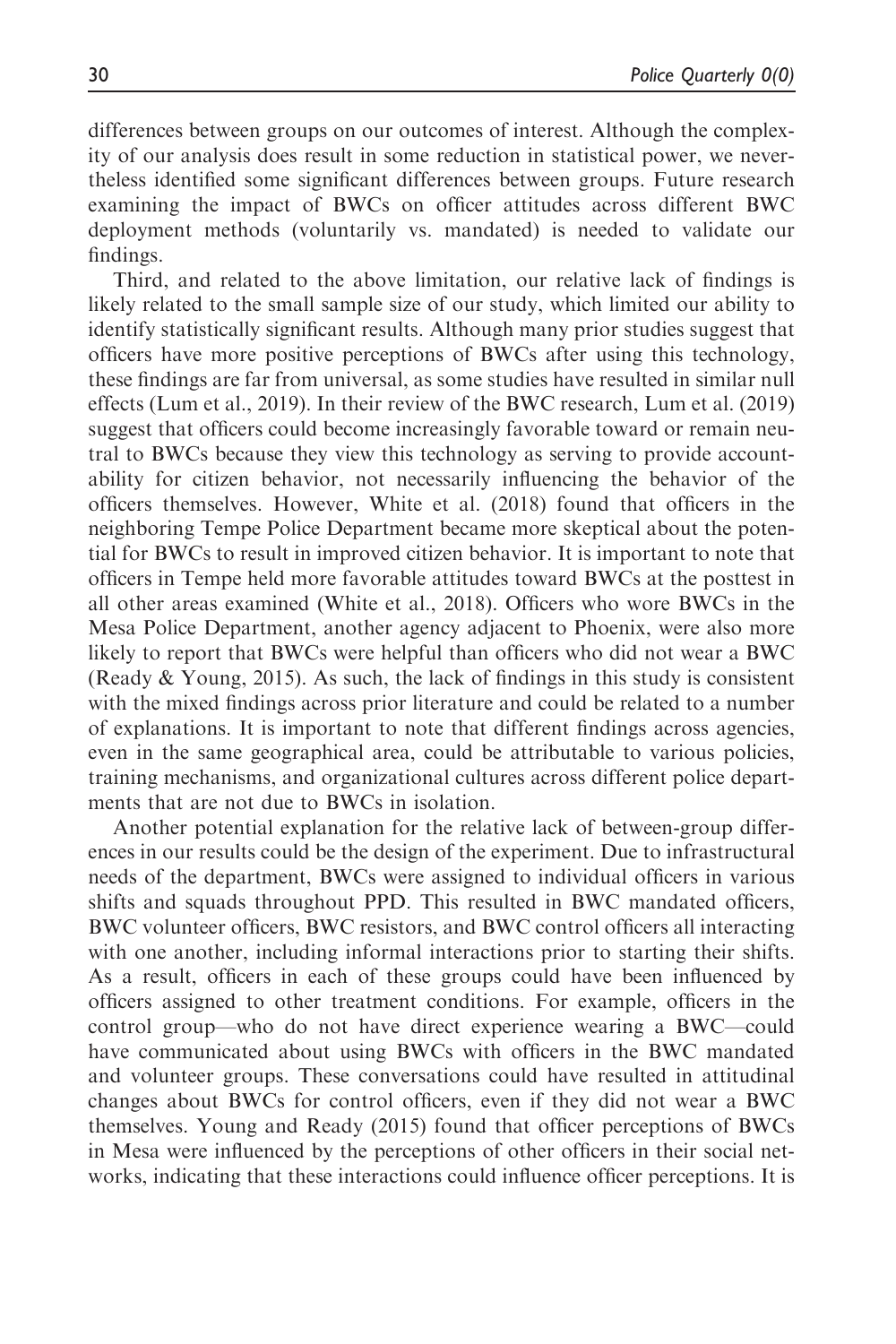differences between groups on our outcomes of interest. Although the complexity of our analysis does result in some reduction in statistical power, we nevertheless identified some significant differences between groups. Future research examining the impact of BWCs on officer attitudes across different BWC deployment methods (voluntarily vs. mandated) is needed to validate our findings.

Third, and related to the above limitation, our relative lack of findings is likely related to the small sample size of our study, which limited our ability to identify statistically significant results. Although many prior studies suggest that officers have more positive perceptions of BWCs after using this technology, these findings are far from universal, as some studies have resulted in similar null effects (Lum et al., 2019). In their review of the BWC research, Lum et al. (2019) suggest that officers could become increasingly favorable toward or remain neutral to BWCs because they view this technology as serving to provide accountability for citizen behavior, not necessarily influencing the behavior of the officers themselves. However, White et al. (2018) found that officers in the neighboring Tempe Police Department became more skeptical about the potential for BWCs to result in improved citizen behavior. It is important to note that officers in Tempe held more favorable attitudes toward BWCs at the posttest in all other areas examined (White et al., 2018). Officers who wore BWCs in the Mesa Police Department, another agency adjacent to Phoenix, were also more likely to report that BWCs were helpful than officers who did not wear a BWC (Ready & Young, 2015). As such, the lack of findings in this study is consistent with the mixed findings across prior literature and could be related to a number of explanations. It is important to note that different findings across agencies, even in the same geographical area, could be attributable to various policies, training mechanisms, and organizational cultures across different police departments that are not due to BWCs in isolation.

Another potential explanation for the relative lack of between-group differences in our results could be the design of the experiment. Due to infrastructural needs of the department, BWCs were assigned to individual officers in various shifts and squads throughout PPD. This resulted in BWC mandated officers, BWC volunteer officers, BWC resistors, and BWC control officers all interacting with one another, including informal interactions prior to starting their shifts. As a result, officers in each of these groups could have been influenced by officers assigned to other treatment conditions. For example, officers in the control group—who do not have direct experience wearing a BWC—could have communicated about using BWCs with officers in the BWC mandated and volunteer groups. These conversations could have resulted in attitudinal changes about BWCs for control officers, even if they did not wear a BWC themselves. Young and Ready (2015) found that officer perceptions of BWCs in Mesa were influenced by the perceptions of other officers in their social networks, indicating that these interactions could influence officer perceptions. It is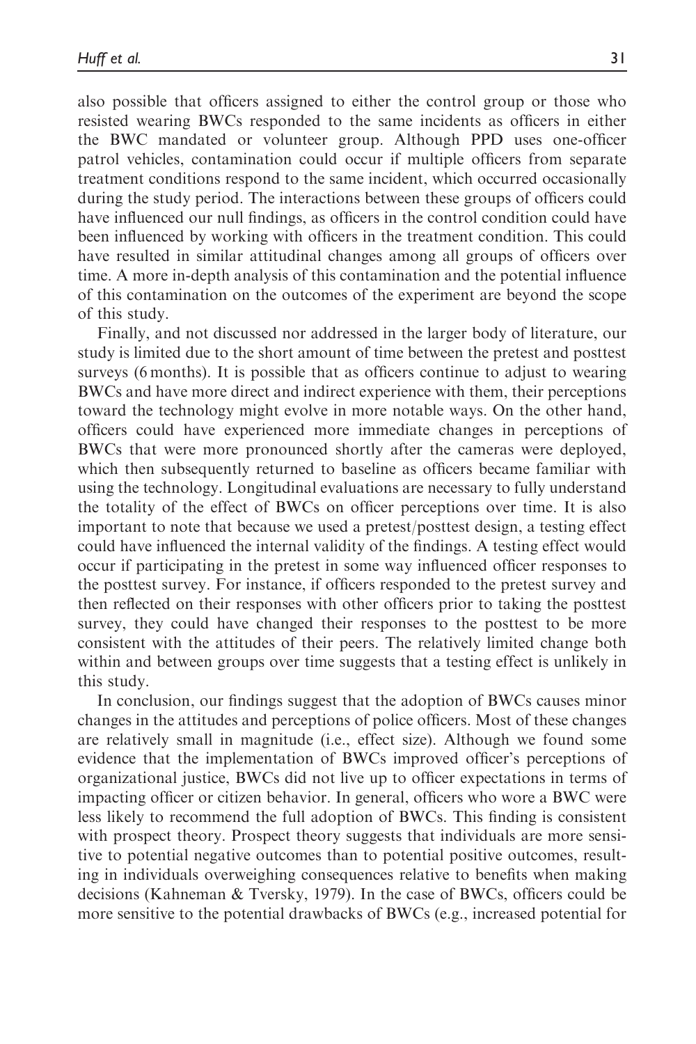also possible that officers assigned to either the control group or those who resisted wearing BWCs responded to the same incidents as officers in either the BWC mandated or volunteer group. Although PPD uses one-officer patrol vehicles, contamination could occur if multiple officers from separate treatment conditions respond to the same incident, which occurred occasionally during the study period. The interactions between these groups of officers could have influenced our null findings, as officers in the control condition could have been influenced by working with officers in the treatment condition. This could have resulted in similar attitudinal changes among all groups of officers over time. A more in-depth analysis of this contamination and the potential influence of this contamination on the outcomes of the experiment are beyond the scope of this study.

Finally, and not discussed nor addressed in the larger body of literature, our study is limited due to the short amount of time between the pretest and posttest surveys (6 months). It is possible that as officers continue to adjust to wearing BWCs and have more direct and indirect experience with them, their perceptions toward the technology might evolve in more notable ways. On the other hand, officers could have experienced more immediate changes in perceptions of BWCs that were more pronounced shortly after the cameras were deployed, which then subsequently returned to baseline as officers became familiar with using the technology. Longitudinal evaluations are necessary to fully understand the totality of the effect of BWCs on officer perceptions over time. It is also important to note that because we used a pretest/posttest design, a testing effect could have influenced the internal validity of the findings. A testing effect would occur if participating in the pretest in some way influenced officer responses to the posttest survey. For instance, if officers responded to the pretest survey and then reflected on their responses with other officers prior to taking the posttest survey, they could have changed their responses to the posttest to be more consistent with the attitudes of their peers. The relatively limited change both within and between groups over time suggests that a testing effect is unlikely in this study.

In conclusion, our findings suggest that the adoption of BWCs causes minor changes in the attitudes and perceptions of police officers. Most of these changes are relatively small in magnitude (i.e., effect size). Although we found some evidence that the implementation of BWCs improved officer's perceptions of organizational justice, BWCs did not live up to officer expectations in terms of impacting officer or citizen behavior. In general, officers who wore a BWC were less likely to recommend the full adoption of BWCs. This finding is consistent with prospect theory. Prospect theory suggests that individuals are more sensitive to potential negative outcomes than to potential positive outcomes, resulting in individuals overweighing consequences relative to benefits when making decisions (Kahneman & Tversky, 1979). In the case of BWCs, officers could be more sensitive to the potential drawbacks of BWCs (e.g., increased potential for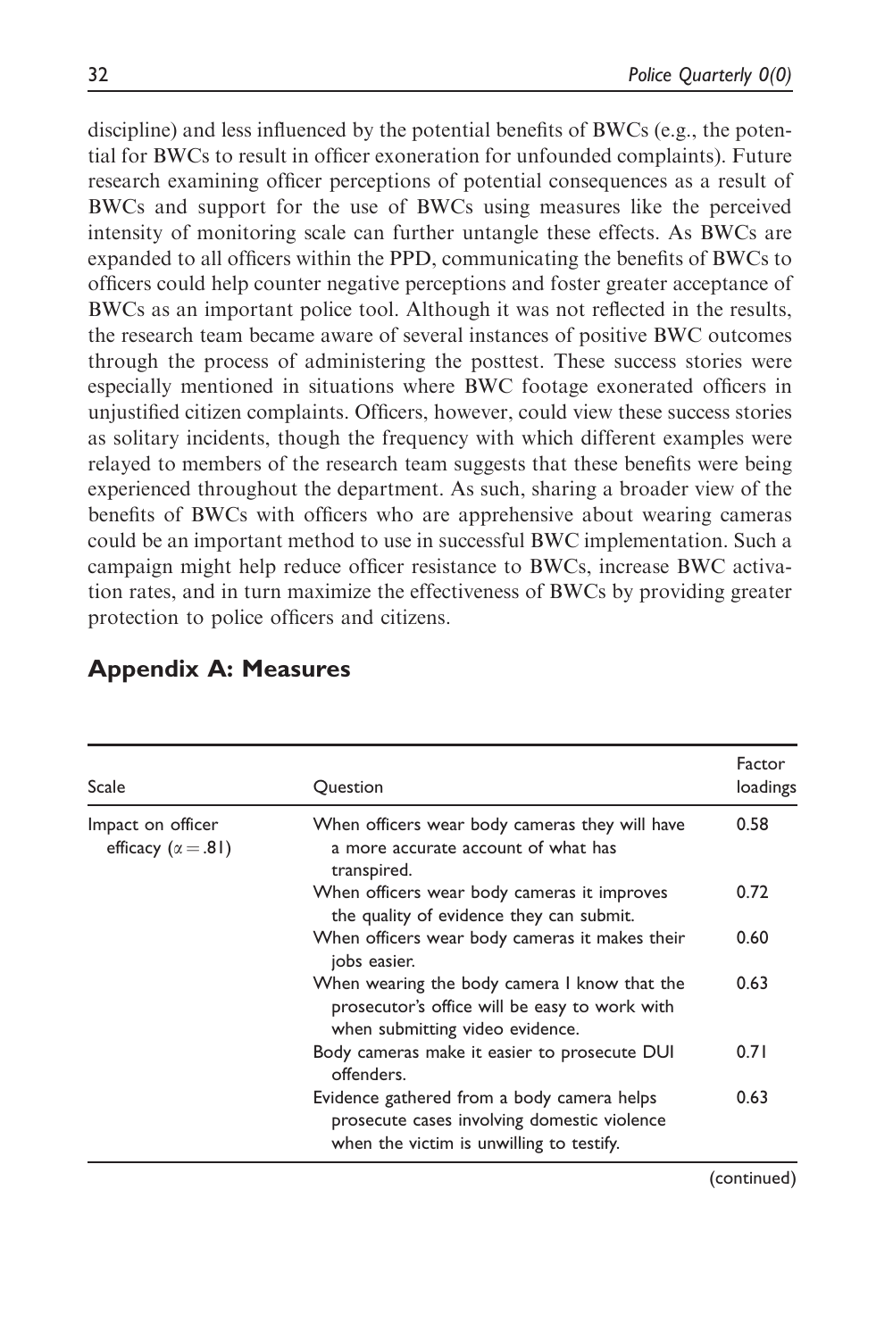discipline) and less influenced by the potential benefits of BWCs (e.g., the potential for BWCs to result in officer exoneration for unfounded complaints). Future research examining officer perceptions of potential consequences as a result of BWCs and support for the use of BWCs using measures like the perceived intensity of monitoring scale can further untangle these effects. As BWCs are expanded to all officers within the PPD, communicating the benefits of BWCs to officers could help counter negative perceptions and foster greater acceptance of BWCs as an important police tool. Although it was not reflected in the results, the research team became aware of several instances of positive BWC outcomes through the process of administering the posttest. These success stories were especially mentioned in situations where BWC footage exonerated officers in unjustified citizen complaints. Officers, however, could view these success stories as solitary incidents, though the frequency with which different examples were relayed to members of the research team suggests that these benefits were being experienced throughout the department. As such, sharing a broader view of the benefits of BWCs with officers who are apprehensive about wearing cameras could be an important method to use in successful BWC implementation. Such a campaign might help reduce officer resistance to BWCs, increase BWC activation rates, and in turn maximize the effectiveness of BWCs by providing greater protection to police officers and citizens.

## Appendix A: Measures

| Scale | Question | Factor loadings |
|---|---|---|
| Impact on officer efficacy ($\alpha = .81$) | When officers wear body cameras they will have a more accurate account of what has transpired. | 0.58 |
| | When officers wear body cameras it improves the quality of evidence they can submit. | 0.72 |
| | When officers wear body cameras it makes their jobs easier. | 0.60 |
| | When wearing the body camera I know that the prosecutor's office will be easy to work with when submitting video evidence. | 0.63 |
| | Body cameras make it easier to prosecute DUI offenders. | 0.71 |
| | Evidence gathered from a body camera helps prosecute cases involving domestic violence when the victim is unwilling to testify. | 0.63 |

(continued)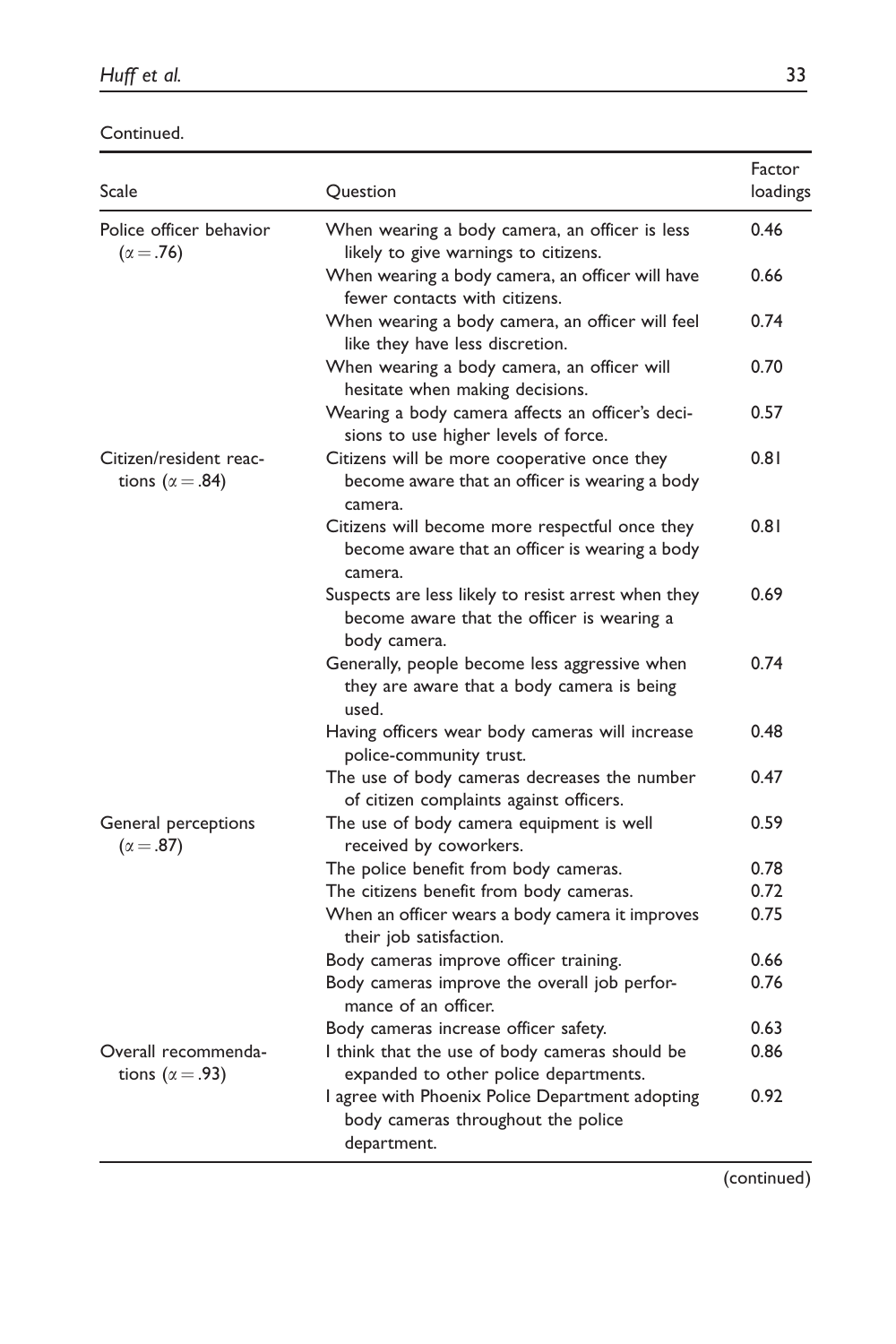Continued.

| Scale | Question | Factor loadings |
|---|---|---|
| Police officer behavior ($\alpha = .76$) | When wearing a body camera, an officer is less likely to give warnings to citizens. | 0.46 |
| | When wearing a body camera, an officer will have fewer contacts with citizens. | 0.66 |
| | When wearing a body camera, an officer will feel like they have less discretion. | 0.74 |
| | When wearing a body camera, an officer will hesitate when making decisions. | 0.70 |
| | Wearing a body camera affects an officer's decisions to use higher levels of force. | 0.57 |
| Citizen/resident reactions ($\alpha = .84$) | Citizens will be more cooperative once they become aware that an officer is wearing a body camera. | 0.81 |
| | Citizens will become more respectful once they become aware that an officer is wearing a body camera. | 0.81 |
| | Suspects are less likely to resist arrest when they become aware that the officer is wearing a body camera. | 0.69 |
| | Generally, people become less aggressive when they are aware that a body camera is being used. | 0.74 |
| | Having officers wear body cameras will increase police-community trust. | 0.48 |
| | The use of body cameras decreases the number of citizen complaints against officers. | 0.47 |
| General perceptions ($\alpha = .87$) | The use of body camera equipment is well received by coworkers. | 0.59 |
| | The police benefit from body cameras. | 0.78 |
| | The citizens benefit from body cameras. | 0.72 |
| | When an officer wears a body camera it improves their job satisfaction. | 0.75 |
| | Body cameras improve officer training. | 0.66 |
| | Body cameras improve the overall job performance of an officer. | 0.76 |
| | Body cameras increase officer safety. | 0.63 |
| Overall recommendations ($\alpha = .93$) | I think that the use of body cameras should be expanded to other police departments. | 0.86 |
| | I agree with Phoenix Police Department adopting body cameras throughout the police department. | 0.92 |

(continued)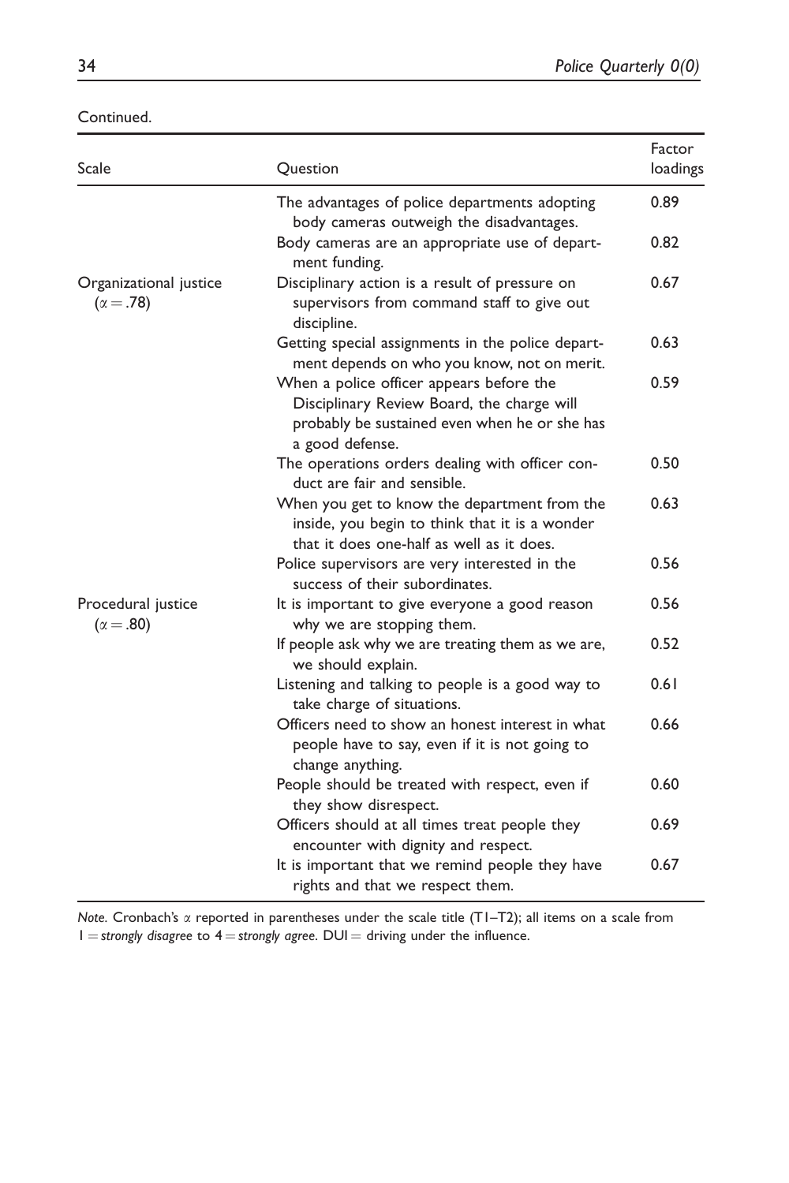Continued.

| Scale | Question | Factor loadings |
|---|---|---|
| | The advantages of police departments adopting body cameras outweigh the disadvantages. | 0.89 |
| | Body cameras are an appropriate use of department funding. | 0.82 |
| Organizational justice ($\alpha = .78$) | Disciplinary action is a result of pressure on supervisors from command staff to give out discipline. | 0.67 |
| | Getting special assignments in the police department depends on who you know, not on merit. | 0.63 |
| | When a police officer appears before the Disciplinary Review Board, the charge will probably be sustained even when he or she has a good defense. | 0.59 |
| | The operations orders dealing with officer conduct are fair and sensible. | 0.50 |
| | When you get to know the department from the inside, you begin to think that it is a wonder that it does one-half as well as it does. | 0.63 |
| | Police supervisors are very interested in the success of their subordinates. | 0.56 |
| Procedural justice ($\alpha = .80$) | It is important to give everyone a good reason why we are stopping them. | 0.56 |
| | If people ask why we are treating them as we are, we should explain. | 0.52 |
| | Listening and talking to people is a good way to take charge of situations. | 0.61 |
| | Officers need to show an honest interest in what people have to say, even if it is not going to change anything. | 0.66 |
| | People should be treated with respect, even if they show disrespect. | 0.60 |
| | Officers should at all times treat people they encounter with dignity and respect. | 0.69 |
| | It is important that we remind people they have rights and that we respect them. | 0.67 |

*Note.* Cronbach's $\alpha$ reported in parentheses under the scale title (T1–T2); all items on a scale from 1 = *strongly disagree* to 4 = *strongly agree*. DUI = driving under the influence.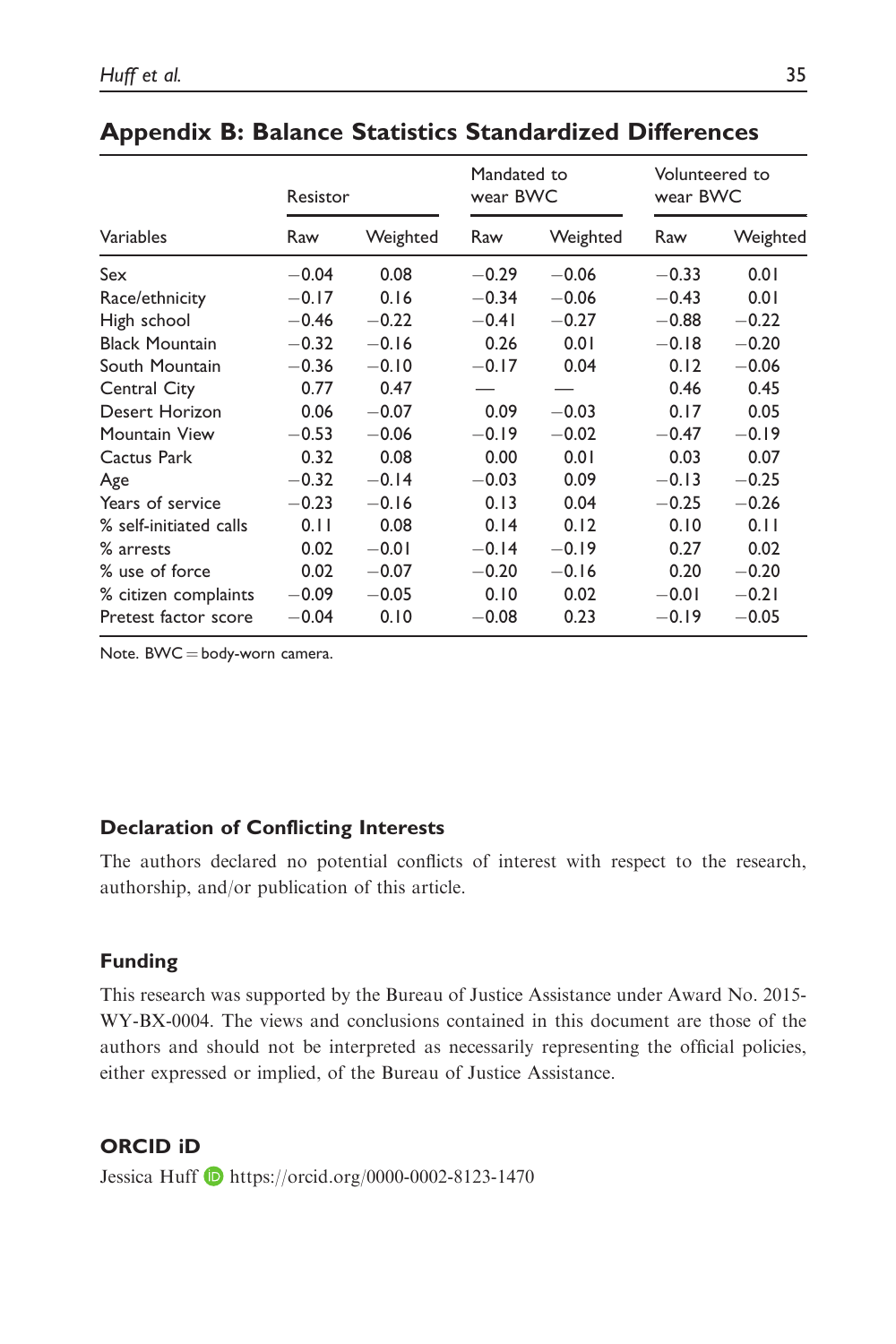## Appendix B: Balance Statistics Standardized Differences

| Variables | Resistor | | Mandated to wear BWC | | Volunteered to wear BWC | |
|---|---|---|---|---|---|---|
| | Raw | Weighted | Raw | Weighted | Raw | Weighted |
| Sex | −0.04 | 0.08 | −0.29 | −0.06 | −0.33 | 0.01 |
| Race/ethnicity | −0.17 | 0.16 | −0.34 | −0.06 | −0.43 | 0.01 |
| High school | −0.46 | −0.22 | −0.41 | −0.27 | −0.88 | −0.22 |
| Black Mountain | −0.32 | −0.16 | 0.26 | 0.01 | −0.18 | −0.20 |
| South Mountain | −0.36 | −0.10 | −0.17 | 0.04 | 0.12 | −0.06 |
| Central City | 0.77 | 0.47 | — | — | 0.46 | 0.45 |
| Desert Horizon | 0.06 | −0.07 | 0.09 | −0.03 | 0.17 | 0.05 |
| Mountain View | −0.53 | −0.06 | −0.19 | −0.02 | −0.47 | −0.19 |
| Cactus Park | 0.32 | 0.08 | 0.00 | 0.01 | 0.03 | 0.07 |
| Age | −0.32 | −0.14 | −0.03 | 0.09 | −0.13 | −0.25 |
| Years of service | −0.23 | −0.16 | 0.13 | 0.04 | −0.25 | −0.26 |
| % self-initiated calls | 0.11 | 0.08 | 0.14 | 0.12 | 0.10 | 0.11 |
| % arrests | 0.02 | −0.01 | −0.14 | −0.19 | 0.27 | 0.02 |
| % use of force | 0.02 | −0.07 | −0.20 | −0.16 | 0.20 | −0.20 |
| % citizen complaints | −0.09 | −0.05 | 0.10 | 0.02 | −0.01 | −0.21 |
| Pretest factor score | −0.04 | 0.10 | −0.08 | 0.23 | −0.19 | −0.05 |

Note. BWC = body-worn camera.

### Declaration of Conflicting Interests

The authors declared no potential conflicts of interest with respect to the research, authorship, and/or publication of this article.

### Funding

This research was supported by the Bureau of Justice Assistance under Award No. 2015-WY-BX-0004. The views and conclusions contained in this document are those of the authors and should not be interpreted as necessarily representing the official policies, either expressed or implied, of the Bureau of Justice Assistance.

### ORCID iD

Jessica Huff https://orcid.org/0000-0002-8123-1470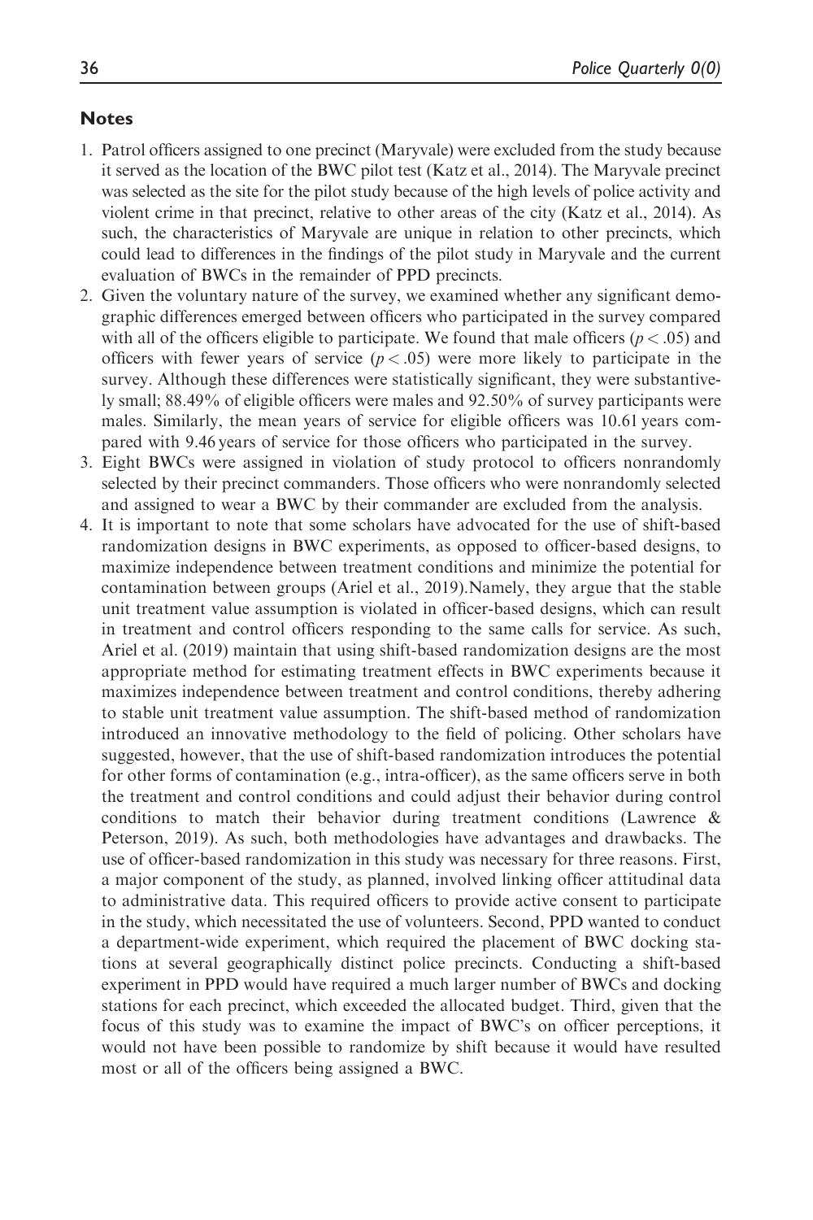## Notes

1. Patrol officers assigned to one precinct (Maryvale) were excluded from the study because it served as the location of the BWC pilot test (Katz et al., 2014). The Maryvale precinct was selected as the site for the pilot study because of the high levels of police activity and violent crime in that precinct, relative to other areas of the city (Katz et al., 2014). As such, the characteristics of Maryvale are unique in relation to other precincts, which could lead to differences in the findings of the pilot study in Maryvale and the current evaluation of BWCs in the remainder of PPD precincts.
2. Given the voluntary nature of the survey, we examined whether any significant demographic differences emerged between officers who participated in the survey compared with all of the officers eligible to participate. We found that male officers ($p < .05$) and officers with fewer years of service ($p < .05$) were more likely to participate in the survey. Although these differences were statistically significant, they were substantively small; 88.49% of eligible officers were males and 92.50% of survey participants were males. Similarly, the mean years of service for eligible officers was 10.61 years compared with 9.46 years of service for those officers who participated in the survey.
3. Eight BWCs were assigned in violation of study protocol to officers nonrandomly selected by their precinct commanders. Those officers who were nonrandomly selected and assigned to wear a BWC by their commander are excluded from the analysis.
4. It is important to note that some scholars have advocated for the use of shift-based randomization designs in BWC experiments, as opposed to officer-based designs, to maximize independence between treatment conditions and minimize the potential for contamination between groups (Ariel et al., 2019).Namely, they argue that the stable unit treatment value assumption is violated in officer-based designs, which can result in treatment and control officers responding to the same calls for service. As such, Ariel et al. (2019) maintain that using shift-based randomization designs are the most appropriate method for estimating treatment effects in BWC experiments because it maximizes independence between treatment and control conditions, thereby adhering to stable unit treatment value assumption. The shift-based method of randomization introduced an innovative methodology to the field of policing. Other scholars have suggested, however, that the use of shift-based randomization introduces the potential for other forms of contamination (e.g., intra-officer), as the same officers serve in both the treatment and control conditions and could adjust their behavior during control conditions to match their behavior during treatment conditions (Lawrence & Peterson, 2019). As such, both methodologies have advantages and drawbacks. The use of officer-based randomization in this study was necessary for three reasons. First, a major component of the study, as planned, involved linking officer attitudinal data to administrative data. This required officers to provide active consent to participate in the study, which necessitated the use of volunteers. Second, PPD wanted to conduct a department-wide experiment, which required the placement of BWC docking stations at several geographically distinct police precincts. Conducting a shift-based experiment in PPD would have required a much larger number of BWCs and docking stations for each precinct, which exceeded the allocated budget. Third, given that the focus of this study was to examine the impact of BWC's on officer perceptions, it would not have been possible to randomize by shift because it would have resulted most or all of the officers being assigned a BWC.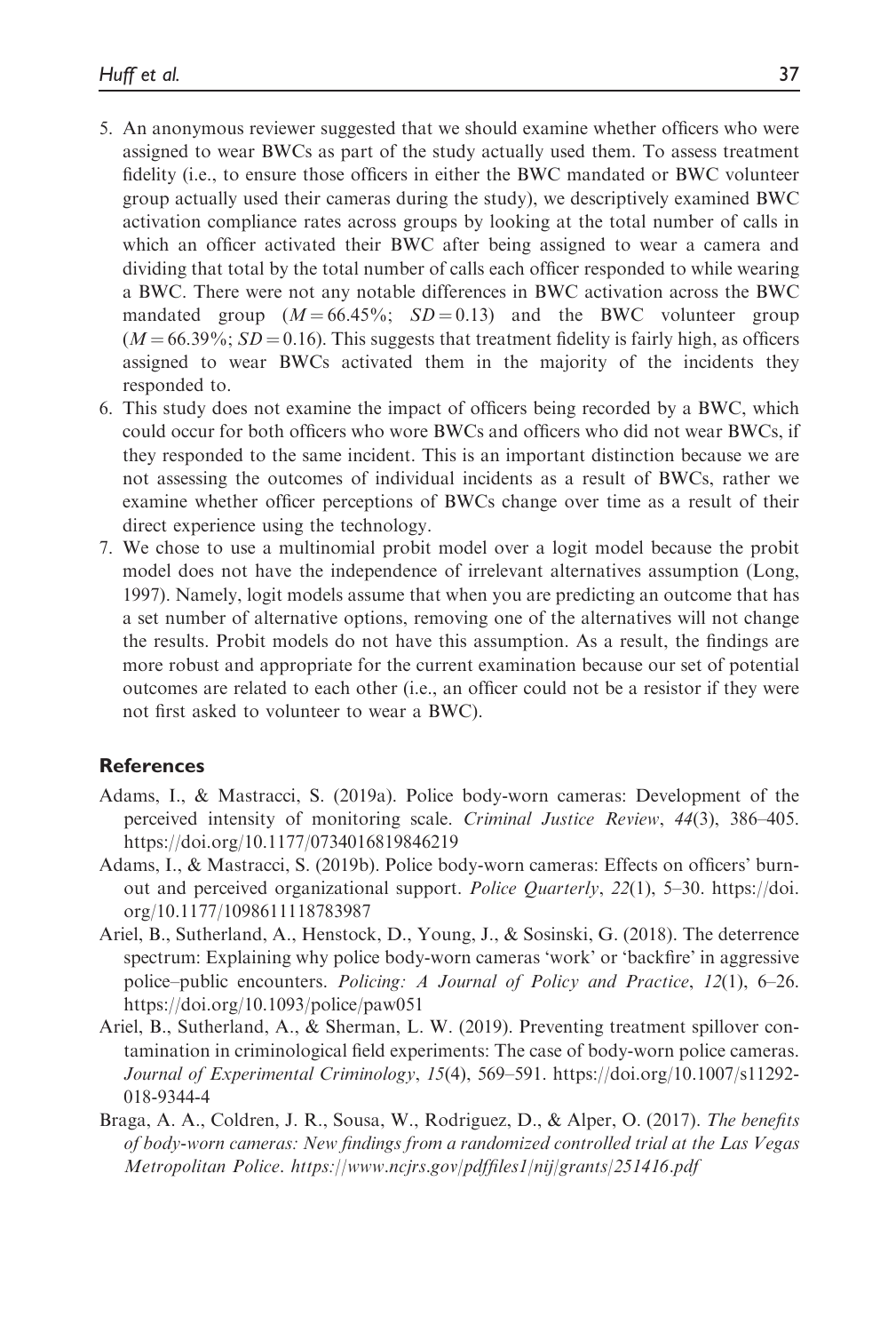5. An anonymous reviewer suggested that we should examine whether officers who were assigned to wear BWCs as part of the study actually used them. To assess treatment fidelity (i.e., to ensure those officers in either the BWC mandated or BWC volunteer group actually used their cameras during the study), we descriptively examined BWC activation compliance rates across groups by looking at the total number of calls in which an officer activated their BWC after being assigned to wear a camera and dividing that total by the total number of calls each officer responded to while wearing a BWC. There were not any notable differences in BWC activation across the BWC mandated group ($M = 66.45\%$; $SD = 0.13$) and the BWC volunteer group ($M = 66.39\%$; $SD = 0.16$). This suggests that treatment fidelity is fairly high, as officers assigned to wear BWCs activated them in the majority of the incidents they responded to.
6. This study does not examine the impact of officers being recorded by a BWC, which could occur for both officers who wore BWCs and officers who did not wear BWCs, if they responded to the same incident. This is an important distinction because we are not assessing the outcomes of individual incidents as a result of BWCs, rather we examine whether officer perceptions of BWCs change over time as a result of their direct experience using the technology.
7. We chose to use a multinomial probit model over a logit model because the probit model does not have the independence of irrelevant alternatives assumption (Long, 1997). Namely, logit models assume that when you are predicting an outcome that has a set number of alternative options, removing one of the alternatives will not change the results. Probit models do not have this assumption. As a result, the findings are more robust and appropriate for the current examination because our set of potential outcomes are related to each other (i.e., an officer could not be a resistor if they were not first asked to volunteer to wear a BWC).

## References

Adams, I., & Mastracci, S. (2019a). Police body-worn cameras: Development of the perceived intensity of monitoring scale. *Criminal Justice Review*, *44*(3), 386–405. https://doi.org/10.1177/0734016819846219

Adams, I., & Mastracci, S. (2019b). Police body-worn cameras: Effects on officers' burnout and perceived organizational support. *Police Quarterly*, *22*(1), 5–30. https://doi.org/10.1177/1098611118783987

Ariel, B., Sutherland, A., Henstock, D., Young, J., & Sosinski, G. (2018). The deterrence spectrum: Explaining why police body-worn cameras 'work' or 'backfire' in aggressive police–public encounters. *Policing: A Journal of Policy and Practice*, *12*(1), 6–26. https://doi.org/10.1093/police/paw051

Ariel, B., Sutherland, A., & Sherman, L. W. (2019). Preventing treatment spillover contamination in criminological field experiments: The case of body-worn police cameras. *Journal of Experimental Criminology*, *15*(4), 569–591. https://doi.org/10.1007/s11292-018-9344-4

Braga, A. A., Coldren, J. R., Sousa, W., Rodriguez, D., & Alper, O. (2017). *The benefits of body-worn cameras: New findings from a randomized controlled trial at the Las Vegas Metropolitan Police. https://www.ncjrs.gov/pdffiles1/nij/grants/251416.pdf*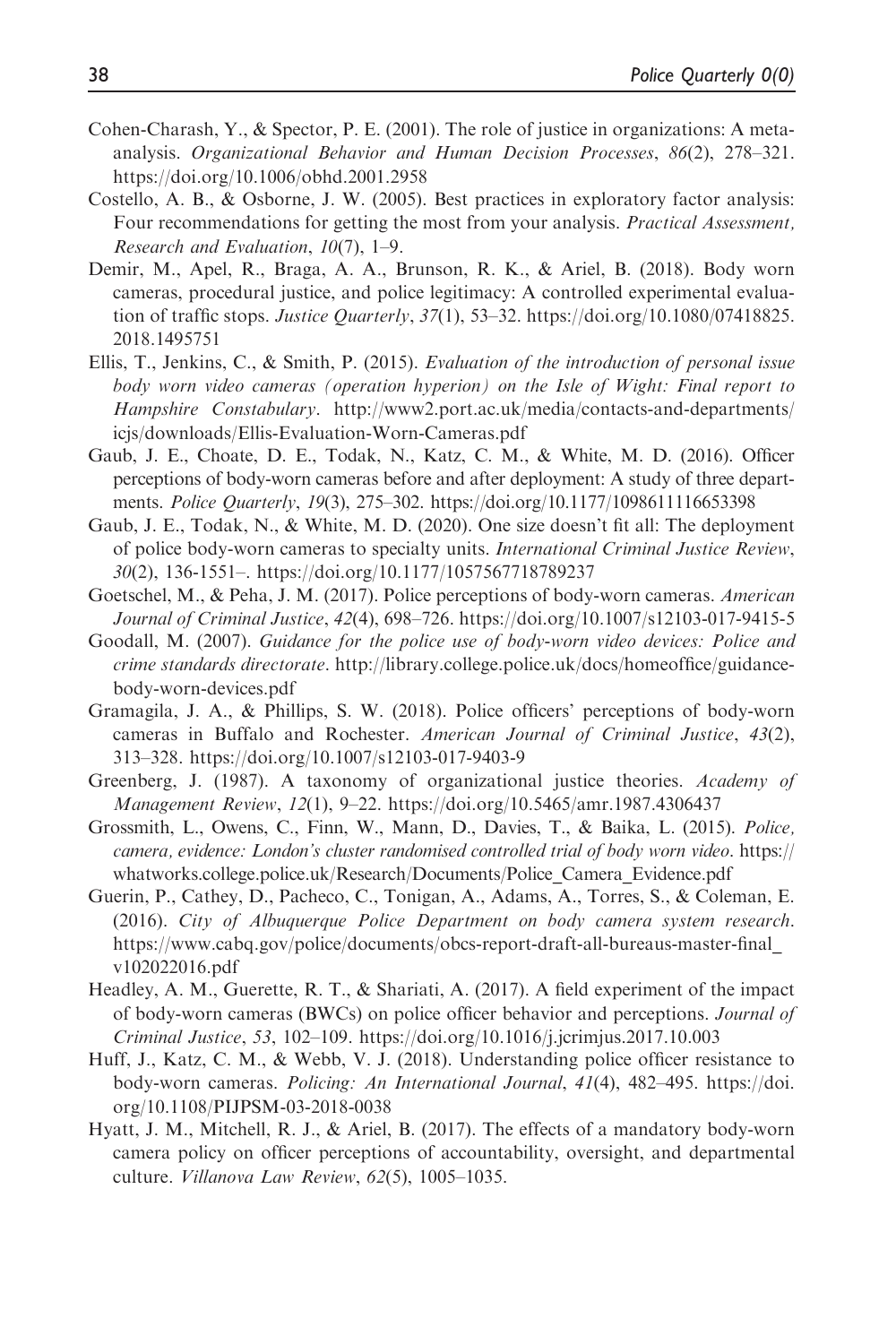Cohen-Charash, Y., & Spector, P. E. (2001). The role of justice in organizations: A meta-analysis. *Organizational Behavior and Human Decision Processes*, *86*(2), 278–321. https://doi.org/10.1006/obhd.2001.2958

Costello, A. B., & Osborne, J. W. (2005). Best practices in exploratory factor analysis: Four recommendations for getting the most from your analysis. *Practical Assessment, Research and Evaluation*, *10*(7), 1–9.

Demir, M., Apel, R., Braga, A. A., Brunson, R. K., & Ariel, B. (2018). Body worn cameras, procedural justice, and police legitimacy: A controlled experimental evaluation of traffic stops. *Justice Quarterly*, *37*(1), 53–32. https://doi.org/10.1080/07418825.2018.1495751

Ellis, T., Jenkins, C., & Smith, P. (2015). *Evaluation of the introduction of personal issue body worn video cameras (operation hyperion) on the Isle of Wight: Final report to Hampshire Constabulary*. http://www2.port.ac.uk/media/contacts-and-departments/icjs/downloads/Ellis-Evaluation-Worn-Cameras.pdf

Gaub, J. E., Choate, D. E., Todak, N., Katz, C. M., & White, M. D. (2016). Officer perceptions of body-worn cameras before and after deployment: A study of three departments. *Police Quarterly*, *19*(3), 275–302. https://doi.org/10.1177/1098611116653398

Gaub, J. E., Todak, N., & White, M. D. (2020). One size doesn't fit all: The deployment of police body-worn cameras to specialty units. *International Criminal Justice Review*, *30*(2), 136-1551–. https://doi.org/10.1177/1057567718789237

Goetschel, M., & Peha, J. M. (2017). Police perceptions of body-worn cameras. *American Journal of Criminal Justice*, *42*(4), 698–726. https://doi.org/10.1007/s12103-017-9415-5

Goodall, M. (2007). *Guidance for the police use of body-worn video devices: Police and crime standards directorate*. http://library.college.police.uk/docs/homeoffice/guidance-body-worn-devices.pdf

Gramagila, J. A., & Phillips, S. W. (2018). Police officers' perceptions of body-worn cameras in Buffalo and Rochester. *American Journal of Criminal Justice*, *43*(2), 313–328. https://doi.org/10.1007/s12103-017-9403-9

Greenberg, J. (1987). A taxonomy of organizational justice theories. *Academy of Management Review*, *12*(1), 9–22. https://doi.org/10.5465/amr.1987.4306437

Grossmith, L., Owens, C., Finn, W., Mann, D., Davies, T., & Baika, L. (2015). *Police, camera, evidence: London's cluster randomised controlled trial of body worn video*. https://whatworks.college.police.uk/Research/Documents/Police_Camera_Evidence.pdf

Guerin, P., Cathey, D., Pacheco, C., Tonigan, A., Adams, A., Torres, S., & Coleman, E. (2016). *City of Albuquerque Police Department on body camera system research*. https://www.cabq.gov/police/documents/obcs-report-draft-all-bureaus-master-final_v102022016.pdf

Headley, A. M., Guerette, R. T., & Shariati, A. (2017). A field experiment of the impact of body-worn cameras (BWCs) on police officer behavior and perceptions. *Journal of Criminal Justice*, *53*, 102–109. https://doi.org/10.1016/j.jcrimjus.2017.10.003

Huff, J., Katz, C. M., & Webb, V. J. (2018). Understanding police officer resistance to body-worn cameras. *Policing: An International Journal*, *41*(4), 482–495. https://doi.org/10.1108/PIJPSM-03-2018-0038

Hyatt, J. M., Mitchell, R. J., & Ariel, B. (2017). The effects of a mandatory body-worn camera policy on officer perceptions of accountability, oversight, and departmental culture. *Villanova Law Review*, *62*(5), 1005–1035.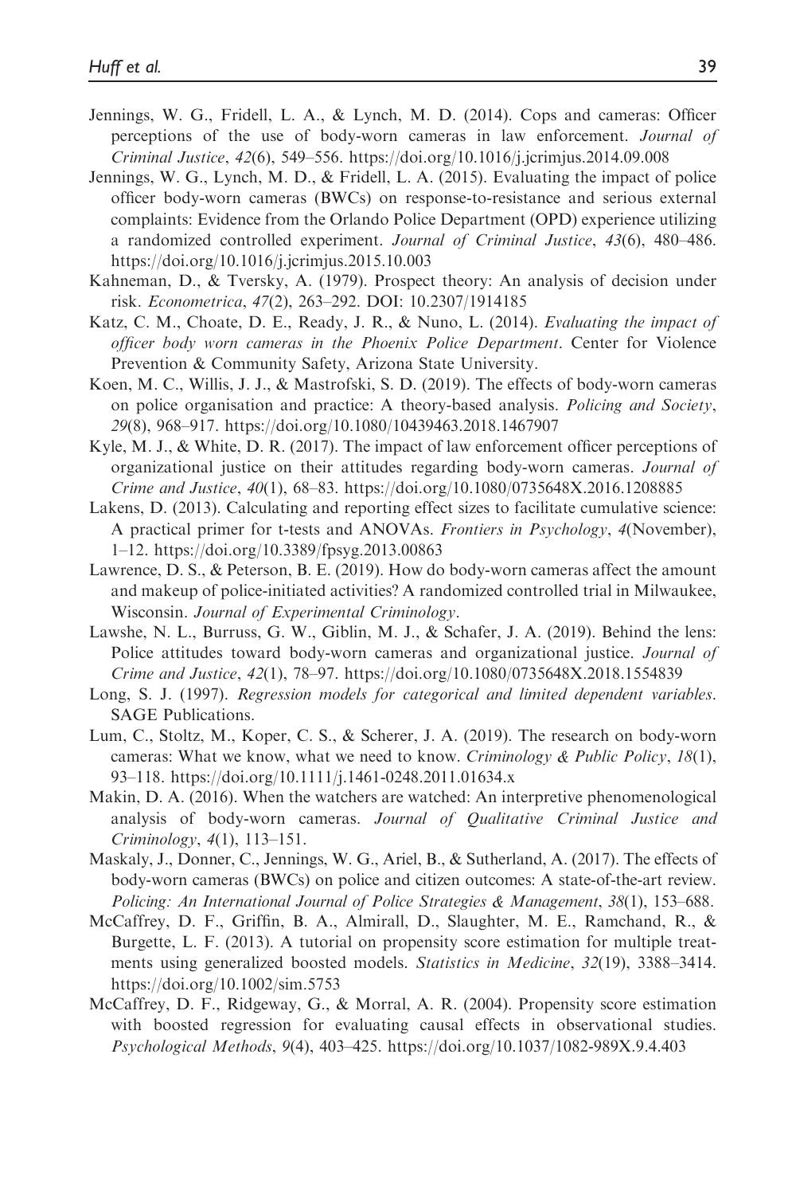Jennings, W. G., Fridell, L. A., & Lynch, M. D. (2014). Cops and cameras: Officer perceptions of the use of body-worn cameras in law enforcement. *Journal of Criminal Justice*, *42*(6), 549–556. https://doi.org/10.1016/j.jcrimjus.2014.09.008

Jennings, W. G., Lynch, M. D., & Fridell, L. A. (2015). Evaluating the impact of police officer body-worn cameras (BWCs) on response-to-resistance and serious external complaints: Evidence from the Orlando Police Department (OPD) experience utilizing a randomized controlled experiment. *Journal of Criminal Justice*, *43*(6), 480–486. https://doi.org/10.1016/j.jcrimjus.2015.10.003

Kahneman, D., & Tversky, A. (1979). Prospect theory: An analysis of decision under risk. *Econometrica*, *47*(2), 263–292. DOI: 10.2307/1914185

Katz, C. M., Choate, D. E., Ready, J. R., & Nuno, L. (2014). *Evaluating the impact of officer body worn cameras in the Phoenix Police Department*. Center for Violence Prevention & Community Safety, Arizona State University.

Koen, M. C., Willis, J. J., & Mastrofski, S. D. (2019). The effects of body-worn cameras on police organisation and practice: A theory-based analysis. *Policing and Society*, *29*(8), 968–917. https://doi.org/10.1080/10439463.2018.1467907

Kyle, M. J., & White, D. R. (2017). The impact of law enforcement officer perceptions of organizational justice on their attitudes regarding body-worn cameras. *Journal of Crime and Justice*, *40*(1), 68–83. https://doi.org/10.1080/0735648X.2016.1208885

Lakens, D. (2013). Calculating and reporting effect sizes to facilitate cumulative science: A practical primer for t-tests and ANOVAs. *Frontiers in Psychology*, *4*(November), 1–12. https://doi.org/10.3389/fpsyg.2013.00863

Lawrence, D. S., & Peterson, B. E. (2019). How do body-worn cameras affect the amount and makeup of police-initiated activities? A randomized controlled trial in Milwaukee, Wisconsin. *Journal of Experimental Criminology*.

Lawshe, N. L., Burruss, G. W., Giblin, M. J., & Schafer, J. A. (2019). Behind the lens: Police attitudes toward body-worn cameras and organizational justice. *Journal of Crime and Justice*, *42*(1), 78–97. https://doi.org/10.1080/0735648X.2018.1554839

Long, S. J. (1997). *Regression models for categorical and limited dependent variables*. SAGE Publications.

Lum, C., Stoltz, M., Koper, C. S., & Scherer, J. A. (2019). The research on body-worn cameras: What we know, what we need to know. *Criminology & Public Policy*, *18*(1), 93–118. https://doi.org/10.1111/j.1461-0248.2011.01634.x

Makin, D. A. (2016). When the watchers are watched: An interpretive phenomenological analysis of body-worn cameras. *Journal of Qualitative Criminal Justice and Criminology*, *4*(1), 113–151.

Maskaly, J., Donner, C., Jennings, W. G., Ariel, B., & Sutherland, A. (2017). The effects of body-worn cameras (BWCs) on police and citizen outcomes: A state-of-the-art review. *Policing: An International Journal of Police Strategies & Management*, *38*(1), 153–688.

McCaffrey, D. F., Griffin, B. A., Almirall, D., Slaughter, M. E., Ramchand, R., & Burgette, L. F. (2013). A tutorial on propensity score estimation for multiple treatments using generalized boosted models. *Statistics in Medicine*, *32*(19), 3388–3414. https://doi.org/10.1002/sim.5753

McCaffrey, D. F., Ridgeway, G., & Morral, A. R. (2004). Propensity score estimation with boosted regression for evaluating causal effects in observational studies. *Psychological Methods*, *9*(4), 403–425. https://doi.org/10.1037/1082-989X.9.4.403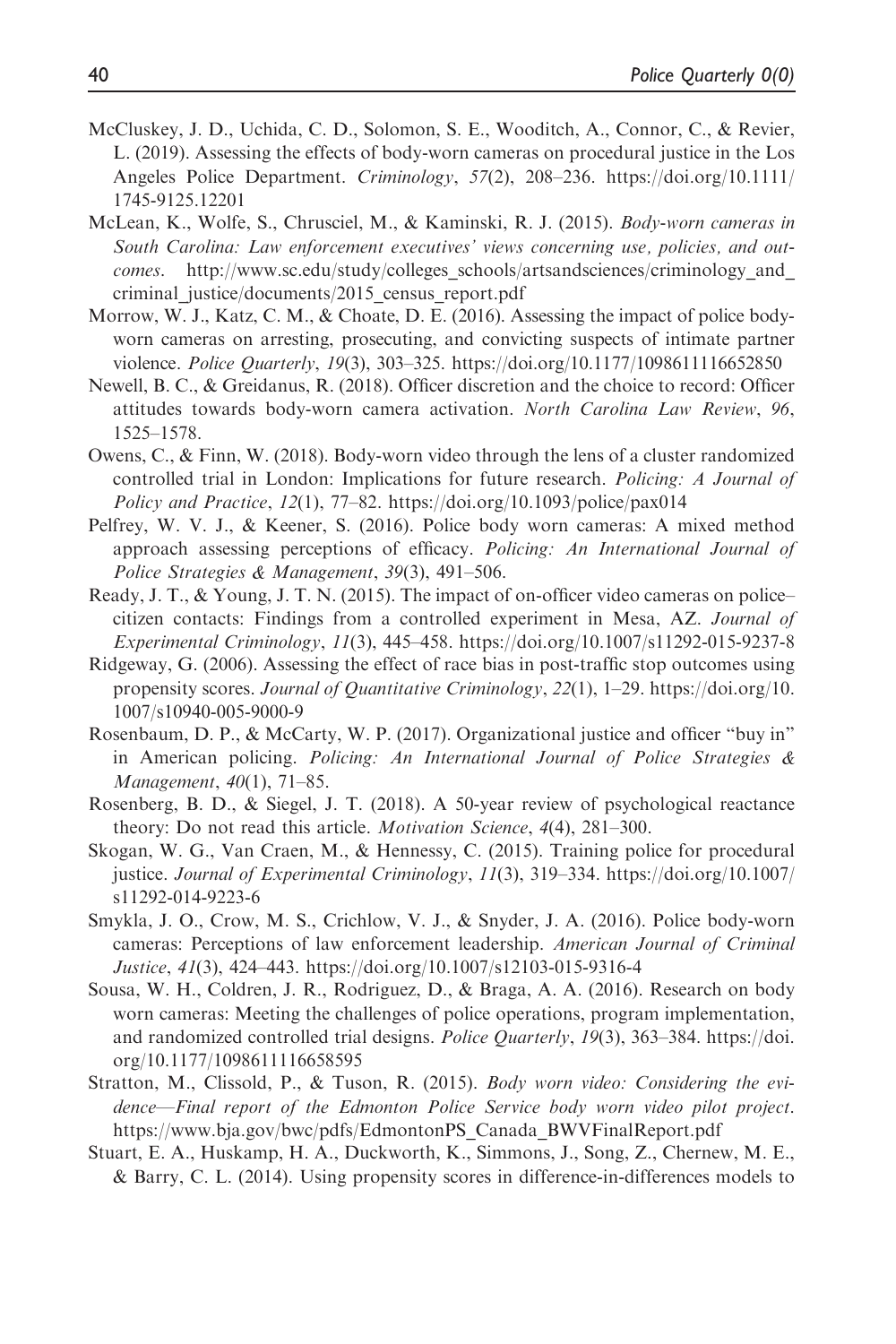McCluskey, J. D., Uchida, C. D., Solomon, S. E., Wooditch, A., Connor, C., & Revier, L. (2019). Assessing the effects of body-worn cameras on procedural justice in the Los Angeles Police Department. *Criminology*, *57*(2), 208–236. https://doi.org/10.1111/1745-9125.12201

McLean, K., Wolfe, S., Chrusciel, M., & Kaminski, R. J. (2015). *Body-worn cameras in South Carolina: Law enforcement executives' views concerning use, policies, and outcomes*. http://www.sc.edu/study/colleges_schools/artsandsciences/criminology_and_criminal_justice/documents/2015_census_report.pdf

Morrow, W. J., Katz, C. M., & Choate, D. E. (2016). Assessing the impact of police body-worn cameras on arresting, prosecuting, and convicting suspects of intimate partner violence. *Police Quarterly*, *19*(3), 303–325. https://doi.org/10.1177/1098611116652850

Newell, B. C., & Greidanus, R. (2018). Officer discretion and the choice to record: Officer attitudes towards body-worn camera activation. *North Carolina Law Review*, *96*, 1525–1578.

Owens, C., & Finn, W. (2018). Body-worn video through the lens of a cluster randomized controlled trial in London: Implications for future research. *Policing: A Journal of Policy and Practice*, *12*(1), 77–82. https://doi.org/10.1093/police/pax014

Pelfrey, W. V. J., & Keener, S. (2016). Police body worn cameras: A mixed method approach assessing perceptions of efficacy. *Policing: An International Journal of Police Strategies & Management*, *39*(3), 491–506.

Ready, J. T., & Young, J. T. N. (2015). The impact of on-officer video cameras on police–citizen contacts: Findings from a controlled experiment in Mesa, AZ. *Journal of Experimental Criminology*, *11*(3), 445–458. https://doi.org/10.1007/s11292-015-9237-8

Ridgeway, G. (2006). Assessing the effect of race bias in post-traffic stop outcomes using propensity scores. *Journal of Quantitative Criminology*, *22*(1), 1–29. https://doi.org/10.1007/s10940-005-9000-9

Rosenbaum, D. P., & McCarty, W. P. (2017). Organizational justice and officer "buy in" in American policing. *Policing: An International Journal of Police Strategies & Management*, *40*(1), 71–85.

Rosenberg, B. D., & Siegel, J. T. (2018). A 50-year review of psychological reactance theory: Do not read this article. *Motivation Science*, *4*(4), 281–300.

Skogan, W. G., Van Craen, M., & Hennessy, C. (2015). Training police for procedural justice. *Journal of Experimental Criminology*, *11*(3), 319–334. https://doi.org/10.1007/s11292-014-9223-6

Smykla, J. O., Crow, M. S., Crichlow, V. J., & Snyder, J. A. (2016). Police body-worn cameras: Perceptions of law enforcement leadership. *American Journal of Criminal Justice*, *41*(3), 424–443. https://doi.org/10.1007/s12103-015-9316-4

Sousa, W. H., Coldren, J. R., Rodriguez, D., & Braga, A. A. (2016). Research on body worn cameras: Meeting the challenges of police operations, program implementation, and randomized controlled trial designs. *Police Quarterly*, *19*(3), 363–384. https://doi.org/10.1177/1098611116658595

Stratton, M., Clissold, P., & Tuson, R. (2015). *Body worn video: Considering the evidence—Final report of the Edmonton Police Service body worn video pilot project*. https://www.bja.gov/bwc/pdfs/EdmontonPS_Canada_BWVFinalReport.pdf

Stuart, E. A., Huskamp, H. A., Duckworth, K., Simmons, J., Song, Z., Chernew, M. E., & Barry, C. L. (2014). Using propensity scores in difference-in-differences models to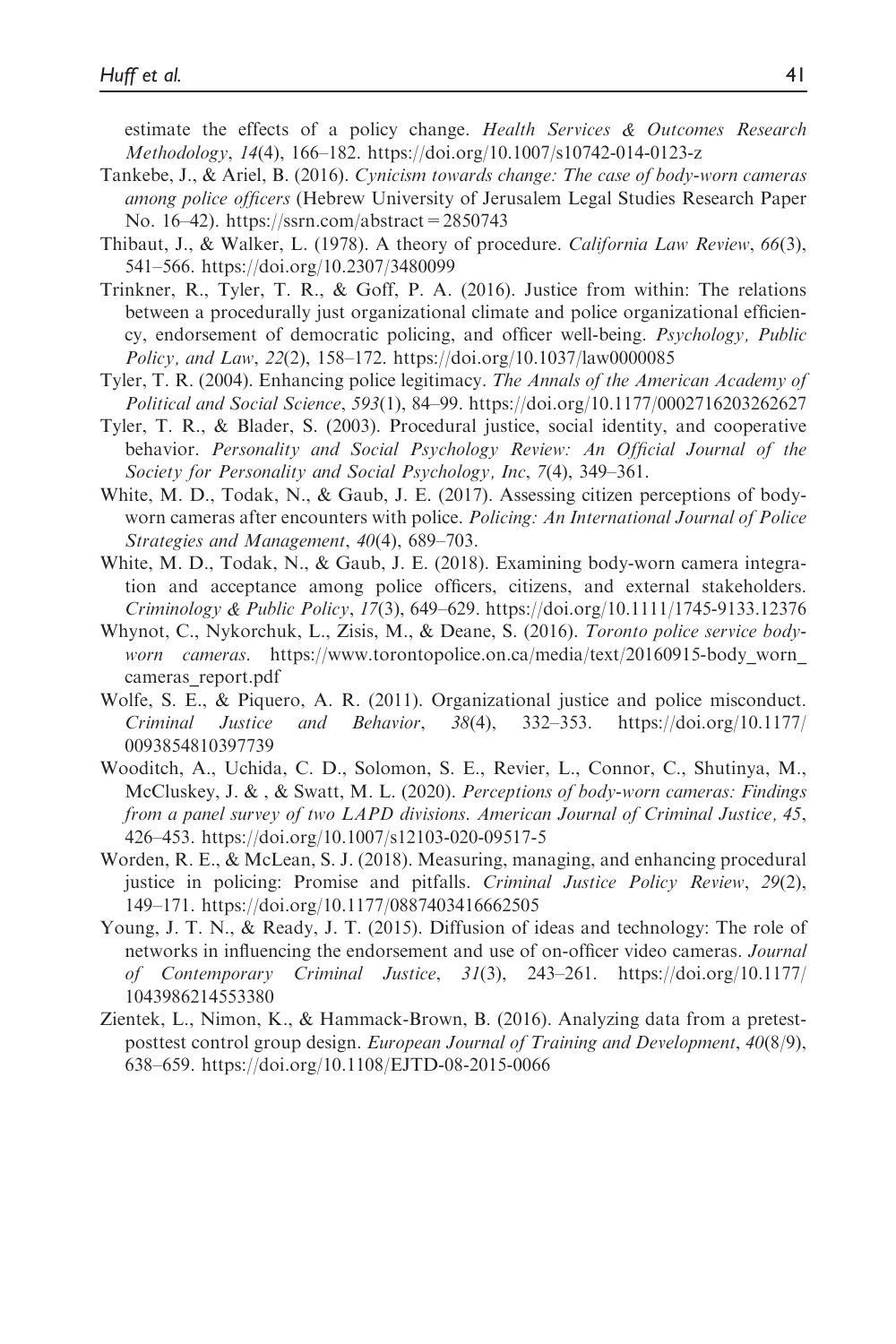estimate the effects of a policy change. *Health Services & Outcomes Research Methodology*, *14*(4), 166–182. https://doi.org/10.1007/s10742-014-0123-z

Tankebe, J., & Ariel, B. (2016). *Cynicism towards change: The case of body-worn cameras among police officers* (Hebrew University of Jerusalem Legal Studies Research Paper No. 16–42). https://ssrn.com/abstract = 2850743

Thibaut, J., & Walker, L. (1978). A theory of procedure. *California Law Review*, *66*(3), 541–566. https://doi.org/10.2307/3480099

Trinkner, R., Tyler, T. R., & Goff, P. A. (2016). Justice from within: The relations between a procedurally just organizational climate and police organizational efficiency, endorsement of democratic policing, and officer well-being. *Psychology, Public Policy, and Law*, *22*(2), 158–172. https://doi.org/10.1037/law0000085

Tyler, T. R. (2004). Enhancing police legitimacy. *The Annals of the American Academy of Political and Social Science*, *593*(1), 84–99. https://doi.org/10.1177/0002716203262627

Tyler, T. R., & Blader, S. (2003). Procedural justice, social identity, and cooperative behavior. *Personality and Social Psychology Review: An Official Journal of the Society for Personality and Social Psychology, Inc*, *7*(4), 349–361.

White, M. D., Todak, N., & Gaub, J. E. (2017). Assessing citizen perceptions of body-worn cameras after encounters with police. *Policing: An International Journal of Police Strategies and Management*, *40*(4), 689–703.

White, M. D., Todak, N., & Gaub, J. E. (2018). Examining body-worn camera integration and acceptance among police officers, citizens, and external stakeholders. *Criminology & Public Policy*, *17*(3), 649–629. https://doi.org/10.1111/1745-9133.12376

Whynot, C., Nykorchuk, L., Zisis, M., & Deane, S. (2016). *Toronto police service body-worn cameras*. https://www.torontopolice.on.ca/media/text/20160915-body_worn_cameras_report.pdf

Wolfe, S. E., & Piquero, A. R. (2011). Organizational justice and police misconduct. *Criminal Justice and Behavior*, *38*(4), 332–353. https://doi.org/10.1177/0093854810397739

Wooditch, A., Uchida, C. D., Solomon, S. E., Revier, L., Connor, C., Shutinya, M., McCluskey, J. & , & Swatt, M. L. (2020). *Perceptions of body-worn cameras: Findings from a panel survey of two LAPD divisions. American Journal of Criminal Justice, 45*, 426–453. https://doi.org/10.1007/s12103-020-09517-5

Worden, R. E., & McLean, S. J. (2018). Measuring, managing, and enhancing procedural justice in policing: Promise and pitfalls. *Criminal Justice Policy Review*, *29*(2), 149–171. https://doi.org/10.1177/0887403416662505

Young, J. T. N., & Ready, J. T. (2015). Diffusion of ideas and technology: The role of networks in influencing the endorsement and use of on-officer video cameras. *Journal of Contemporary Criminal Justice*, *31*(3), 243–261. https://doi.org/10.1177/1043986214553380

Zientek, L., Nimon, K., & Hammack-Brown, B. (2016). Analyzing data from a pretest-posttest control group design. *European Journal of Training and Development*, *40*(8/9), 638–659. https://doi.org/10.1108/EJTD-08-2015-0066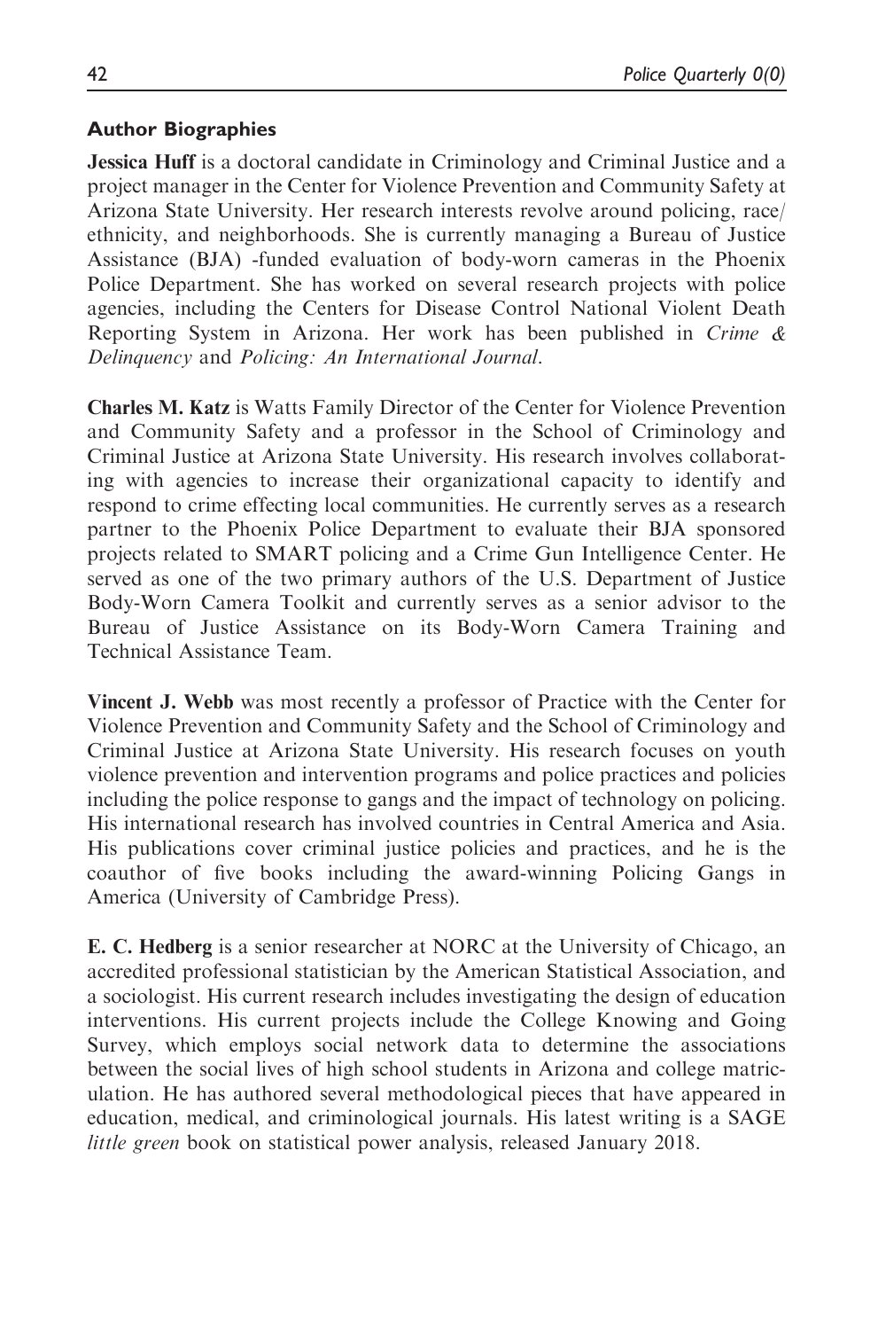### Author Biographies

**Jessica Huff** is a doctoral candidate in Criminology and Criminal Justice and a project manager in the Center for Violence Prevention and Community Safety at Arizona State University. Her research interests revolve around policing, race/ethnicity, and neighborhoods. She is currently managing a Bureau of Justice Assistance (BJA) -funded evaluation of body-worn cameras in the Phoenix Police Department. She has worked on several research projects with police agencies, including the Centers for Disease Control National Violent Death Reporting System in Arizona. Her work has been published in *Crime & Delinquency* and *Policing: An International Journal*.

**Charles M. Katz** is Watts Family Director of the Center for Violence Prevention and Community Safety and a professor in the School of Criminology and Criminal Justice at Arizona State University. His research involves collaborating with agencies to increase their organizational capacity to identify and respond to crime effecting local communities. He currently serves as a research partner to the Phoenix Police Department to evaluate their BJA sponsored projects related to SMART policing and a Crime Gun Intelligence Center. He served as one of the two primary authors of the U.S. Department of Justice Body-Worn Camera Toolkit and currently serves as a senior advisor to the Bureau of Justice Assistance on its Body-Worn Camera Training and Technical Assistance Team.

**Vincent J. Webb** was most recently a professor of Practice with the Center for Violence Prevention and Community Safety and the School of Criminology and Criminal Justice at Arizona State University. His research focuses on youth violence prevention and intervention programs and police practices and policies including the police response to gangs and the impact of technology on policing. His international research has involved countries in Central America and Asia. His publications cover criminal justice policies and practices, and he is the coauthor of five books including the award-winning Policing Gangs in America (University of Cambridge Press).

**E. C. Hedberg** is a senior researcher at NORC at the University of Chicago, an accredited professional statistician by the American Statistical Association, and a sociologist. His current research includes investigating the design of education interventions. His current projects include the College Knowing and Going Survey, which employs social network data to determine the associations between the social lives of high school students in Arizona and college matriculation. He has authored several methodological pieces that have appeared in education, medical, and criminological journals. His latest writing is a SAGE *little green* book on statistical power analysis, released January 2018.